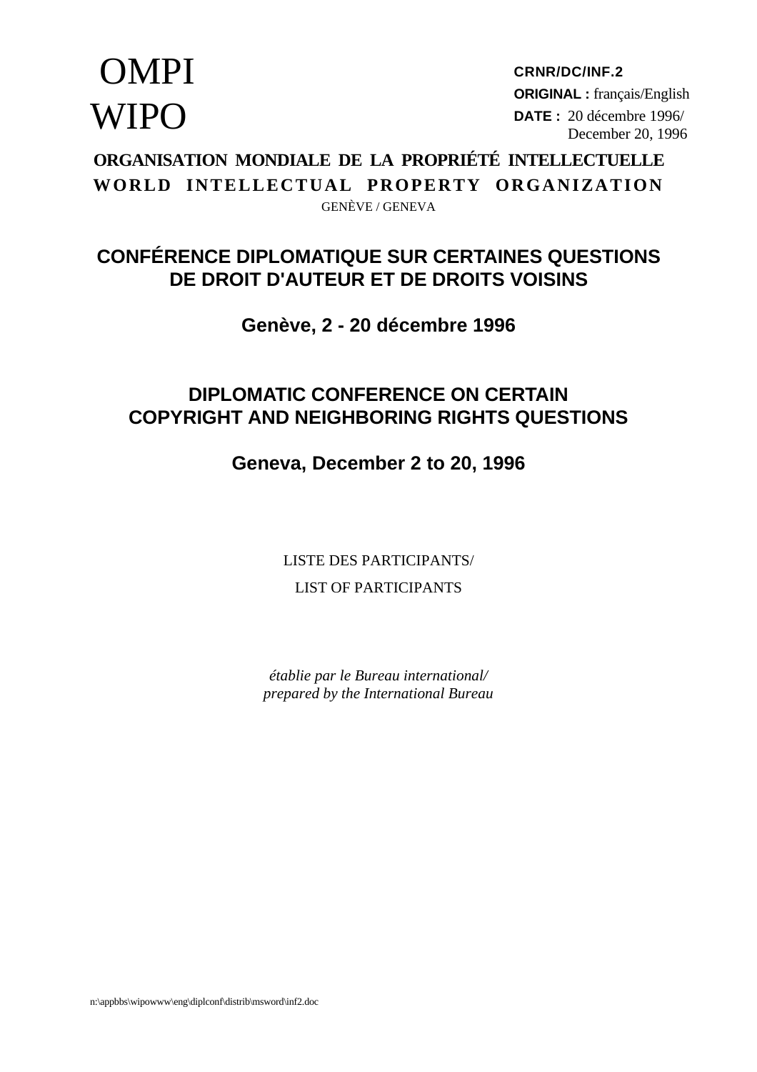OMPI
WIPO

**CRNR/DC/INF.2**
**ORIGINAL :** français/English
**DATE :** 20 décembre 1996/
December 20, 1996

**ORGANISATION MONDIALE DE LA PROPRIÉTÉ INTELLECTUELLE**
**WORLD INTELLECTUAL PROPERTY ORGANIZATION**
GENÈVE / GENEVA

# CONFÉRENCE DIPLOMATIQUE SUR CERTAINES QUESTIONS DE DROIT D'AUTEUR ET DE DROITS VOISINS

## Genève, 2 - 20 décembre 1996

# DIPLOMATIC CONFERENCE ON CERTAIN COPYRIGHT AND NEIGHBORING RIGHTS QUESTIONS

## Geneva, December 2 to 20, 1996

LISTE DES PARTICIPANTS/
LIST OF PARTICIPANTS

*établie par le Bureau international/*
*prepared by the International Bureau*

n:\appbbs\wipowww\eng\diplconf\distrib\msword\inf2.doc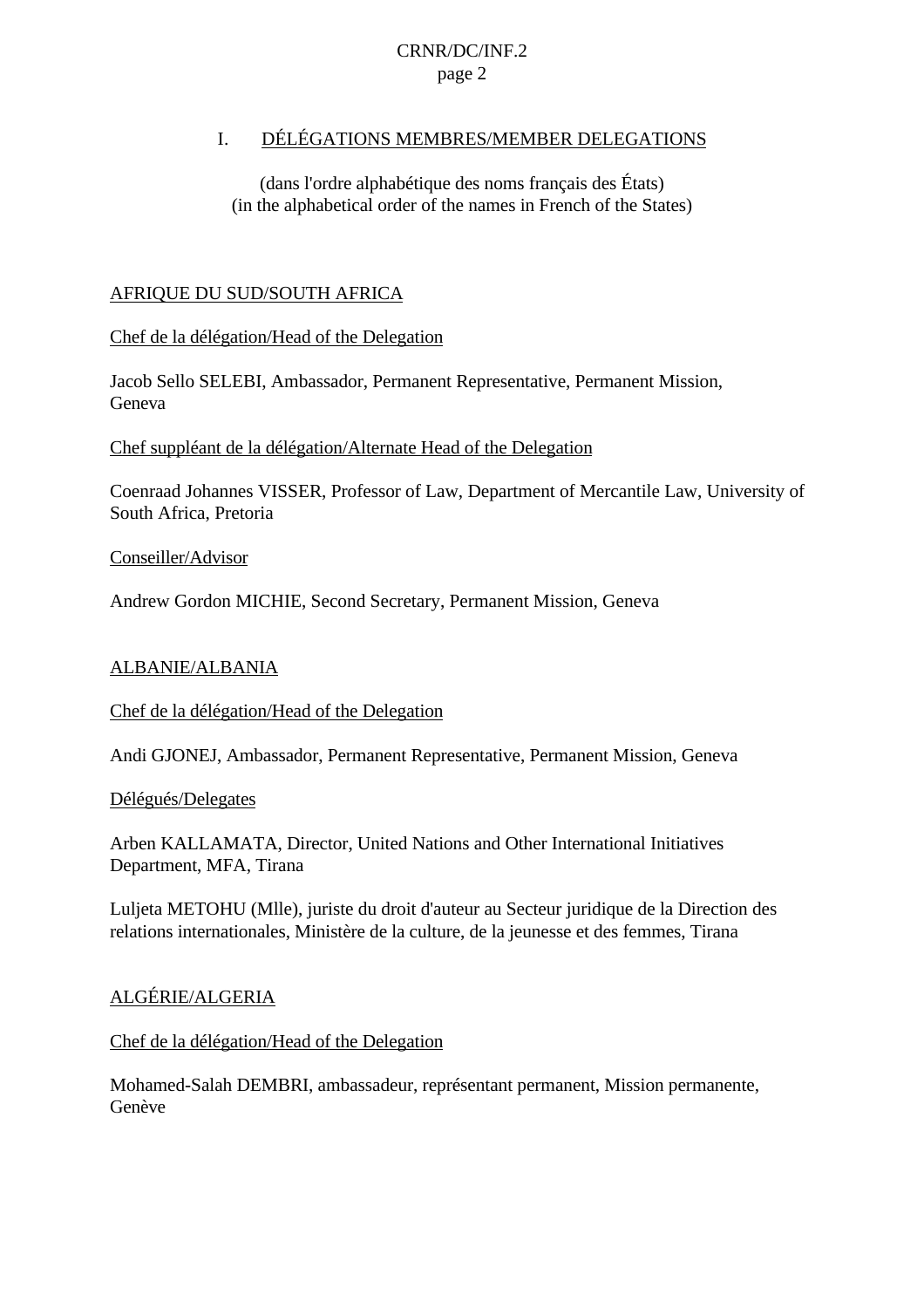## I. DÉLÉGATIONS MEMBRES/MEMBER DELEGATIONS

(dans l'ordre alphabétique des noms français des États)
(in the alphabetical order of the names in French of the States)

### AFRIQUE DU SUD/SOUTH AFRICA

Chef de la délégation/Head of the Delegation

Jacob Sello SELEBI, Ambassador, Permanent Representative, Permanent Mission, Geneva

Chef suppléant de la délégation/Alternate Head of the Delegation

Coenraad Johannes VISSER, Professor of Law, Department of Mercantile Law, University of South Africa, Pretoria

Conseiller/Advisor

Andrew Gordon MICHIE, Second Secretary, Permanent Mission, Geneva

### ALBANIE/ALBANIA

Chef de la délégation/Head of the Delegation

Andi GJONEJ, Ambassador, Permanent Representative, Permanent Mission, Geneva

Délégués/Delegates

Arben KALLAMATA, Director, United Nations and Other International Initiatives Department, MFA, Tirana

Luljeta METOHU (Mlle), juriste du droit d'auteur au Secteur juridique de la Direction des relations internationales, Ministère de la culture, de la jeunesse et des femmes, Tirana

### ALGÉRIE/ALGERIA

Chef de la délégation/Head of the Delegation

Mohamed-Salah DEMBRI, ambassadeur, représentant permanent, Mission permanente, Genève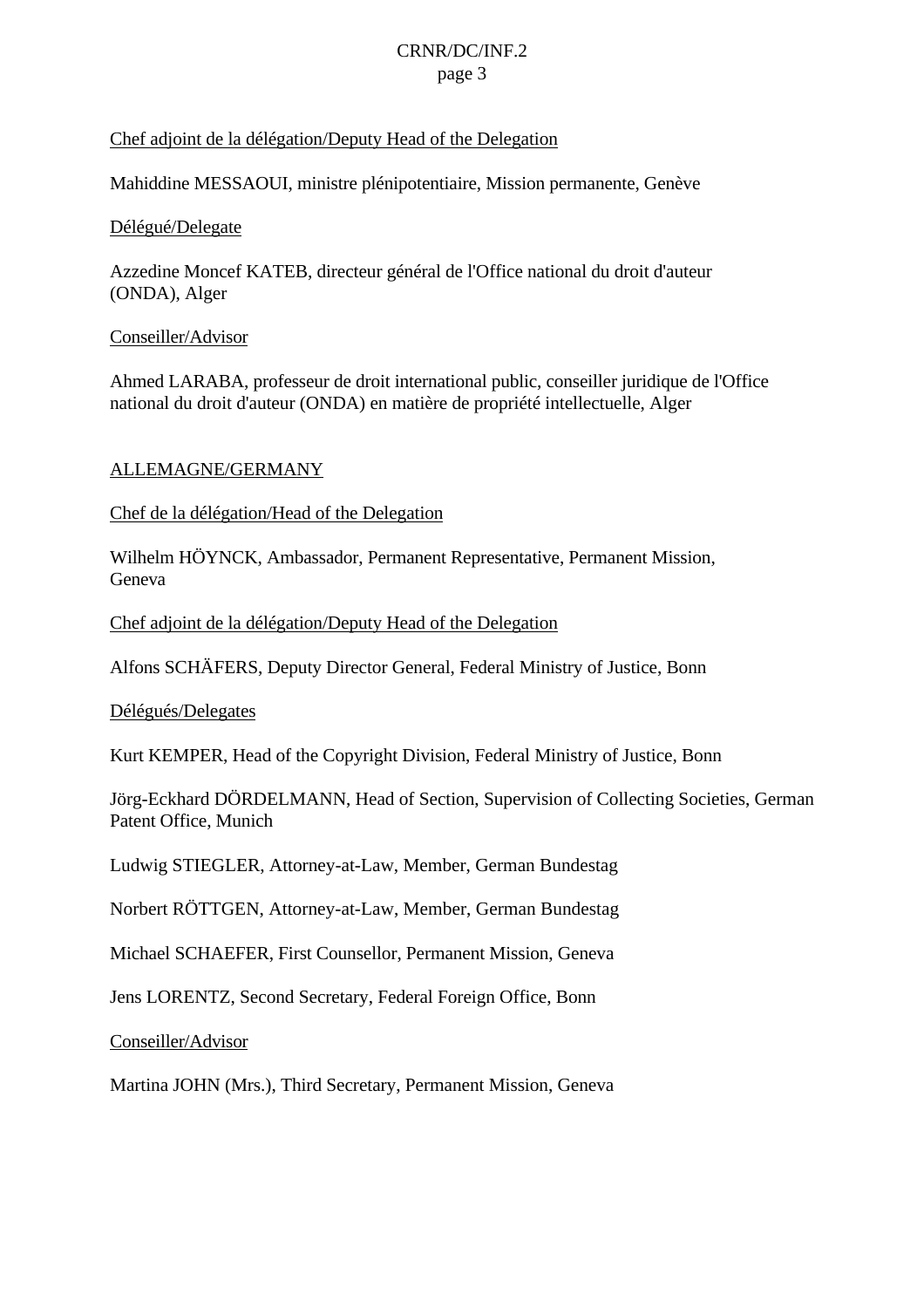Chef adjoint de la délégation/Deputy Head of the Delegation

Mahiddine MESSAOUI, ministre plénipotentiaire, Mission permanente, Genève

Délégué/Delegate

Azzedine Moncef KATEB, directeur général de l'Office national du droit d'auteur (ONDA), Alger

Conseiller/Advisor

Ahmed LARABA, professeur de droit international public, conseiller juridique de l'Office national du droit d'auteur (ONDA) en matière de propriété intellectuelle, Alger

## ALLEMAGNE/GERMANY

Chef de la délégation/Head of the Delegation

Wilhelm HÖYNCK, Ambassador, Permanent Representative, Permanent Mission, Geneva

Chef adjoint de la délégation/Deputy Head of the Delegation

Alfons SCHÄFERS, Deputy Director General, Federal Ministry of Justice, Bonn

Délégués/Delegates

Kurt KEMPER, Head of the Copyright Division, Federal Ministry of Justice, Bonn

Jörg-Eckhard DÖRDELMANN, Head of Section, Supervision of Collecting Societies, German Patent Office, Munich

Ludwig STIEGLER, Attorney-at-Law, Member, German Bundestag

Norbert RÖTTGEN, Attorney-at-Law, Member, German Bundestag

Michael SCHAEFER, First Counsellor, Permanent Mission, Geneva

Jens LORENTZ, Second Secretary, Federal Foreign Office, Bonn

Conseiller/Advisor

Martina JOHN (Mrs.), Third Secretary, Permanent Mission, Geneva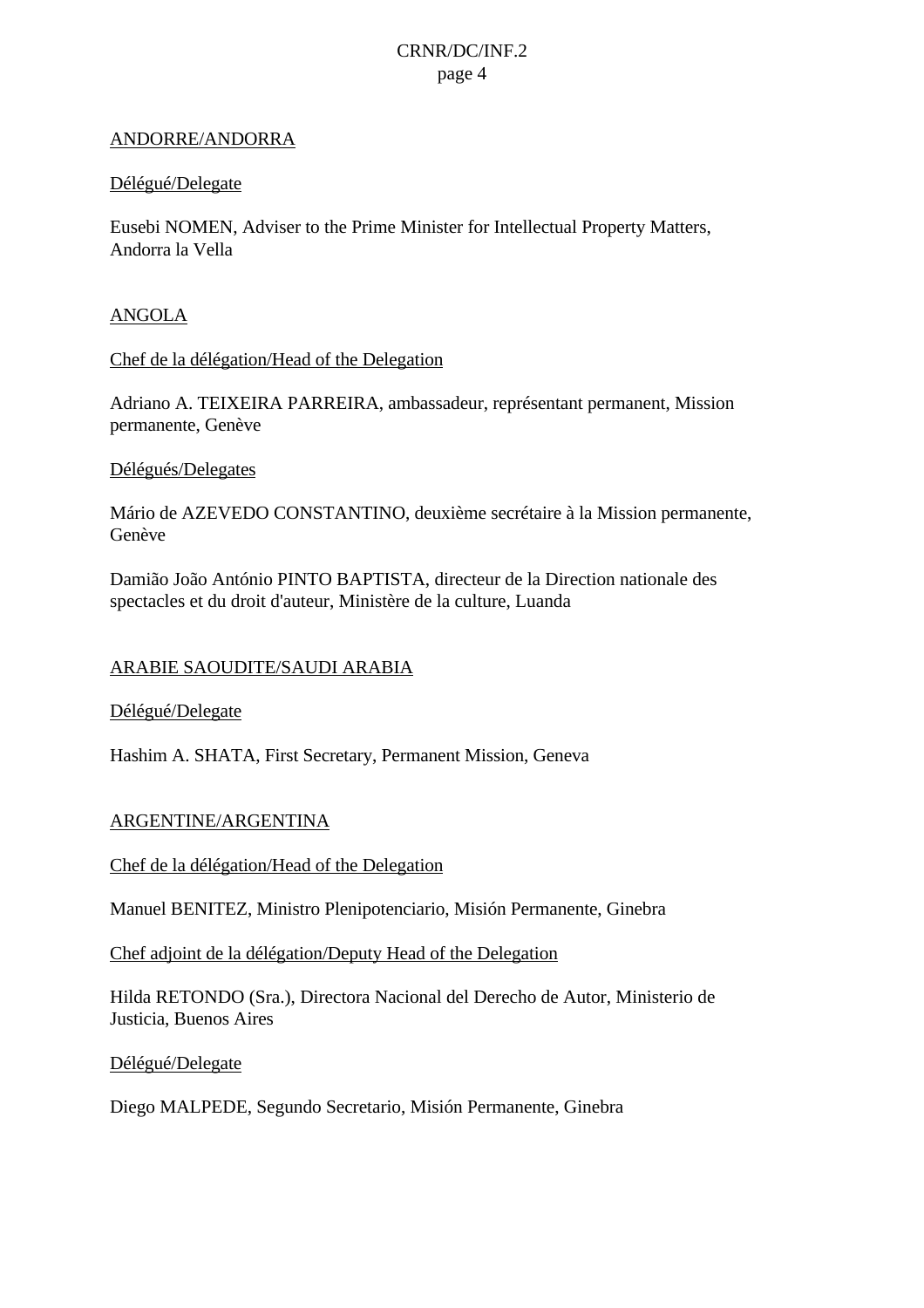ANDORRE/ANDORRA

Délégué/Delegate

Eusebi NOMEN, Adviser to the Prime Minister for Intellectual Property Matters, Andorra la Vella

ANGOLA

Chef de la délégation/Head of the Delegation

Adriano A. TEIXEIRA PARREIRA, ambassadeur, représentant permanent, Mission permanente, Genève

Délégués/Delegates

Mário de AZEVEDO CONSTANTINO, deuxième secrétaire à la Mission permanente, Genève

Damião João António PINTO BAPTISTA, directeur de la Direction nationale des spectacles et du droit d'auteur, Ministère de la culture, Luanda

ARABIE SAOUDITE/SAUDI ARABIA

Délégué/Delegate

Hashim A. SHATA, First Secretary, Permanent Mission, Geneva

ARGENTINE/ARGENTINA

Chef de la délégation/Head of the Delegation

Manuel BENITEZ, Ministro Plenipotenciario, Misión Permanente, Ginebra

Chef adjoint de la délégation/Deputy Head of the Delegation

Hilda RETONDO (Sra.), Directora Nacional del Derecho de Autor, Ministerio de Justicia, Buenos Aires

Délégué/Delegate

Diego MALPEDE, Segundo Secretario, Misión Permanente, Ginebra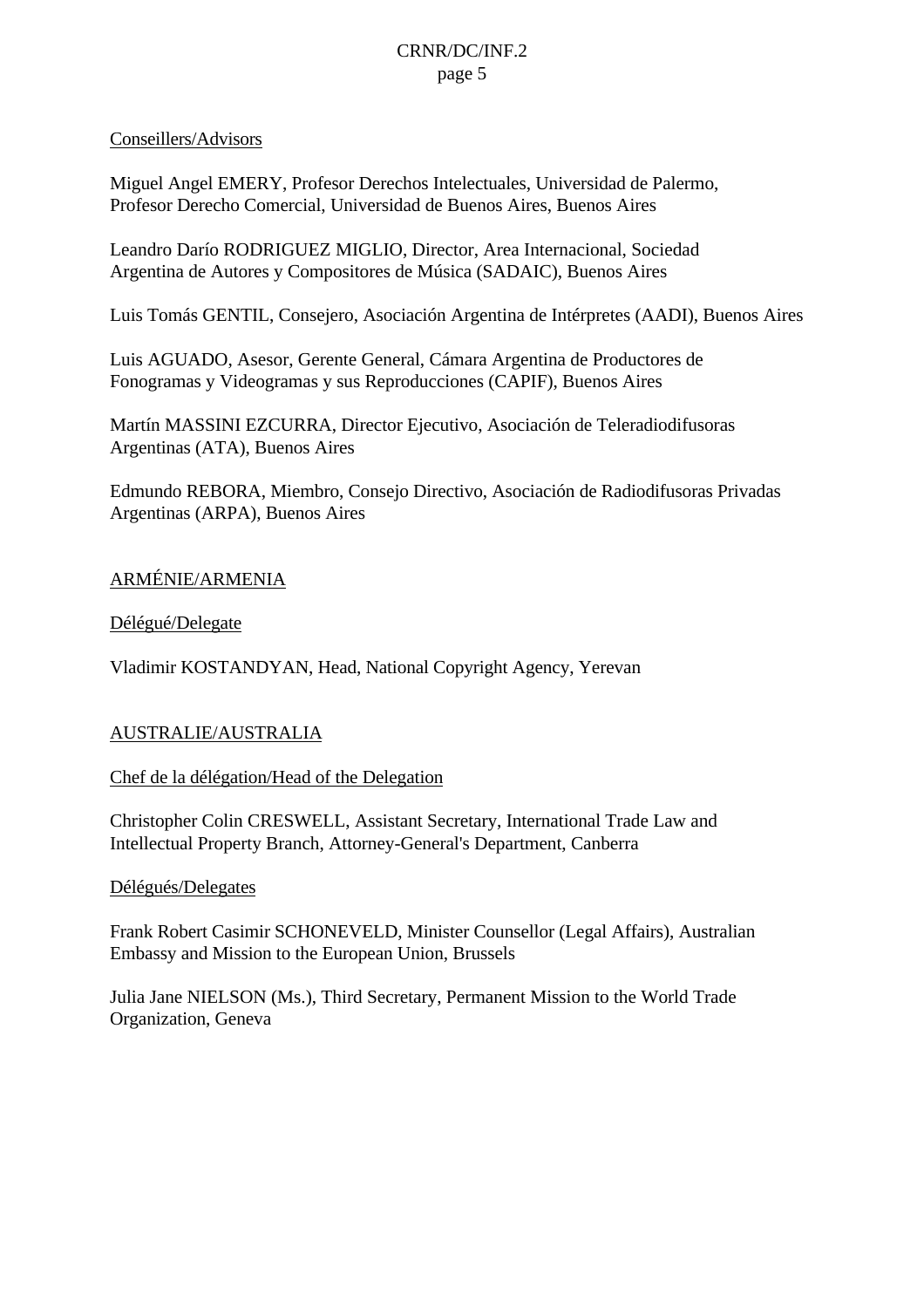Conseillers/Advisors

Miguel Angel EMERY, Profesor Derechos Intelectuales, Universidad de Palermo, Profesor Derecho Comercial, Universidad de Buenos Aires, Buenos Aires

Leandro Darío RODRIGUEZ MIGLIO, Director, Area Internacional, Sociedad Argentina de Autores y Compositores de Música (SADAIC), Buenos Aires

Luis Tomás GENTIL, Consejero, Asociación Argentina de Intérpretes (AADI), Buenos Aires

Luis AGUADO, Asesor, Gerente General, Cámara Argentina de Productores de Fonogramas y Videogramas y sus Reproducciones (CAPIF), Buenos Aires

Martín MASSINI EZCURRA, Director Ejecutivo, Asociación de Teleradiodifusoras Argentinas (ATA), Buenos Aires

Edmundo REBORA, Miembro, Consejo Directivo, Asociación de Radiodifusoras Privadas Argentinas (ARPA), Buenos Aires

## ARMÉNIE/ARMENIA

Délégué/Delegate

Vladimir KOSTANDYAN, Head, National Copyright Agency, Yerevan

## AUSTRALIE/AUSTRALIA

Chef de la délégation/Head of the Delegation

Christopher Colin CRESWELL, Assistant Secretary, International Trade Law and Intellectual Property Branch, Attorney-General's Department, Canberra

Délégués/Delegates

Frank Robert Casimir SCHONEVELD, Minister Counsellor (Legal Affairs), Australian Embassy and Mission to the European Union, Brussels

Julia Jane NIELSON (Ms.), Third Secretary, Permanent Mission to the World Trade Organization, Geneva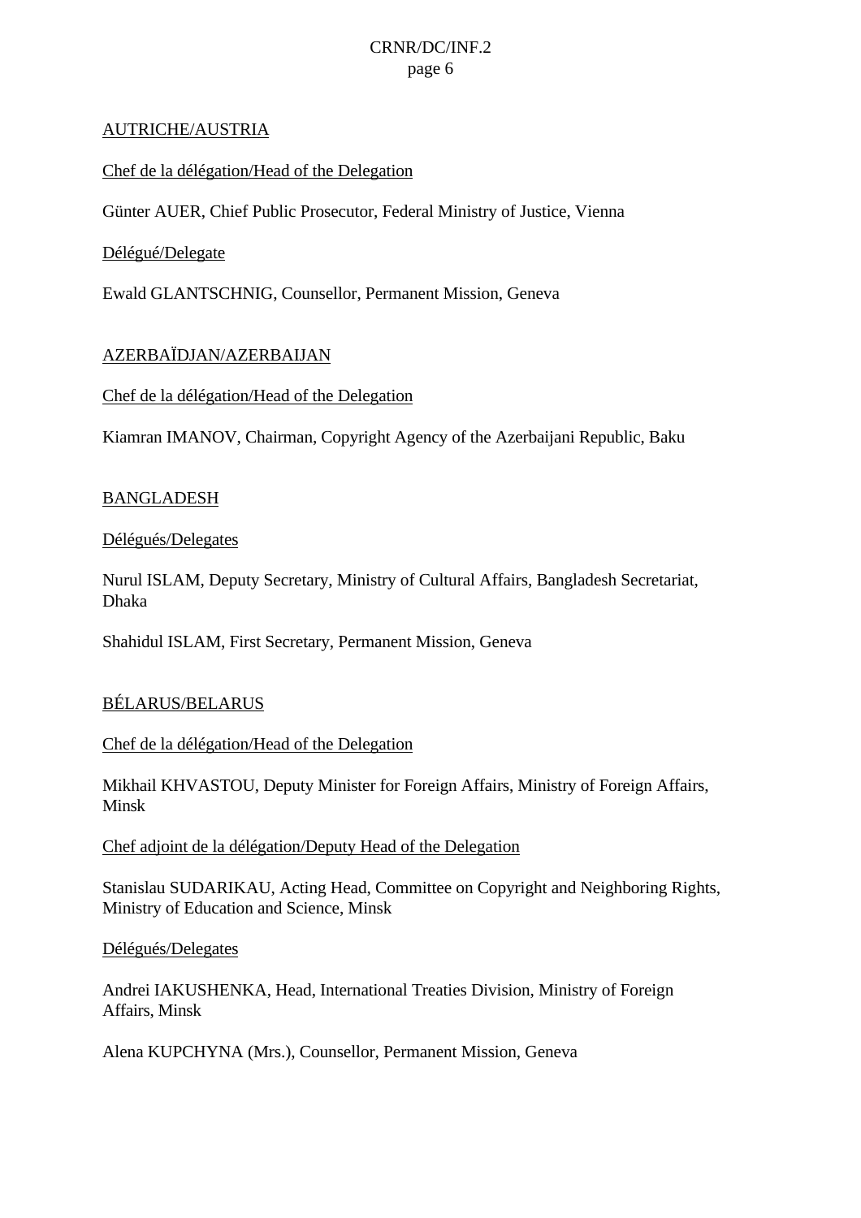AUTRICHE/AUSTRIA

Chef de la délégation/Head of the Delegation

Günter AUER, Chief Public Prosecutor, Federal Ministry of Justice, Vienna

Délégué/Delegate

Ewald GLANTSCHNIG, Counsellor, Permanent Mission, Geneva

AZERBAÏDJAN/AZERBAIJAN

Chef de la délégation/Head of the Delegation

Kiamran IMANOV, Chairman, Copyright Agency of the Azerbaijani Republic, Baku

BANGLADESH

Délégués/Delegates

Nurul ISLAM, Deputy Secretary, Ministry of Cultural Affairs, Bangladesh Secretariat, Dhaka

Shahidul ISLAM, First Secretary, Permanent Mission, Geneva

BÉLARUS/BELARUS

Chef de la délégation/Head of the Delegation

Mikhail KHVASTOU, Deputy Minister for Foreign Affairs, Ministry of Foreign Affairs, Minsk

Chef adjoint de la délégation/Deputy Head of the Delegation

Stanislau SUDARIKAU, Acting Head, Committee on Copyright and Neighboring Rights, Ministry of Education and Science, Minsk

Délégués/Delegates

Andrei IAKUSHENKA, Head, International Treaties Division, Ministry of Foreign Affairs, Minsk

Alena KUPCHYNA (Mrs.), Counsellor, Permanent Mission, Geneva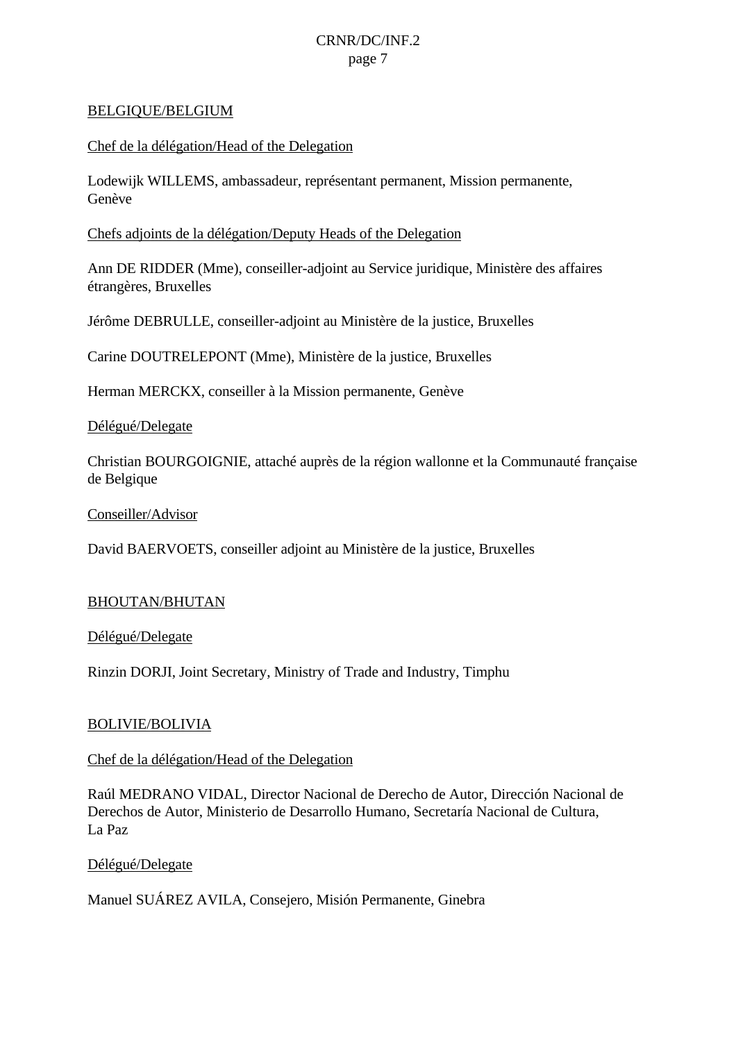## BELGIQUE/BELGIUM

Chef de la délégation/Head of the Delegation

Lodewijk WILLEMS, ambassadeur, représentant permanent, Mission permanente, Genève

Chefs adjoints de la délégation/Deputy Heads of the Delegation

Ann DE RIDDER (Mme), conseiller-adjoint au Service juridique, Ministère des affaires étrangères, Bruxelles

Jérôme DEBRULLE, conseiller-adjoint au Ministère de la justice, Bruxelles

Carine DOUTRELEPONT (Mme), Ministère de la justice, Bruxelles

Herman MERCKX, conseiller à la Mission permanente, Genève

Délégué/Delegate

Christian BOURGOIGNIE, attaché auprès de la région wallonne et la Communauté française de Belgique

Conseiller/Advisor

David BAERVOETS, conseiller adjoint au Ministère de la justice, Bruxelles

## BHOUTAN/BHUTAN

Délégué/Delegate

Rinzin DORJI, Joint Secretary, Ministry of Trade and Industry, Timphu

## BOLIVIE/BOLIVIA

Chef de la délégation/Head of the Delegation

Raúl MEDRANO VIDAL, Director Nacional de Derecho de Autor, Dirección Nacional de Derechos de Autor, Ministerio de Desarrollo Humano, Secretaría Nacional de Cultura, La Paz

Délégué/Delegate

Manuel SUÁREZ AVILA, Consejero, Misión Permanente, Ginebra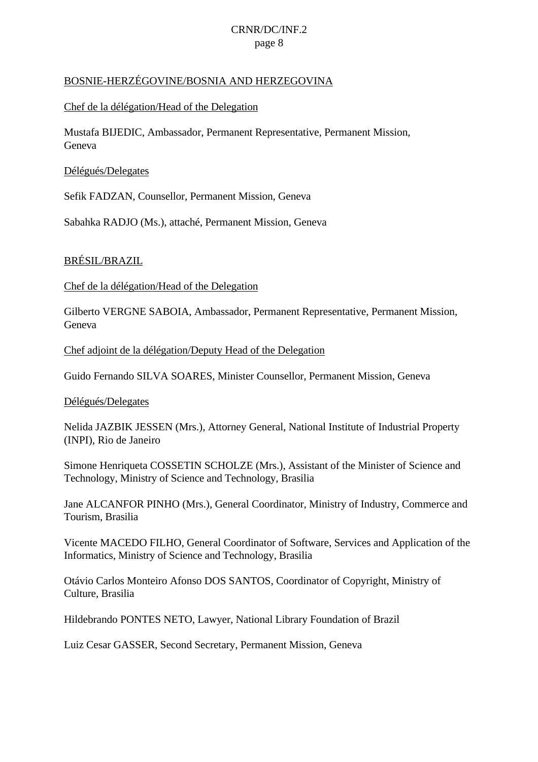BOSNIE-HERZÉGOVINE/BOSNIA AND HERZEGOVINA

Chef de la délégation/Head of the Delegation

Mustafa BIJEDIC, Ambassador, Permanent Representative, Permanent Mission, Geneva

Délégués/Delegates

Sefik FADZAN, Counsellor, Permanent Mission, Geneva

Sabahka RADJO (Ms.), attaché, Permanent Mission, Geneva

BRÉSIL/BRAZIL

Chef de la délégation/Head of the Delegation

Gilberto VERGNE SABOIA, Ambassador, Permanent Representative, Permanent Mission, Geneva

Chef adjoint de la délégation/Deputy Head of the Delegation

Guido Fernando SILVA SOARES, Minister Counsellor, Permanent Mission, Geneva

Délégués/Delegates

Nelida JAZBIK JESSEN (Mrs.), Attorney General, National Institute of Industrial Property (INPI), Rio de Janeiro

Simone Henriqueta COSSETIN SCHOLZE (Mrs.), Assistant of the Minister of Science and Technology, Ministry of Science and Technology, Brasilia

Jane ALCANFOR PINHO (Mrs.), General Coordinator, Ministry of Industry, Commerce and Tourism, Brasilia

Vicente MACEDO FILHO, General Coordinator of Software, Services and Application of the Informatics, Ministry of Science and Technology, Brasilia

Otávio Carlos Monteiro Afonso DOS SANTOS, Coordinator of Copyright, Ministry of Culture, Brasilia

Hildebrando PONTES NETO, Lawyer, National Library Foundation of Brazil

Luiz Cesar GASSER, Second Secretary, Permanent Mission, Geneva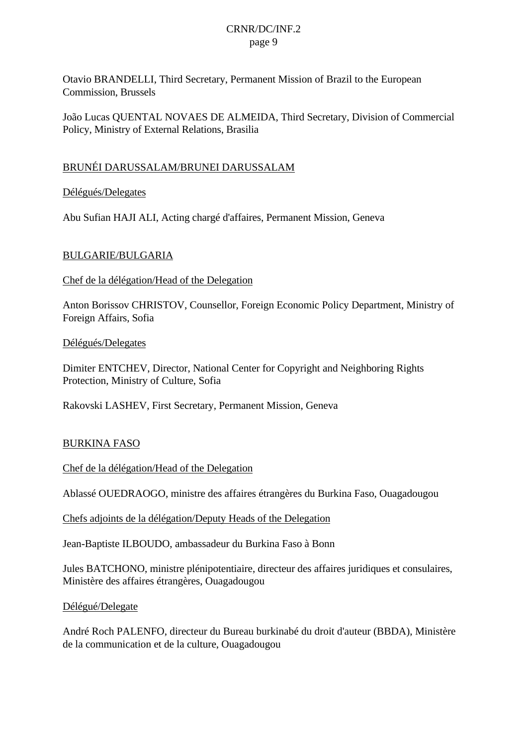Otavio BRANDELLI, Third Secretary, Permanent Mission of Brazil to the European Commission, Brussels

João Lucas QUENTAL NOVAES DE ALMEIDA, Third Secretary, Division of Commercial Policy, Ministry of External Relations, Brasilia

BRUNÉI DARUSSALAM/BRUNEI DARUSSALAM

Délégués/Delegates

Abu Sufian HAJI ALI, Acting chargé d'affaires, Permanent Mission, Geneva

BULGARIE/BULGARIA

Chef de la délégation/Head of the Delegation

Anton Borissov CHRISTOV, Counsellor, Foreign Economic Policy Department, Ministry of Foreign Affairs, Sofia

Délégués/Delegates

Dimiter ENTCHEV, Director, National Center for Copyright and Neighboring Rights Protection, Ministry of Culture, Sofia

Rakovski LASHEV, First Secretary, Permanent Mission, Geneva

BURKINA FASO

Chef de la délégation/Head of the Delegation

Ablassé OUEDRAOGO, ministre des affaires étrangères du Burkina Faso, Ouagadougou

Chefs adjoints de la délégation/Deputy Heads of the Delegation

Jean-Baptiste ILBOUDO, ambassadeur du Burkina Faso à Bonn

Jules BATCHONO, ministre plénipotentiaire, directeur des affaires juridiques et consulaires, Ministère des affaires étrangères, Ouagadougou

Délégué/Delegate

André Roch PALENFO, directeur du Bureau burkinabé du droit d'auteur (BBDA), Ministère de la communication et de la culture, Ouagadougou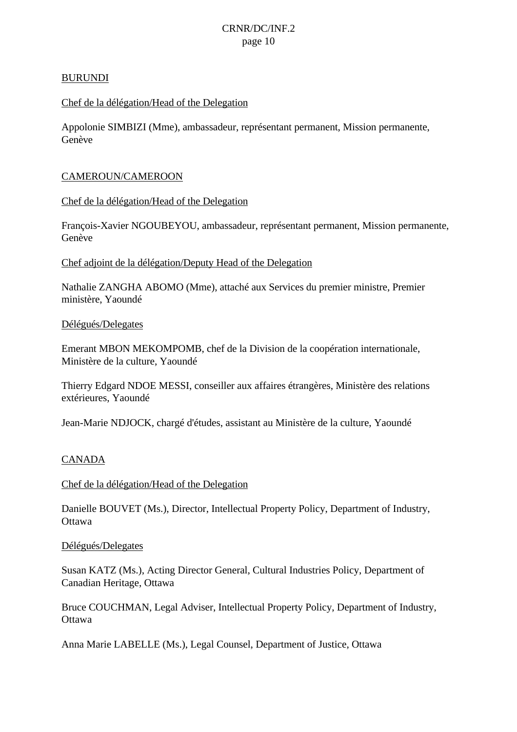BURUNDI

Chef de la délégation/Head of the Delegation

Appolonie SIMBIZI (Mme), ambassadeur, représentant permanent, Mission permanente, Genève

CAMEROUN/CAMEROON

Chef de la délégation/Head of the Delegation

François-Xavier NGOUBEYOU, ambassadeur, représentant permanent, Mission permanente, Genève

Chef adjoint de la délégation/Deputy Head of the Delegation

Nathalie ZANGHA ABOMO (Mme), attaché aux Services du premier ministre, Premier ministère, Yaoundé

Délégués/Delegates

Emerant MBON MEKOMPOMB, chef de la Division de la coopération internationale, Ministère de la culture, Yaoundé

Thierry Edgard NDOE MESSI, conseiller aux affaires étrangères, Ministère des relations extérieures, Yaoundé

Jean-Marie NDJOCK, chargé d'études, assistant au Ministère de la culture, Yaoundé

CANADA

Chef de la délégation/Head of the Delegation

Danielle BOUVET (Ms.), Director, Intellectual Property Policy, Department of Industry, Ottawa

Délégués/Delegates

Susan KATZ (Ms.), Acting Director General, Cultural Industries Policy, Department of Canadian Heritage, Ottawa

Bruce COUCHMAN, Legal Adviser, Intellectual Property Policy, Department of Industry, Ottawa

Anna Marie LABELLE (Ms.), Legal Counsel, Department of Justice, Ottawa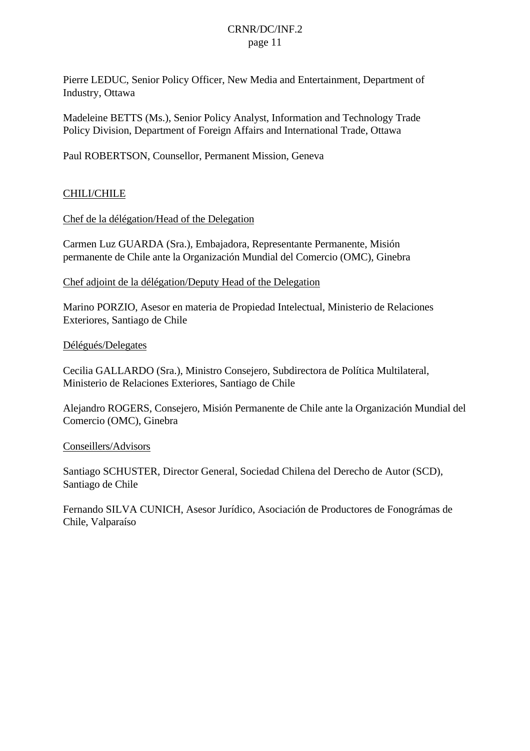Pierre LEDUC, Senior Policy Officer, New Media and Entertainment, Department of Industry, Ottawa

Madeleine BETTS (Ms.), Senior Policy Analyst, Information and Technology Trade Policy Division, Department of Foreign Affairs and International Trade, Ottawa

Paul ROBERTSON, Counsellor, Permanent Mission, Geneva

CHILI/CHILE

Chef de la délégation/Head of the Delegation

Carmen Luz GUARDA (Sra.), Embajadora, Representante Permanente, Misión permanente de Chile ante la Organización Mundial del Comercio (OMC), Ginebra

Chef adjoint de la délégation/Deputy Head of the Delegation

Marino PORZIO, Asesor en materia de Propiedad Intelectual, Ministerio de Relaciones Exteriores, Santiago de Chile

Délégués/Delegates

Cecilia GALLARDO (Sra.), Ministro Consejero, Subdirectora de Política Multilateral, Ministerio de Relaciones Exteriores, Santiago de Chile

Alejandro ROGERS, Consejero, Misión Permanente de Chile ante la Organización Mundial del Comercio (OMC), Ginebra

Conseillers/Advisors

Santiago SCHUSTER, Director General, Sociedad Chilena del Derecho de Autor (SCD), Santiago de Chile

Fernando SILVA CUNICH, Asesor Jurídico, Asociación de Productores de Fonográmas de Chile, Valparaíso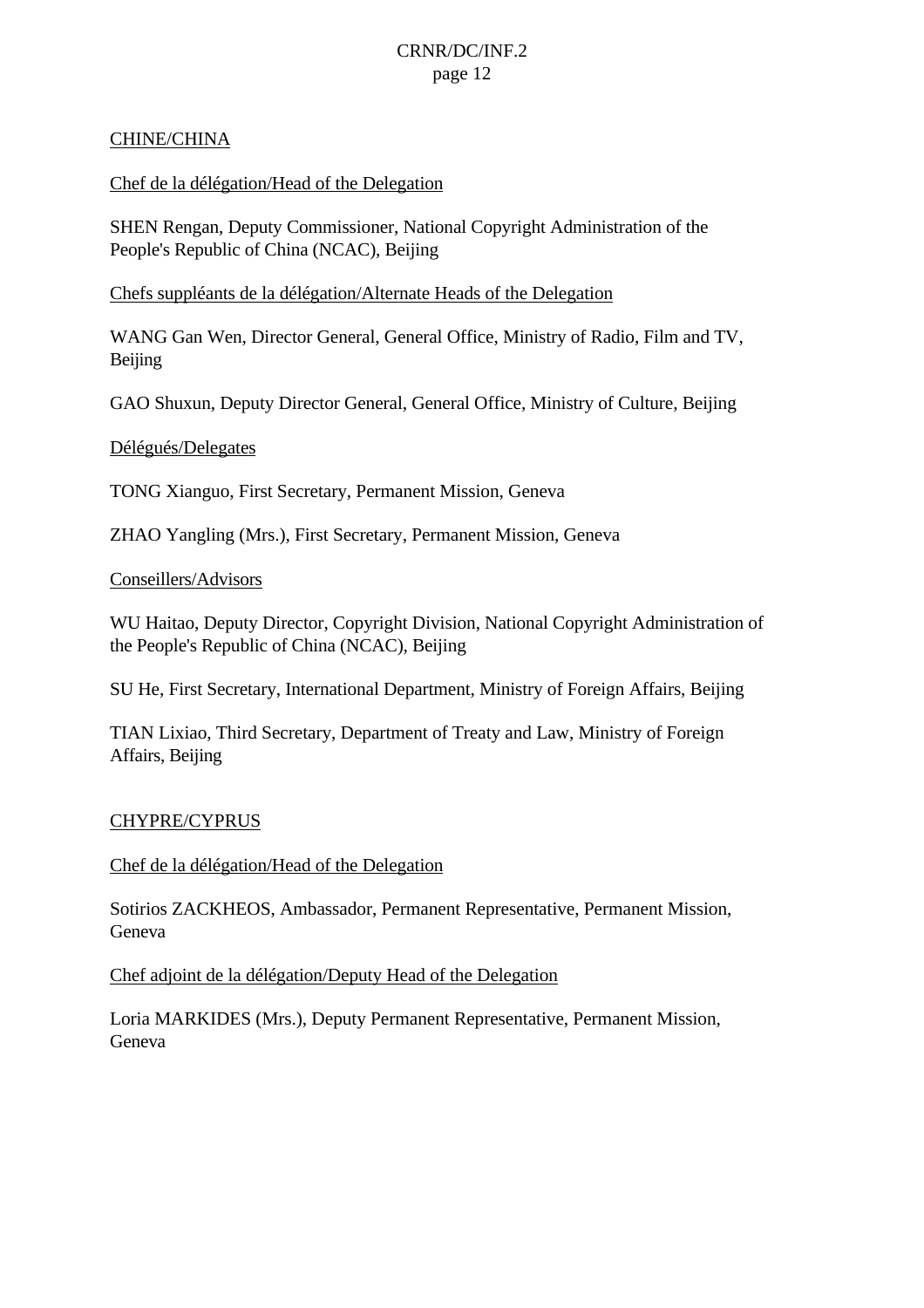CHINE/CHINA

Chef de la délégation/Head of the Delegation

SHEN Rengan, Deputy Commissioner, National Copyright Administration of the People's Republic of China (NCAC), Beijing

Chefs suppléants de la délégation/Alternate Heads of the Delegation

WANG Gan Wen, Director General, General Office, Ministry of Radio, Film and TV, Beijing

GAO Shuxun, Deputy Director General, General Office, Ministry of Culture, Beijing

Délégués/Delegates

TONG Xianguo, First Secretary, Permanent Mission, Geneva

ZHAO Yangling (Mrs.), First Secretary, Permanent Mission, Geneva

Conseillers/Advisors

WU Haitao, Deputy Director, Copyright Division, National Copyright Administration of the People's Republic of China (NCAC), Beijing

SU He, First Secretary, International Department, Ministry of Foreign Affairs, Beijing

TIAN Lixiao, Third Secretary, Department of Treaty and Law, Ministry of Foreign Affairs, Beijing

CHYPRE/CYPRUS

Chef de la délégation/Head of the Delegation

Sotirios ZACKHEOS, Ambassador, Permanent Representative, Permanent Mission, Geneva

Chef adjoint de la délégation/Deputy Head of the Delegation

Loria MARKIDES (Mrs.), Deputy Permanent Representative, Permanent Mission, Geneva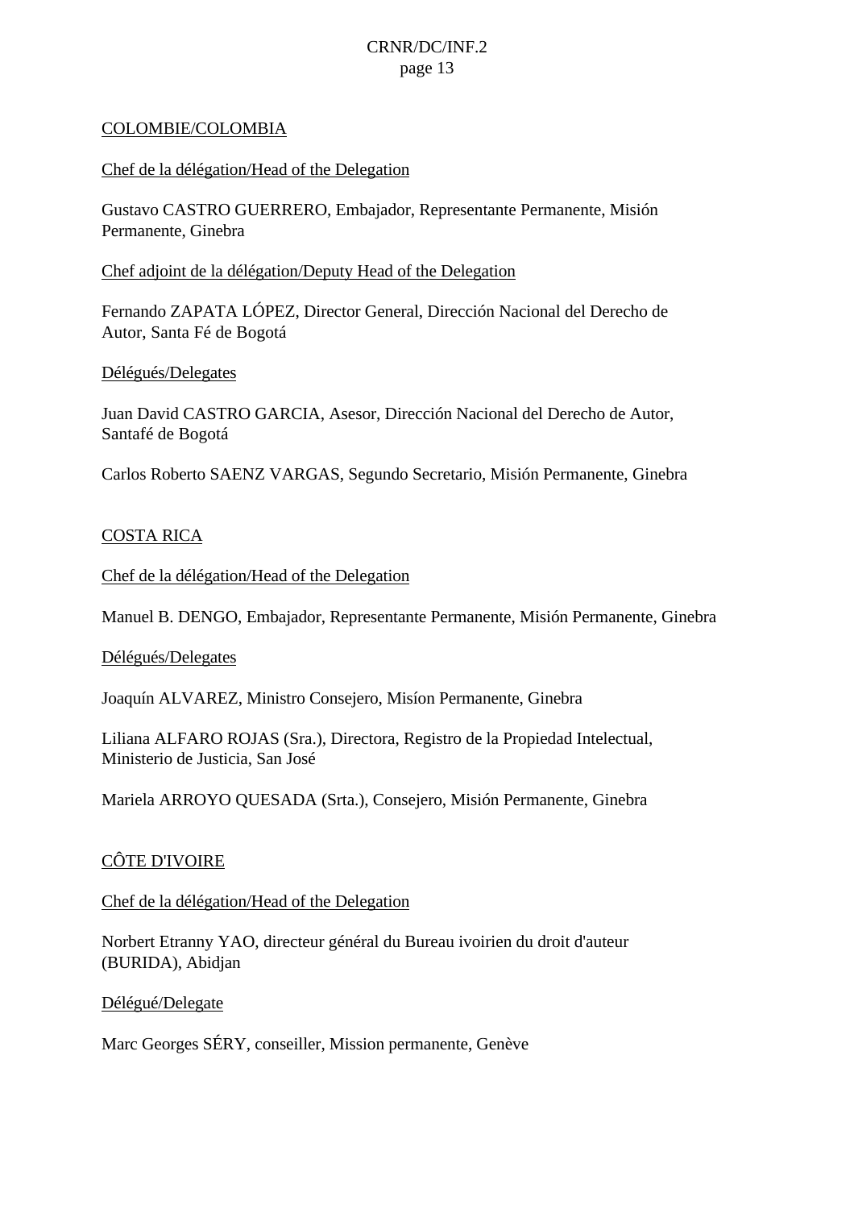COLOMBIE/COLOMBIA

Chef de la délégation/Head of the Delegation

Gustavo CASTRO GUERRERO, Embajador, Representante Permanente, Misión Permanente, Ginebra

Chef adjoint de la délégation/Deputy Head of the Delegation

Fernando ZAPATA LÓPEZ, Director General, Dirección Nacional del Derecho de Autor, Santa Fé de Bogotá

Délégués/Delegates

Juan David CASTRO GARCIA, Asesor, Dirección Nacional del Derecho de Autor, Santafé de Bogotá

Carlos Roberto SAENZ VARGAS, Segundo Secretario, Misión Permanente, Ginebra

COSTA RICA

Chef de la délégation/Head of the Delegation

Manuel B. DENGO, Embajador, Representante Permanente, Misión Permanente, Ginebra

Délégués/Delegates

Joaquín ALVAREZ, Ministro Consejero, Misíon Permanente, Ginebra

Liliana ALFARO ROJAS (Sra.), Directora, Registro de la Propiedad Intelectual, Ministerio de Justicia, San José

Mariela ARROYO QUESADA (Srta.), Consejero, Misión Permanente, Ginebra

CÔTE D'IVOIRE

Chef de la délégation/Head of the Delegation

Norbert Etranny YAO, directeur général du Bureau ivoirien du droit d'auteur (BURIDA), Abidjan

Délégué/Delegate

Marc Georges SÉRY, conseiller, Mission permanente, Genève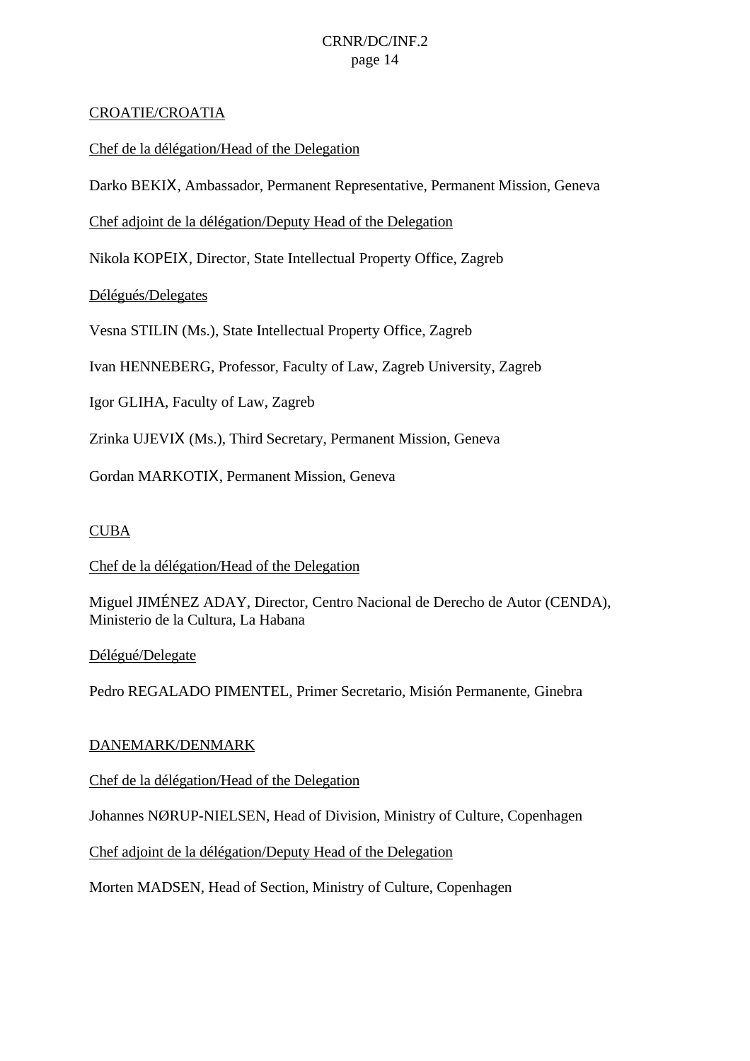CROATIE/CROATIA

Chef de la délégation/Head of the Delegation

Darko BEKIX, Ambassador, Permanent Representative, Permanent Mission, Geneva

Chef adjoint de la délégation/Deputy Head of the Delegation

Nikola KOPEIX, Director, State Intellectual Property Office, Zagreb

Délégués/Delegates

Vesna STILIN (Ms.), State Intellectual Property Office, Zagreb

Ivan HENNEBERG, Professor, Faculty of Law, Zagreb University, Zagreb

Igor GLIHA, Faculty of Law, Zagreb

Zrinka UJEVIX (Ms.), Third Secretary, Permanent Mission, Geneva

Gordan MARKOTIX, Permanent Mission, Geneva

CUBA

Chef de la délégation/Head of the Delegation

Miguel JIMÉNEZ ADAY, Director, Centro Nacional de Derecho de Autor (CENDA), Ministerio de la Cultura, La Habana

Délégué/Delegate

Pedro REGALADO PIMENTEL, Primer Secretario, Misión Permanente, Ginebra

DANEMARK/DENMARK

Chef de la délégation/Head of the Delegation

Johannes NØRUP-NIELSEN, Head of Division, Ministry of Culture, Copenhagen

Chef adjoint de la délégation/Deputy Head of the Delegation

Morten MADSEN, Head of Section, Ministry of Culture, Copenhagen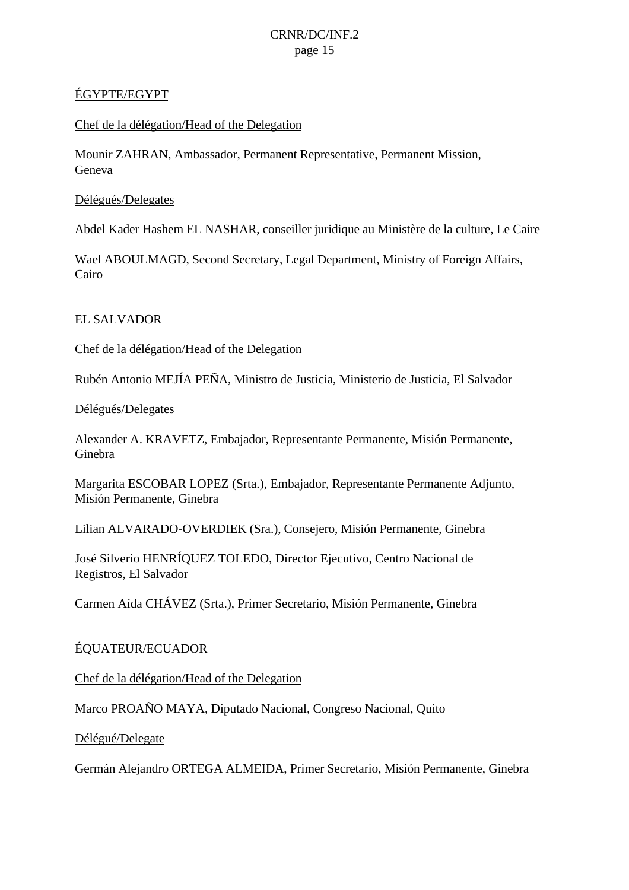ÉGYPTE/EGYPT

Chef de la délégation/Head of the Delegation

Mounir ZAHRAN, Ambassador, Permanent Representative, Permanent Mission, Geneva

Délégués/Delegates

Abdel Kader Hashem EL NASHAR, conseiller juridique au Ministère de la culture, Le Caire

Wael ABOULMAGD, Second Secretary, Legal Department, Ministry of Foreign Affairs, Cairo

EL SALVADOR

Chef de la délégation/Head of the Delegation

Rubén Antonio MEJÍA PEÑA, Ministro de Justicia, Ministerio de Justicia, El Salvador

Délégués/Delegates

Alexander A. KRAVETZ, Embajador, Representante Permanente, Misión Permanente, Ginebra

Margarita ESCOBAR LOPEZ (Srta.), Embajador, Representante Permanente Adjunto, Misión Permanente, Ginebra

Lilian ALVARADO-OVERDIEK (Sra.), Consejero, Misión Permanente, Ginebra

José Silverio HENRÍQUEZ TOLEDO, Director Ejecutivo, Centro Nacional de Registros, El Salvador

Carmen Aída CHÁVEZ (Srta.), Primer Secretario, Misión Permanente, Ginebra

ÉQUATEUR/ECUADOR

Chef de la délégation/Head of the Delegation

Marco PROAÑO MAYA, Diputado Nacional, Congreso Nacional, Quito

Délégué/Delegate

Germán Alejandro ORTEGA ALMEIDA, Primer Secretario, Misión Permanente, Ginebra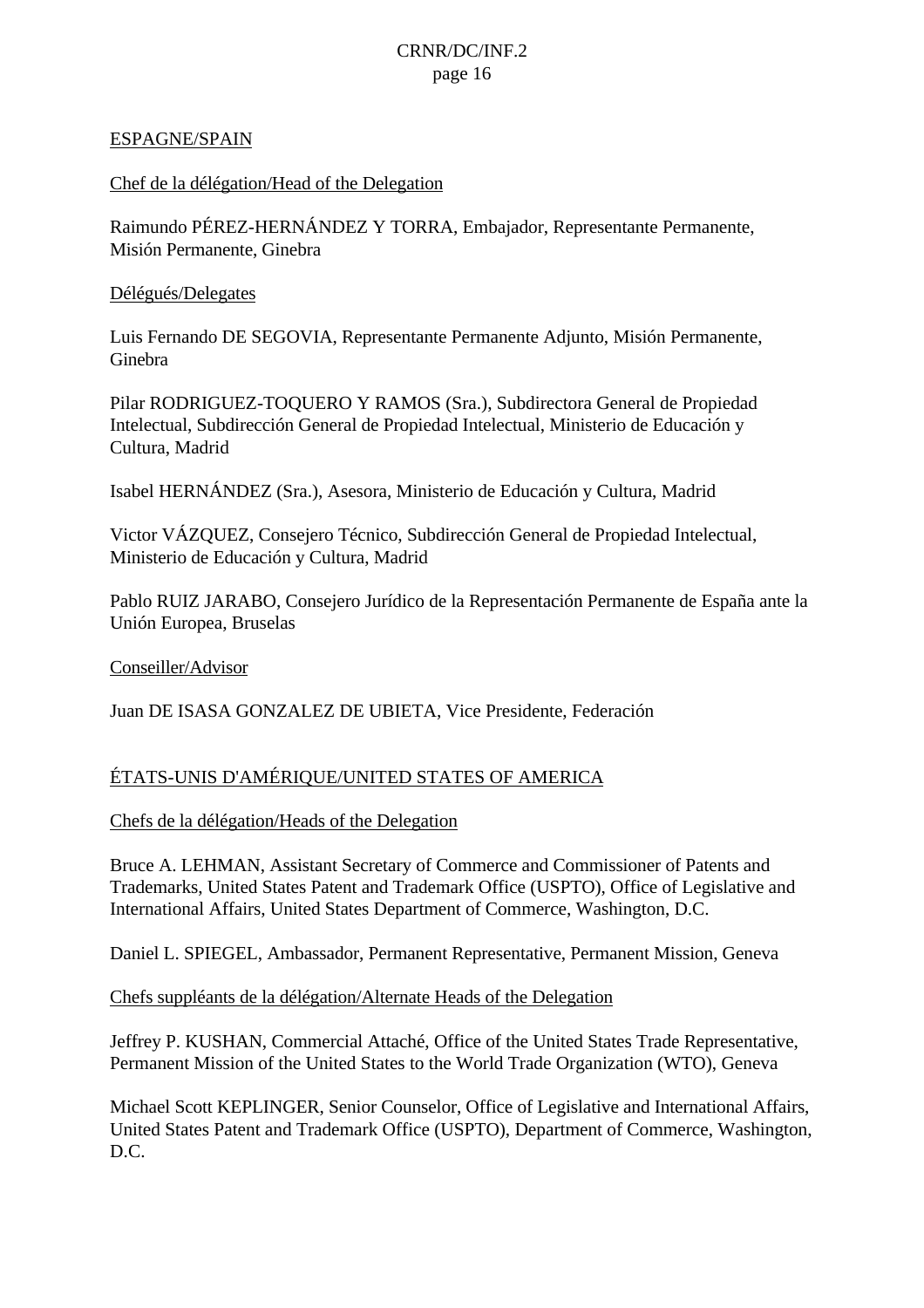ESPAGNE/SPAIN

Chef de la délégation/Head of the Delegation

Raimundo PÉREZ-HERNÁNDEZ Y TORRA, Embajador, Representante Permanente, Misión Permanente, Ginebra

Délégués/Delegates

Luis Fernando DE SEGOVIA, Representante Permanente Adjunto, Misión Permanente, Ginebra

Pilar RODRIGUEZ-TOQUERO Y RAMOS (Sra.), Subdirectora General de Propiedad Intelectual, Subdirección General de Propiedad Intelectual, Ministerio de Educación y Cultura, Madrid

Isabel HERNÁNDEZ (Sra.), Asesora, Ministerio de Educación y Cultura, Madrid

Victor VÁZQUEZ, Consejero Técnico, Subdirección General de Propiedad Intelectual, Ministerio de Educación y Cultura, Madrid

Pablo RUIZ JARABO, Consejero Jurídico de la Representación Permanente de España ante la Unión Europea, Bruselas

Conseiller/Advisor

Juan DE ISASA GONZALEZ DE UBIETA, Vice Presidente, Federación

ÉTATS-UNIS D'AMÉRIQUE/UNITED STATES OF AMERICA

Chefs de la délégation/Heads of the Delegation

Bruce A. LEHMAN, Assistant Secretary of Commerce and Commissioner of Patents and Trademarks, United States Patent and Trademark Office (USPTO), Office of Legislative and International Affairs, United States Department of Commerce, Washington, D.C.

Daniel L. SPIEGEL, Ambassador, Permanent Representative, Permanent Mission, Geneva

Chefs suppléants de la délégation/Alternate Heads of the Delegation

Jeffrey P. KUSHAN, Commercial Attaché, Office of the United States Trade Representative, Permanent Mission of the United States to the World Trade Organization (WTO), Geneva

Michael Scott KEPLINGER, Senior Counselor, Office of Legislative and International Affairs, United States Patent and Trademark Office (USPTO), Department of Commerce, Washington, D.C.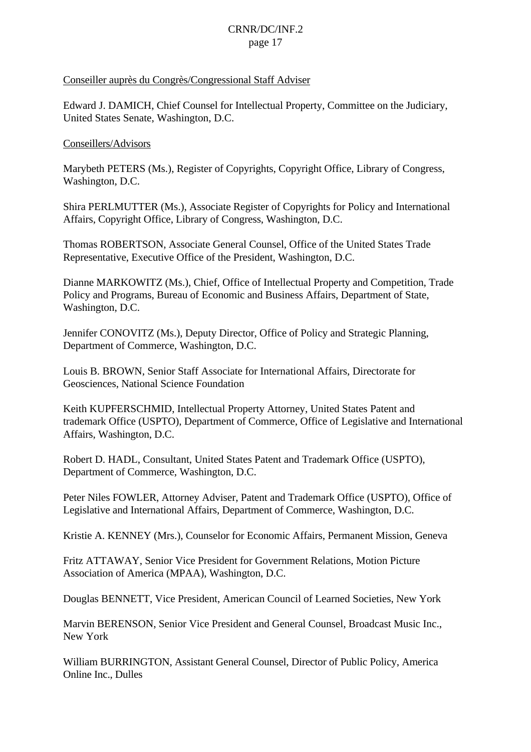<u>Conseiller auprès du Congrès/Congressional Staff Adviser</u>

Edward J. DAMICH, Chief Counsel for Intellectual Property, Committee on the Judiciary, United States Senate, Washington, D.C.

<u>Conseillers/Advisors</u>

Marybeth PETERS (Ms.), Register of Copyrights, Copyright Office, Library of Congress, Washington, D.C.

Shira PERLMUTTER (Ms.), Associate Register of Copyrights for Policy and International Affairs, Copyright Office, Library of Congress, Washington, D.C.

Thomas ROBERTSON, Associate General Counsel, Office of the United States Trade Representative, Executive Office of the President, Washington, D.C.

Dianne MARKOWITZ (Ms.), Chief, Office of Intellectual Property and Competition, Trade Policy and Programs, Bureau of Economic and Business Affairs, Department of State, Washington, D.C.

Jennifer CONOVITZ (Ms.), Deputy Director, Office of Policy and Strategic Planning, Department of Commerce, Washington, D.C.

Louis B. BROWN, Senior Staff Associate for International Affairs, Directorate for Geosciences, National Science Foundation

Keith KUPFERSCHMID, Intellectual Property Attorney, United States Patent and trademark Office (USPTO), Department of Commerce, Office of Legislative and International Affairs, Washington, D.C.

Robert D. HADL, Consultant, United States Patent and Trademark Office (USPTO), Department of Commerce, Washington, D.C.

Peter Niles FOWLER, Attorney Adviser, Patent and Trademark Office (USPTO), Office of Legislative and International Affairs, Department of Commerce, Washington, D.C.

Kristie A. KENNEY (Mrs.), Counselor for Economic Affairs, Permanent Mission, Geneva

Fritz ATTAWAY, Senior Vice President for Government Relations, Motion Picture Association of America (MPAA), Washington, D.C.

Douglas BENNETT, Vice President, American Council of Learned Societies, New York

Marvin BERENSON, Senior Vice President and General Counsel, Broadcast Music Inc., New York

William BURRINGTON, Assistant General Counsel, Director of Public Policy, America Online Inc., Dulles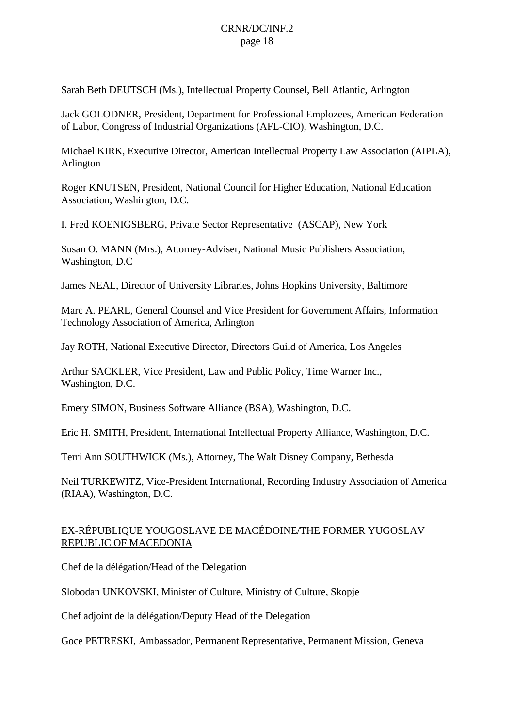Sarah Beth DEUTSCH (Ms.), Intellectual Property Counsel, Bell Atlantic, Arlington

Jack GOLODNER, President, Department for Professional Emplozees, American Federation of Labor, Congress of Industrial Organizations (AFL-CIO), Washington, D.C.

Michael KIRK, Executive Director, American Intellectual Property Law Association (AIPLA), Arlington

Roger KNUTSEN, President, National Council for Higher Education, National Education Association, Washington, D.C.

I. Fred KOENIGSBERG, Private Sector Representative (ASCAP), New York

Susan O. MANN (Mrs.), Attorney-Adviser, National Music Publishers Association, Washington, D.C

James NEAL, Director of University Libraries, Johns Hopkins University, Baltimore

Marc A. PEARL, General Counsel and Vice President for Government Affairs, Information Technology Association of America, Arlington

Jay ROTH, National Executive Director, Directors Guild of America, Los Angeles

Arthur SACKLER, Vice President, Law and Public Policy, Time Warner Inc., Washington, D.C.

Emery SIMON, Business Software Alliance (BSA), Washington, D.C.

Eric H. SMITH, President, International Intellectual Property Alliance, Washington, D.C.

Terri Ann SOUTHWICK (Ms.), Attorney, The Walt Disney Company, Bethesda

Neil TURKEWITZ, Vice-President International, Recording Industry Association of America (RIAA), Washington, D.C.

EX-RÉPUBLIQUE YOUGOSLAVE DE MACÉDOINE/THE FORMER YUGOSLAV REPUBLIC OF MACEDONIA

Chef de la délégation/Head of the Delegation

Slobodan UNKOVSKI, Minister of Culture, Ministry of Culture, Skopje

Chef adjoint de la délégation/Deputy Head of the Delegation

Goce PETRESKI, Ambassador, Permanent Representative, Permanent Mission, Geneva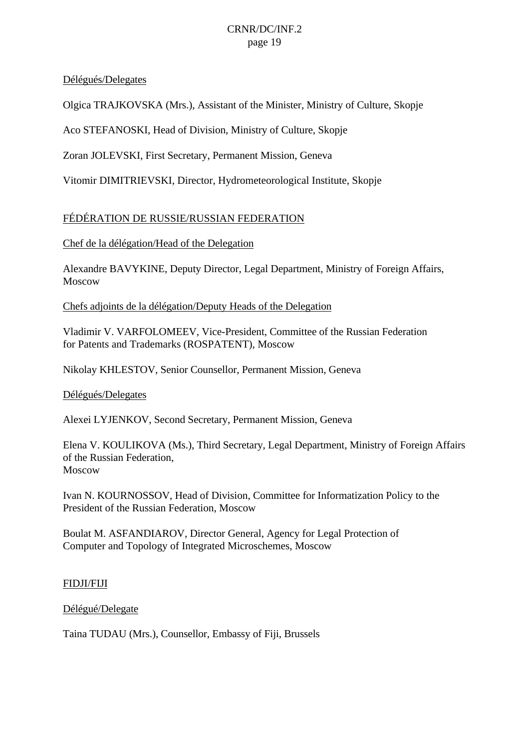Délégués/Delegates

Olgica TRAJKOVSKA (Mrs.), Assistant of the Minister, Ministry of Culture, Skopje

Aco STEFANOSKI, Head of Division, Ministry of Culture, Skopje

Zoran JOLEVSKI, First Secretary, Permanent Mission, Geneva

Vitomir DIMITRIEVSKI, Director, Hydrometeorological Institute, Skopje

FÉDÉRATION DE RUSSIE/RUSSIAN FEDERATION

Chef de la délégation/Head of the Delegation

Alexandre BAVYKINE, Deputy Director, Legal Department, Ministry of Foreign Affairs, Moscow

Chefs adjoints de la délégation/Deputy Heads of the Delegation

Vladimir V. VARFOLOMEEV, Vice-President, Committee of the Russian Federation for Patents and Trademarks (ROSPATENT), Moscow

Nikolay KHLESTOV, Senior Counsellor, Permanent Mission, Geneva

Délégués/Delegates

Alexei LYJENKOV, Second Secretary, Permanent Mission, Geneva

Elena V. KOULIKOVA (Ms.), Third Secretary, Legal Department, Ministry of Foreign Affairs of the Russian Federation,
Moscow

Ivan N. KOURNOSSOV, Head of Division, Committee for Informatization Policy to the President of the Russian Federation, Moscow

Boulat M. ASFANDIAROV, Director General, Agency for Legal Protection of Computer and Topology of Integrated Microschemes, Moscow

FIDJI/FIJI

Délégué/Delegate

Taina TUDAU (Mrs.), Counsellor, Embassy of Fiji, Brussels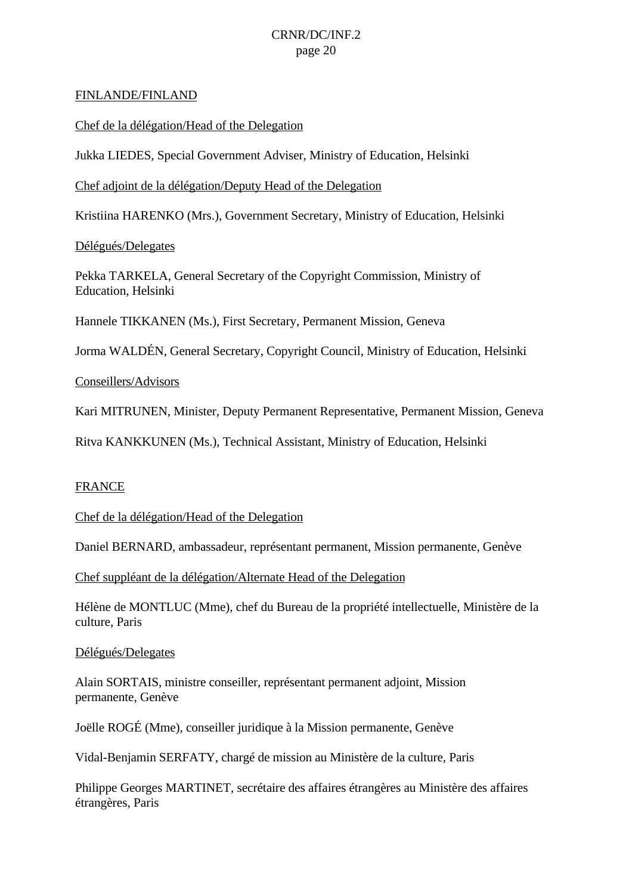FINLANDE/FINLAND

Chef de la délégation/Head of the Delegation

Jukka LIEDES, Special Government Adviser, Ministry of Education, Helsinki

Chef adjoint de la délégation/Deputy Head of the Delegation

Kristiina HARENKO (Mrs.), Government Secretary, Ministry of Education, Helsinki

Délégués/Delegates

Pekka TARKELA, General Secretary of the Copyright Commission, Ministry of Education, Helsinki

Hannele TIKKANEN (Ms.), First Secretary, Permanent Mission, Geneva

Jorma WALDÉN, General Secretary, Copyright Council, Ministry of Education, Helsinki

Conseillers/Advisors

Kari MITRUNEN, Minister, Deputy Permanent Representative, Permanent Mission, Geneva

Ritva KANKKUNEN (Ms.), Technical Assistant, Ministry of Education, Helsinki

FRANCE

Chef de la délégation/Head of the Delegation

Daniel BERNARD, ambassadeur, représentant permanent, Mission permanente, Genève

Chef suppléant de la délégation/Alternate Head of the Delegation

Hélène de MONTLUC (Mme), chef du Bureau de la propriété intellectuelle, Ministère de la culture, Paris

Délégués/Delegates

Alain SORTAIS, ministre conseiller, représentant permanent adjoint, Mission permanente, Genève

Joëlle ROGÉ (Mme), conseiller juridique à la Mission permanente, Genève

Vidal-Benjamin SERFATY, chargé de mission au Ministère de la culture, Paris

Philippe Georges MARTINET, secrétaire des affaires étrangères au Ministère des affaires étrangères, Paris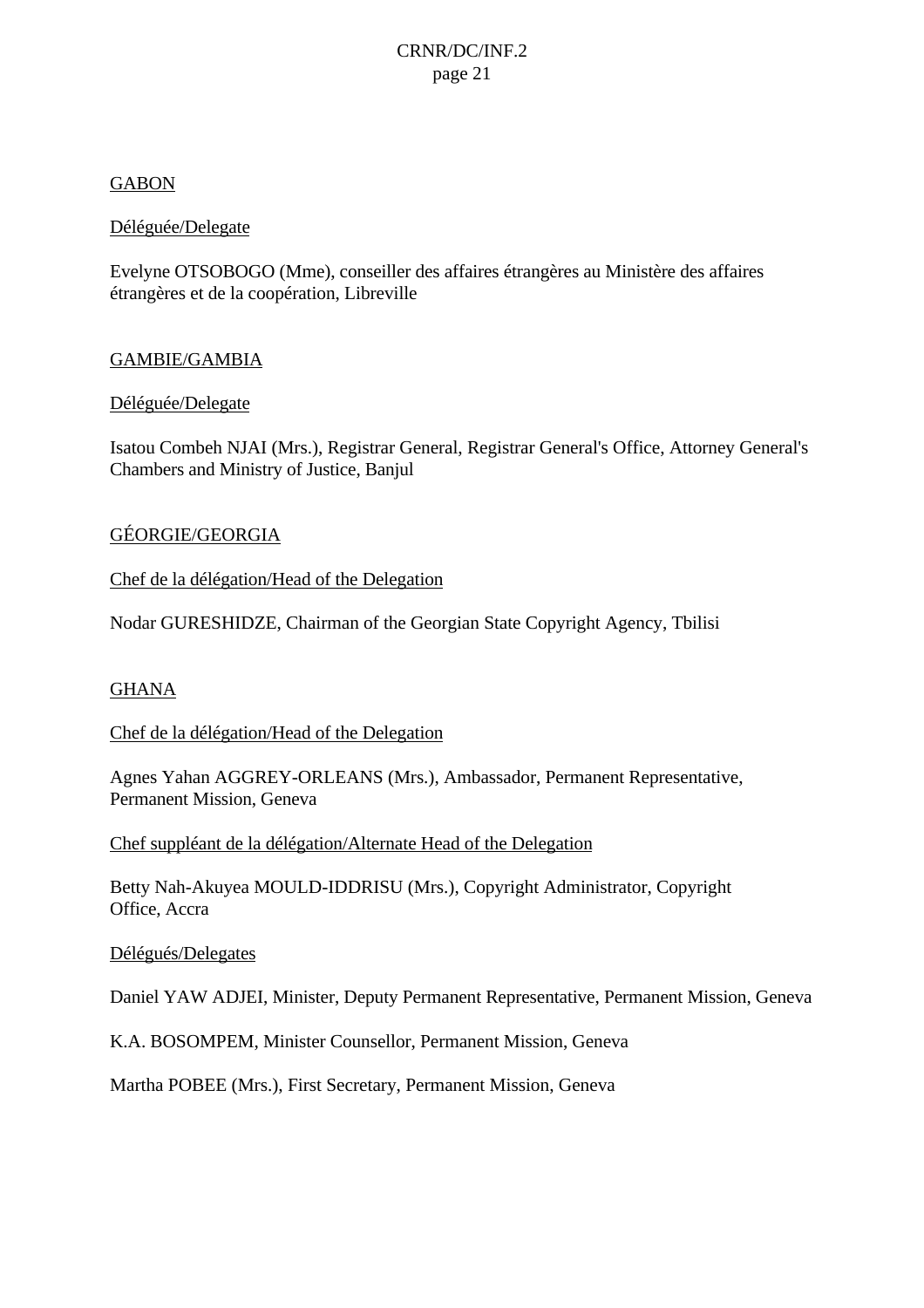GABON

Déléguée/Delegate

Evelyne OTSOBOGO (Mme), conseiller des affaires étrangères au Ministère des affaires étrangères et de la coopération, Libreville

GAMBIE/GAMBIA

Déléguée/Delegate

Isatou Combeh NJAI (Mrs.), Registrar General, Registrar General's Office, Attorney General's Chambers and Ministry of Justice, Banjul

GÉORGIE/GEORGIA

Chef de la délégation/Head of the Delegation

Nodar GURESHIDZE, Chairman of the Georgian State Copyright Agency, Tbilisi

GHANA

Chef de la délégation/Head of the Delegation

Agnes Yahan AGGREY-ORLEANS (Mrs.), Ambassador, Permanent Representative, Permanent Mission, Geneva

Chef suppléant de la délégation/Alternate Head of the Delegation

Betty Nah-Akuyea MOULD-IDDRISU (Mrs.), Copyright Administrator, Copyright Office, Accra

Délégués/Delegates

Daniel YAW ADJEI, Minister, Deputy Permanent Representative, Permanent Mission, Geneva

K.A. BOSOMPEM, Minister Counsellor, Permanent Mission, Geneva

Martha POBEE (Mrs.), First Secretary, Permanent Mission, Geneva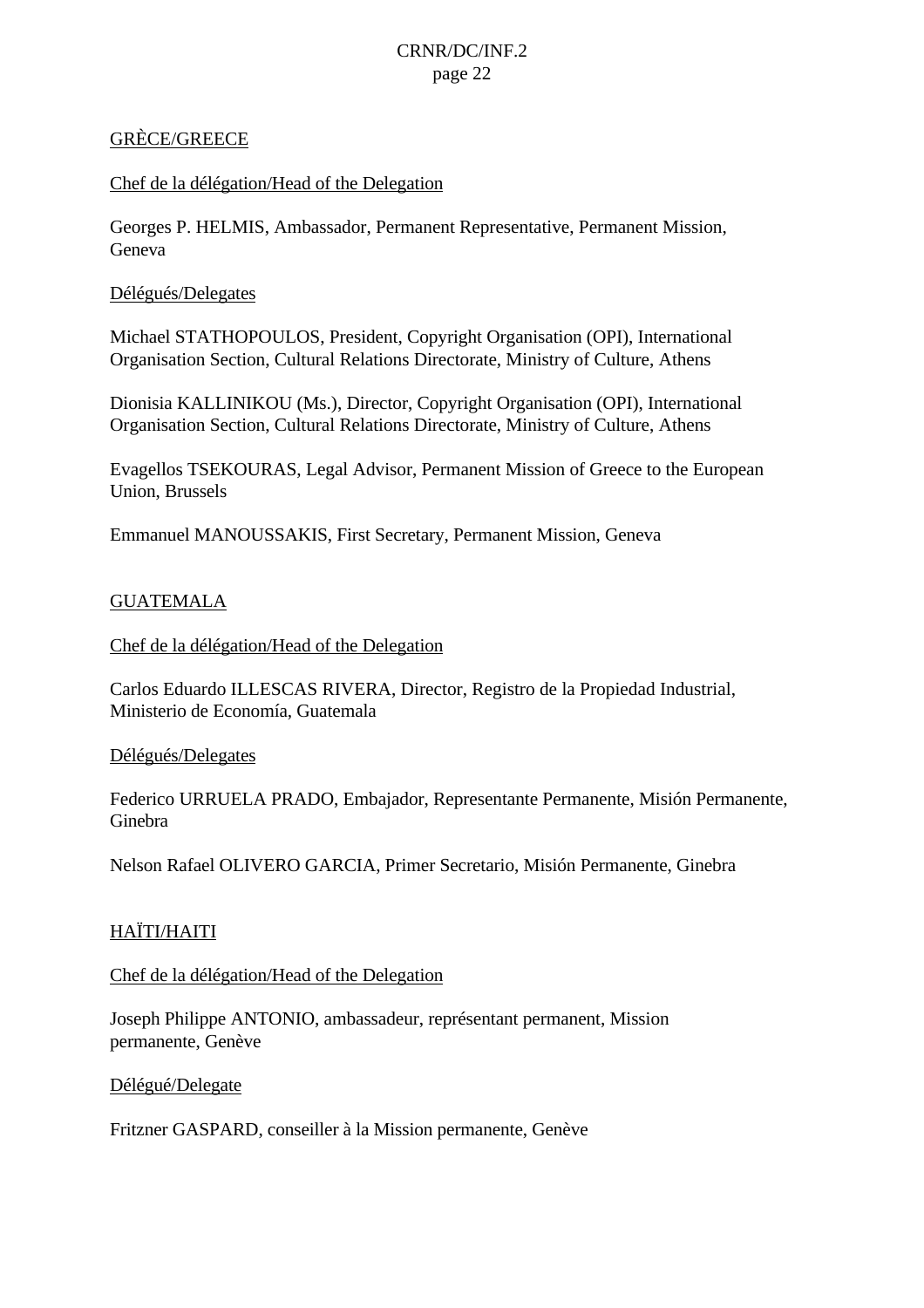GRÈCE/GREECE

Chef de la délégation/Head of the Delegation

Georges P. HELMIS, Ambassador, Permanent Representative, Permanent Mission, Geneva

Délégués/Delegates

Michael STATHOPOULOS, President, Copyright Organisation (OPI), International Organisation Section, Cultural Relations Directorate, Ministry of Culture, Athens

Dionisia KALLINIKOU (Ms.), Director, Copyright Organisation (OPI), International Organisation Section, Cultural Relations Directorate, Ministry of Culture, Athens

Evagellos TSEKOURAS, Legal Advisor, Permanent Mission of Greece to the European Union, Brussels

Emmanuel MANOUSSAKIS, First Secretary, Permanent Mission, Geneva

GUATEMALA

Chef de la délégation/Head of the Delegation

Carlos Eduardo ILLESCAS RIVERA, Director, Registro de la Propiedad Industrial, Ministerio de Economía, Guatemala

Délégués/Delegates

Federico URRUELA PRADO, Embajador, Representante Permanente, Misión Permanente, Ginebra

Nelson Rafael OLIVERO GARCIA, Primer Secretario, Misión Permanente, Ginebra

HAÏTI/HAITI

Chef de la délégation/Head of the Delegation

Joseph Philippe ANTONIO, ambassadeur, représentant permanent, Mission permanente, Genève

Délégué/Delegate

Fritzner GASPARD, conseiller à la Mission permanente, Genève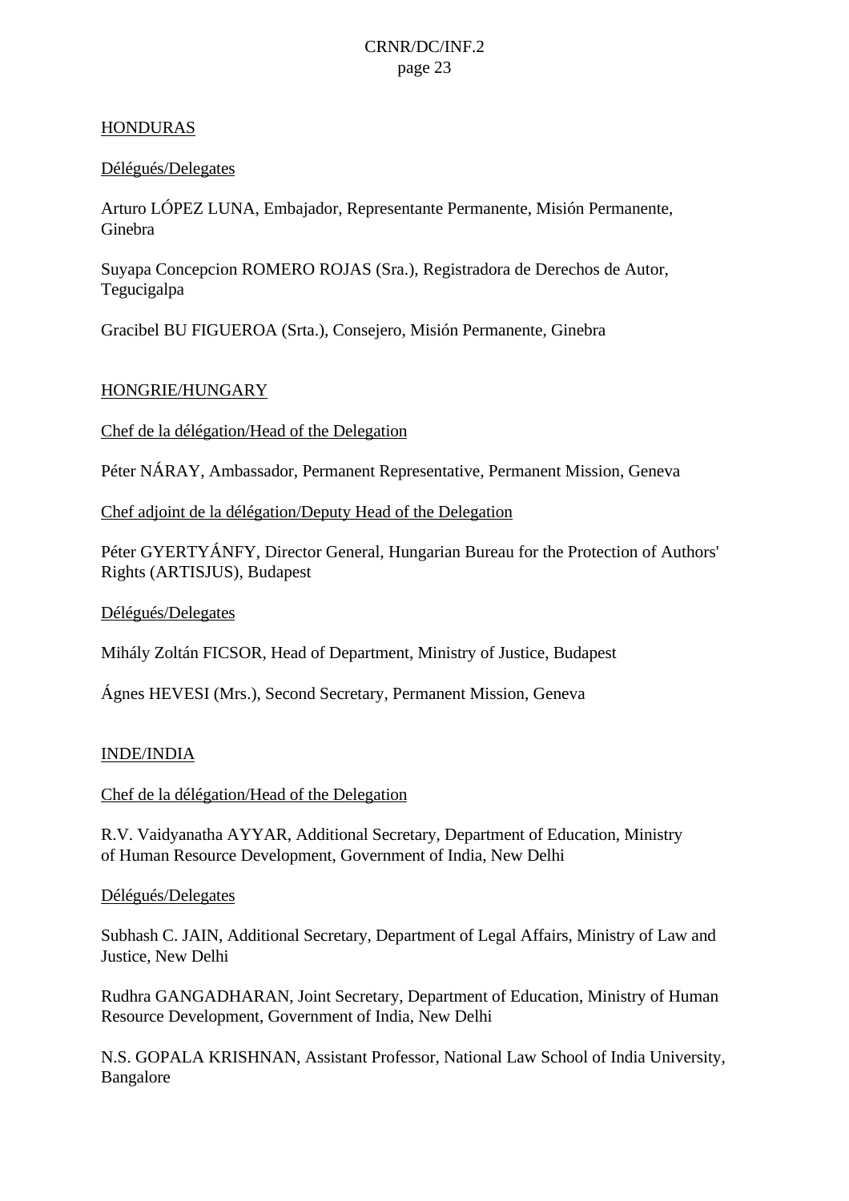## HONDURAS

Délégués/Delegates

Arturo LÓPEZ LUNA, Embajador, Representante Permanente, Misión Permanente, Ginebra

Suyapa Concepcion ROMERO ROJAS (Sra.), Registradora de Derechos de Autor, Tegucigalpa

Gracibel BU FIGUEROA (Srta.), Consejero, Misión Permanente, Ginebra

## HONGRIE/HUNGARY

Chef de la délégation/Head of the Delegation

Péter NÁRAY, Ambassador, Permanent Representative, Permanent Mission, Geneva

Chef adjoint de la délégation/Deputy Head of the Delegation

Péter GYERTYÁNFY, Director General, Hungarian Bureau for the Protection of Authors' Rights (ARTISJUS), Budapest

Délégués/Delegates

Mihály Zoltán FICSOR, Head of Department, Ministry of Justice, Budapest

Ágnes HEVESI (Mrs.), Second Secretary, Permanent Mission, Geneva

## INDE/INDIA

Chef de la délégation/Head of the Delegation

R.V. Vaidyanatha AYYAR, Additional Secretary, Department of Education, Ministry of Human Resource Development, Government of India, New Delhi

Délégués/Delegates

Subhash C. JAIN, Additional Secretary, Department of Legal Affairs, Ministry of Law and Justice, New Delhi

Rudhra GANGADHARAN, Joint Secretary, Department of Education, Ministry of Human Resource Development, Government of India, New Delhi

N.S. GOPALA KRISHNAN, Assistant Professor, National Law School of India University, Bangalore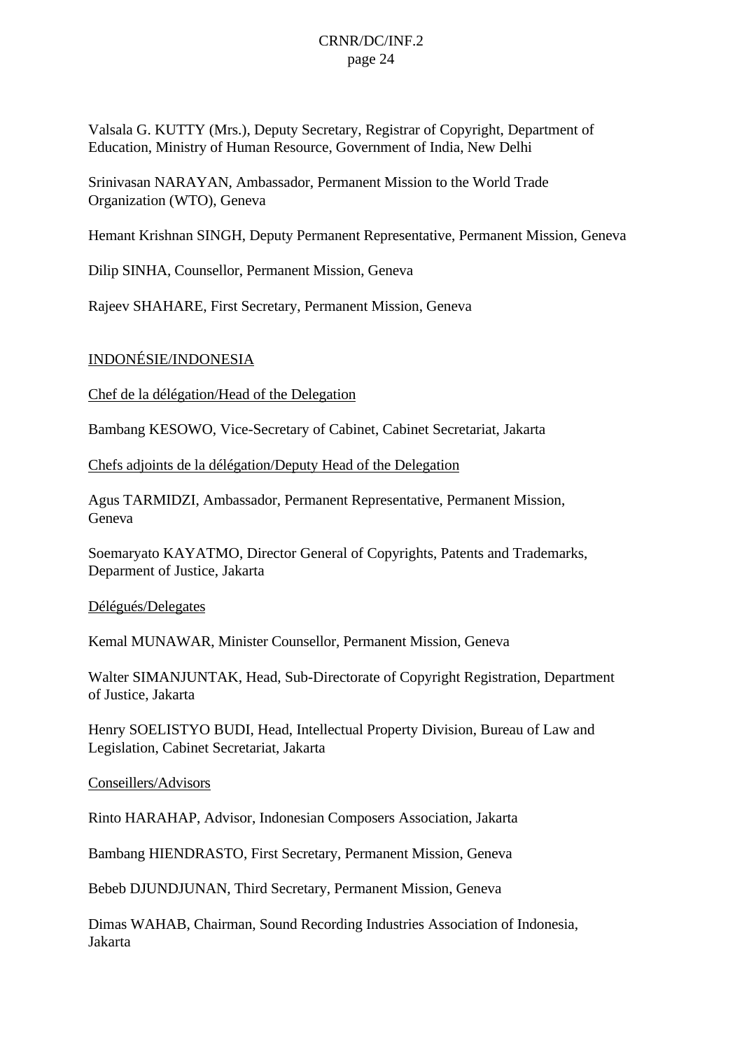Valsala G. KUTTY (Mrs.), Deputy Secretary, Registrar of Copyright, Department of Education, Ministry of Human Resource, Government of India, New Delhi

Srinivasan NARAYAN, Ambassador, Permanent Mission to the World Trade Organization (WTO), Geneva

Hemant Krishnan SINGH, Deputy Permanent Representative, Permanent Mission, Geneva

Dilip SINHA, Counsellor, Permanent Mission, Geneva

Rajeev SHAHARE, First Secretary, Permanent Mission, Geneva

INDONÉSIE/INDONESIA

Chef de la délégation/Head of the Delegation

Bambang KESOWO, Vice-Secretary of Cabinet, Cabinet Secretariat, Jakarta

Chefs adjoints de la délégation/Deputy Head of the Delegation

Agus TARMIDZI, Ambassador, Permanent Representative, Permanent Mission, Geneva

Soemaryato KAYATMO, Director General of Copyrights, Patents and Trademarks, Deparment of Justice, Jakarta

Délégués/Delegates

Kemal MUNAWAR, Minister Counsellor, Permanent Mission, Geneva

Walter SIMANJUNTAK, Head, Sub-Directorate of Copyright Registration, Department of Justice, Jakarta

Henry SOELISTYO BUDI, Head, Intellectual Property Division, Bureau of Law and Legislation, Cabinet Secretariat, Jakarta

Conseillers/Advisors

Rinto HARAHAP, Advisor, Indonesian Composers Association, Jakarta

Bambang HIENDRASTO, First Secretary, Permanent Mission, Geneva

Bebeb DJUNDJUNAN, Third Secretary, Permanent Mission, Geneva

Dimas WAHAB, Chairman, Sound Recording Industries Association of Indonesia, Jakarta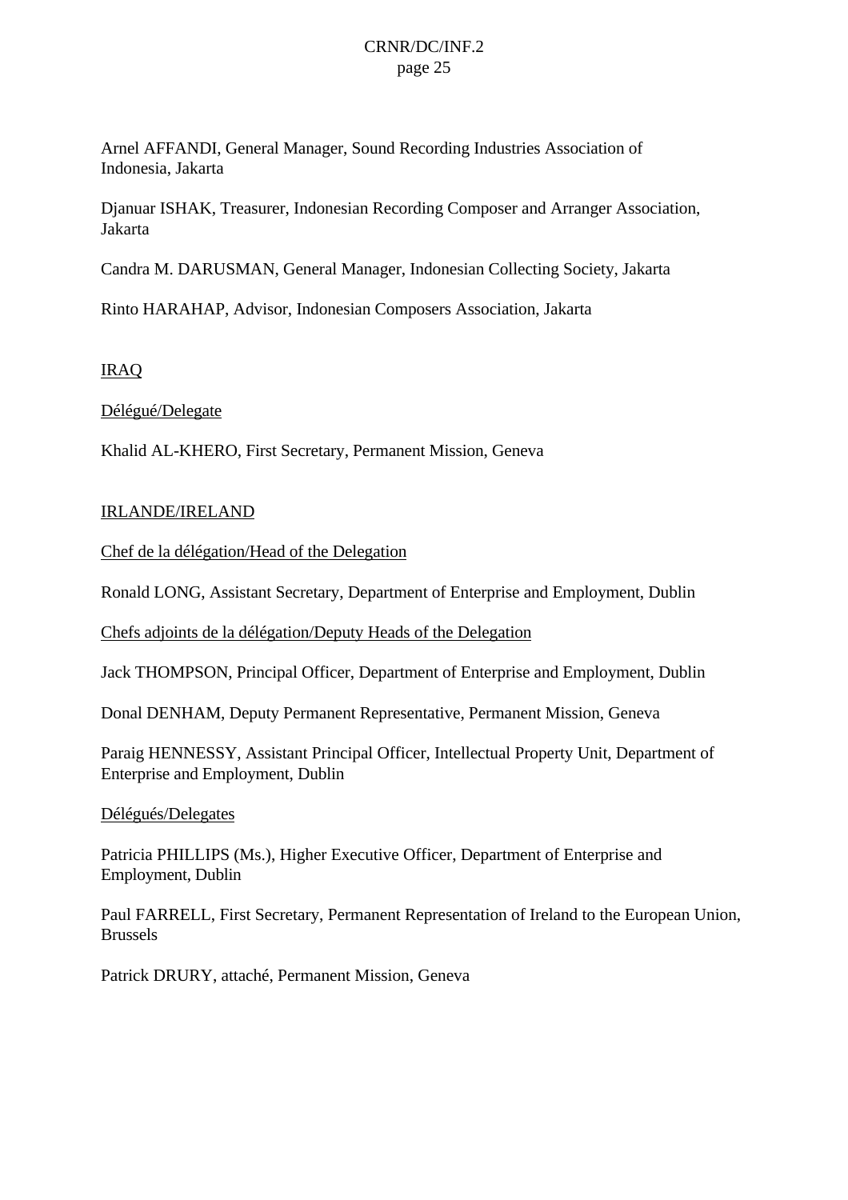Arnel AFFANDI, General Manager, Sound Recording Industries Association of Indonesia, Jakarta

Djanuar ISHAK, Treasurer, Indonesian Recording Composer and Arranger Association, Jakarta

Candra M. DARUSMAN, General Manager, Indonesian Collecting Society, Jakarta

Rinto HARAHAP, Advisor, Indonesian Composers Association, Jakarta

IRAQ

Délégué/Delegate

Khalid AL-KHERO, First Secretary, Permanent Mission, Geneva

IRLANDE/IRELAND

Chef de la délégation/Head of the Delegation

Ronald LONG, Assistant Secretary, Department of Enterprise and Employment, Dublin

Chefs adjoints de la délégation/Deputy Heads of the Delegation

Jack THOMPSON, Principal Officer, Department of Enterprise and Employment, Dublin

Donal DENHAM, Deputy Permanent Representative, Permanent Mission, Geneva

Paraig HENNESSY, Assistant Principal Officer, Intellectual Property Unit, Department of Enterprise and Employment, Dublin

Délégués/Delegates

Patricia PHILLIPS (Ms.), Higher Executive Officer, Department of Enterprise and Employment, Dublin

Paul FARRELL, First Secretary, Permanent Representation of Ireland to the European Union, Brussels

Patrick DRURY, attaché, Permanent Mission, Geneva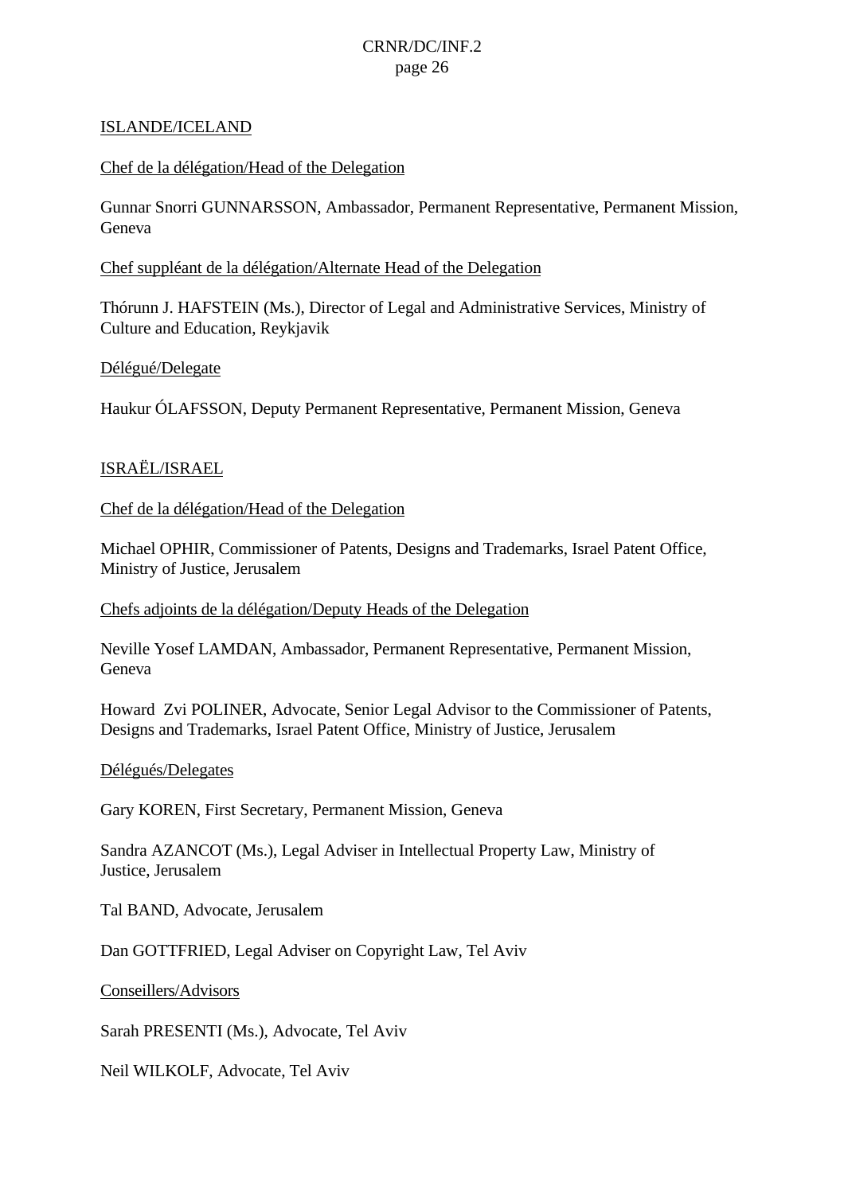ISLANDE/ICELAND

Chef de la délégation/Head of the Delegation

Gunnar Snorri GUNNARSSON, Ambassador, Permanent Representative, Permanent Mission, Geneva

Chef suppléant de la délégation/Alternate Head of the Delegation

Thórunn J. HAFSTEIN (Ms.), Director of Legal and Administrative Services, Ministry of Culture and Education, Reykjavik

Délégué/Delegate

Haukur ÓLAFSSON, Deputy Permanent Representative, Permanent Mission, Geneva

ISRAËL/ISRAEL

Chef de la délégation/Head of the Delegation

Michael OPHIR, Commissioner of Patents, Designs and Trademarks, Israel Patent Office, Ministry of Justice, Jerusalem

Chefs adjoints de la délégation/Deputy Heads of the Delegation

Neville Yosef LAMDAN, Ambassador, Permanent Representative, Permanent Mission, Geneva

Howard Zvi POLINER, Advocate, Senior Legal Advisor to the Commissioner of Patents, Designs and Trademarks, Israel Patent Office, Ministry of Justice, Jerusalem

Délégués/Delegates

Gary KOREN, First Secretary, Permanent Mission, Geneva

Sandra AZANCOT (Ms.), Legal Adviser in Intellectual Property Law, Ministry of Justice, Jerusalem

Tal BAND, Advocate, Jerusalem

Dan GOTTFRIED, Legal Adviser on Copyright Law, Tel Aviv

Conseillers/Advisors

Sarah PRESENTI (Ms.), Advocate, Tel Aviv

Neil WILKOLF, Advocate, Tel Aviv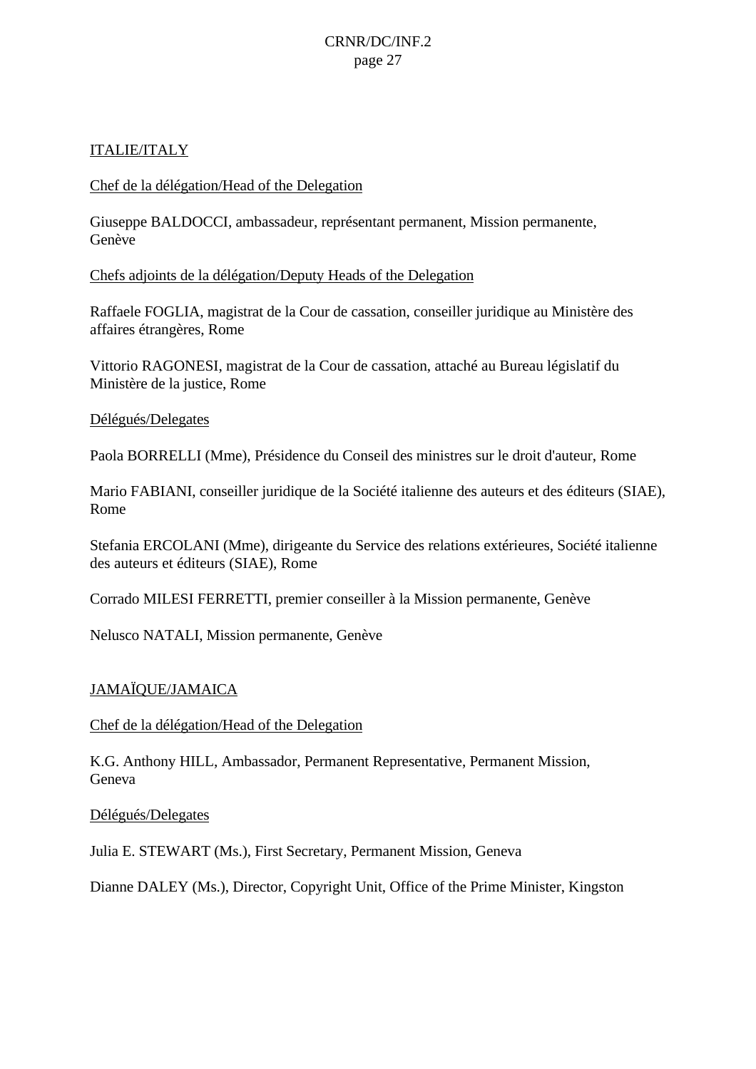ITALIE/ITALY

Chef de la délégation/Head of the Delegation

Giuseppe BALDOCCI, ambassadeur, représentant permanent, Mission permanente, Genève

Chefs adjoints de la délégation/Deputy Heads of the Delegation

Raffaele FOGLIA, magistrat de la Cour de cassation, conseiller juridique au Ministère des affaires étrangères, Rome

Vittorio RAGONESI, magistrat de la Cour de cassation, attaché au Bureau législatif du Ministère de la justice, Rome

Délégués/Delegates

Paola BORRELLI (Mme), Présidence du Conseil des ministres sur le droit d'auteur, Rome

Mario FABIANI, conseiller juridique de la Société italienne des auteurs et des éditeurs (SIAE), Rome

Stefania ERCOLANI (Mme), dirigeante du Service des relations extérieures, Société italienne des auteurs et éditeurs (SIAE), Rome

Corrado MILESI FERRETTI, premier conseiller à la Mission permanente, Genève

Nelusco NATALI, Mission permanente, Genève

JAMAÏQUE/JAMAICA

Chef de la délégation/Head of the Delegation

K.G. Anthony HILL, Ambassador, Permanent Representative, Permanent Mission, Geneva

Délégués/Delegates

Julia E. STEWART (Ms.), First Secretary, Permanent Mission, Geneva

Dianne DALEY (Ms.), Director, Copyright Unit, Office of the Prime Minister, Kingston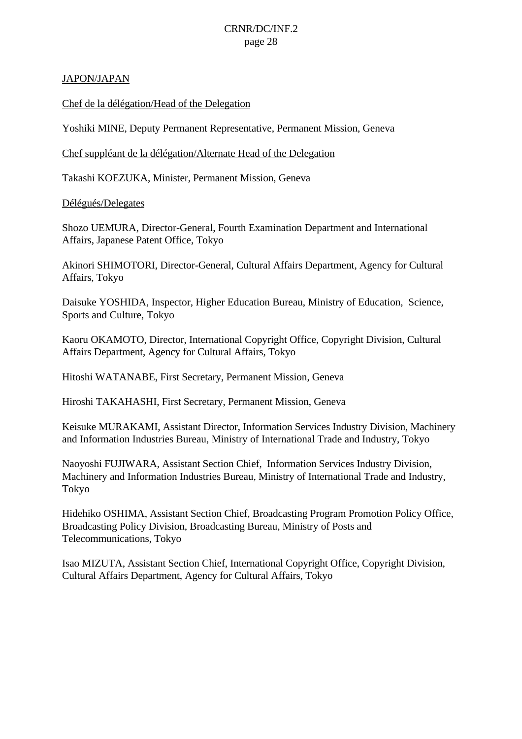JAPON/JAPAN

Chef de la délégation/Head of the Delegation

Yoshiki MINE, Deputy Permanent Representative, Permanent Mission, Geneva

Chef suppléant de la délégation/Alternate Head of the Delegation

Takashi KOEZUKA, Minister, Permanent Mission, Geneva

Délégués/Delegates

Shozo UEMURA, Director-General, Fourth Examination Department and International Affairs, Japanese Patent Office, Tokyo

Akinori SHIMOTORI, Director-General, Cultural Affairs Department, Agency for Cultural Affairs, Tokyo

Daisuke YOSHIDA, Inspector, Higher Education Bureau, Ministry of Education, Science, Sports and Culture, Tokyo

Kaoru OKAMOTO, Director, International Copyright Office, Copyright Division, Cultural Affairs Department, Agency for Cultural Affairs, Tokyo

Hitoshi WATANABE, First Secretary, Permanent Mission, Geneva

Hiroshi TAKAHASHI, First Secretary, Permanent Mission, Geneva

Keisuke MURAKAMI, Assistant Director, Information Services Industry Division, Machinery and Information Industries Bureau, Ministry of International Trade and Industry, Tokyo

Naoyoshi FUJIWARA, Assistant Section Chief, Information Services Industry Division, Machinery and Information Industries Bureau, Ministry of International Trade and Industry, Tokyo

Hidehiko OSHIMA, Assistant Section Chief, Broadcasting Program Promotion Policy Office, Broadcasting Policy Division, Broadcasting Bureau, Ministry of Posts and Telecommunications, Tokyo

Isao MIZUTA, Assistant Section Chief, International Copyright Office, Copyright Division, Cultural Affairs Department, Agency for Cultural Affairs, Tokyo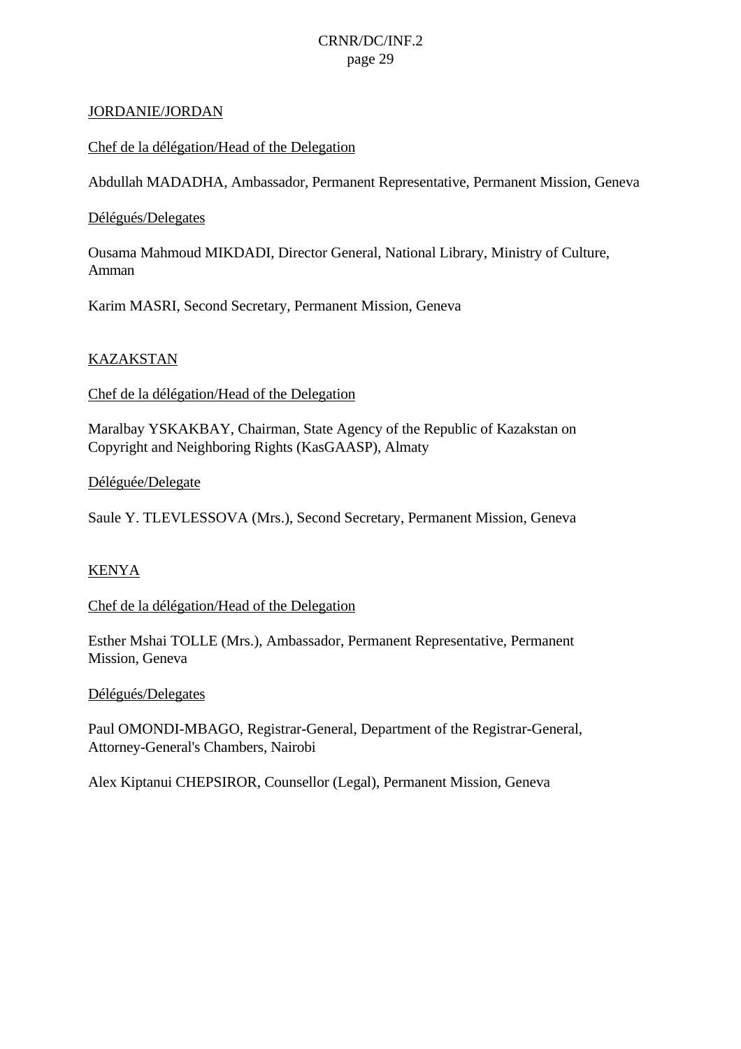## JORDANIE/JORDAN

Chef de la délégation/Head of the Delegation

Abdullah MADADHA, Ambassador, Permanent Representative, Permanent Mission, Geneva

Délégués/Delegates

Ousama Mahmoud MIKDADI, Director General, National Library, Ministry of Culture, Amman

Karim MASRI, Second Secretary, Permanent Mission, Geneva

## KAZAKSTAN

Chef de la délégation/Head of the Delegation

Maralbay YSKAKBAY, Chairman, State Agency of the Republic of Kazakstan on Copyright and Neighboring Rights (KasGAASP), Almaty

Déléguée/Delegate

Saule Y. TLEVLESSOVA (Mrs.), Second Secretary, Permanent Mission, Geneva

## KENYA

Chef de la délégation/Head of the Delegation

Esther Mshai TOLLE (Mrs.), Ambassador, Permanent Representative, Permanent Mission, Geneva

Délégués/Delegates

Paul OMONDI-MBAGO, Registrar-General, Department of the Registrar-General, Attorney-General's Chambers, Nairobi

Alex Kiptanui CHEPSIROR, Counsellor (Legal), Permanent Mission, Geneva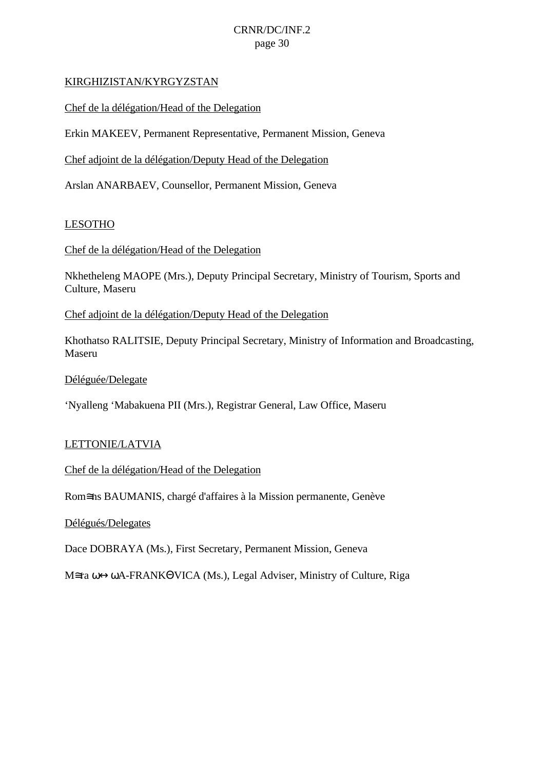KIRGHIZISTAN/KYRGYZSTAN

Chef de la délégation/Head of the Delegation

Erkin MAKEEV, Permanent Representative, Permanent Mission, Geneva

Chef adjoint de la délégation/Deputy Head of the Delegation

Arslan ANARBAEV, Counsellor, Permanent Mission, Geneva

LESOTHO

Chef de la délégation/Head of the Delegation

Nkhetheleng MAOPE (Mrs.), Deputy Principal Secretary, Ministry of Tourism, Sports and Culture, Maseru

Chef adjoint de la délégation/Deputy Head of the Delegation

Khothatso RALITSIE, Deputy Principal Secretary, Ministry of Information and Broadcasting, Maseru

Déléguée/Delegate

‘Nyalleng ‘Mabakuena PII (Mrs.), Registrar General, Law Office, Maseru

LETTONIE/LATVIA

Chef de la délégation/Head of the Delegation

Rom≅ns BAUMANIS, chargé d'affaires à la Mission permanente, Genève

Délégués/Delegates

Dace DOBRAYA (Ms.), First Secretary, Permanent Mission, Geneva

M≅ra ω↔ ωA-FRANKΘVICA (Ms.), Legal Adviser, Ministry of Culture, Riga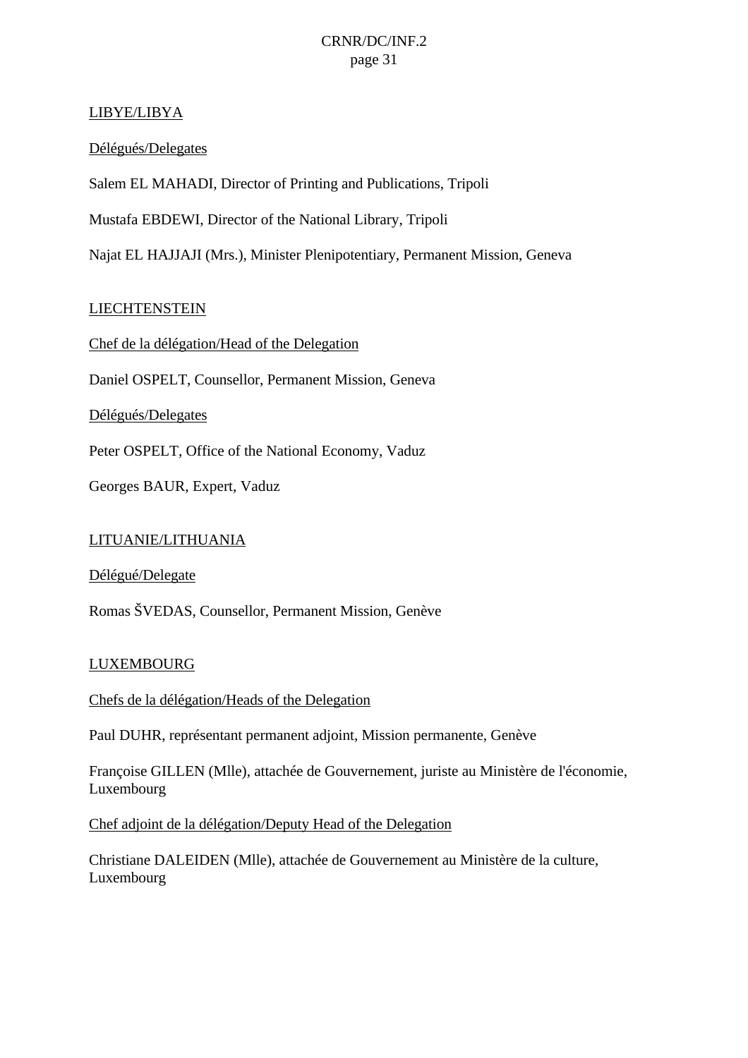LIBYE/LIBYA

Délégués/Delegates

Salem EL MAHADI, Director of Printing and Publications, Tripoli

Mustafa EBDEWI, Director of the National Library, Tripoli

Najat EL HAJJAJI (Mrs.), Minister Plenipotentiary, Permanent Mission, Geneva

LIECHTENSTEIN

Chef de la délégation/Head of the Delegation

Daniel OSPELT, Counsellor, Permanent Mission, Geneva

Délégués/Delegates

Peter OSPELT, Office of the National Economy, Vaduz

Georges BAUR, Expert, Vaduz

LITUANIE/LITHUANIA

Délégué/Delegate

Romas ŠVEDAS, Counsellor, Permanent Mission, Genève

LUXEMBOURG

Chefs de la délégation/Heads of the Delegation

Paul DUHR, représentant permanent adjoint, Mission permanente, Genève

Françoise GILLEN (Mlle), attachée de Gouvernement, juriste au Ministère de l'économie, Luxembourg

Chef adjoint de la délégation/Deputy Head of the Delegation

Christiane DALEIDEN (Mlle), attachée de Gouvernement au Ministère de la culture, Luxembourg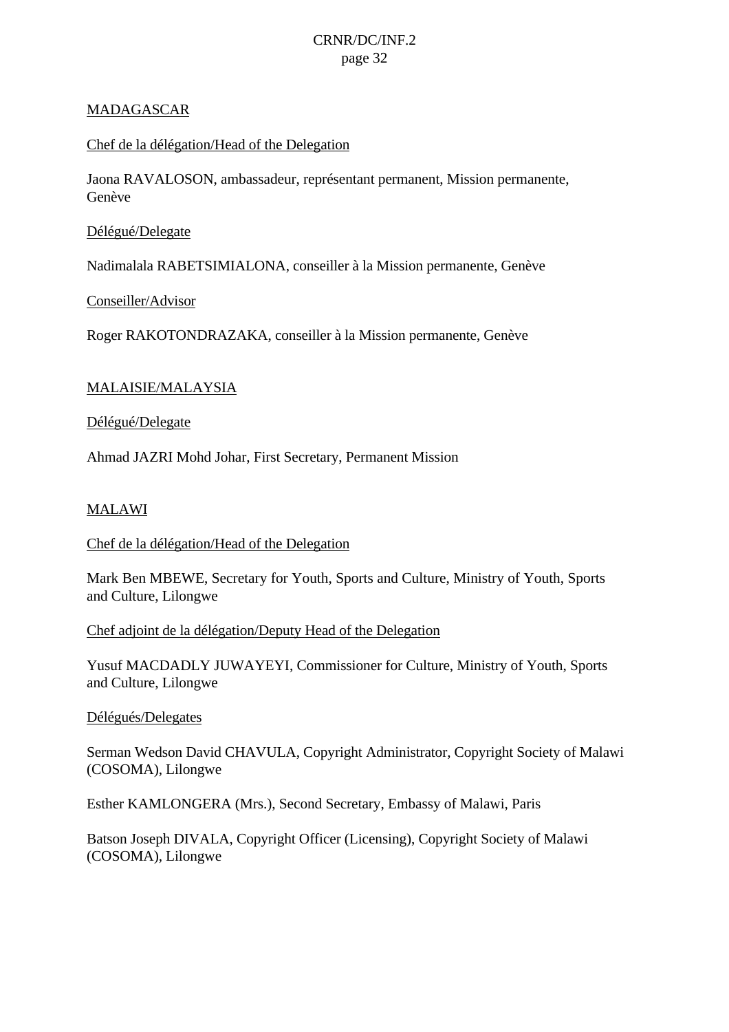MADAGASCAR

Chef de la délégation/Head of the Delegation

Jaona RAVALOSON, ambassadeur, représentant permanent, Mission permanente, Genève

Délégué/Delegate

Nadimalala RABETSIMIALONA, conseiller à la Mission permanente, Genève

Conseiller/Advisor

Roger RAKOTONDRAZAKA, conseiller à la Mission permanente, Genève

MALAISIE/MALAYSIA

Délégué/Delegate

Ahmad JAZRI Mohd Johar, First Secretary, Permanent Mission

MALAWI

Chef de la délégation/Head of the Delegation

Mark Ben MBEWE, Secretary for Youth, Sports and Culture, Ministry of Youth, Sports and Culture, Lilongwe

Chef adjoint de la délégation/Deputy Head of the Delegation

Yusuf MACDADLY JUWAYEYI, Commissioner for Culture, Ministry of Youth, Sports and Culture, Lilongwe

Délégués/Delegates

Serman Wedson David CHAVULA, Copyright Administrator, Copyright Society of Malawi (COSOMA), Lilongwe

Esther KAMLONGERA (Mrs.), Second Secretary, Embassy of Malawi, Paris

Batson Joseph DIVALA, Copyright Officer (Licensing), Copyright Society of Malawi (COSOMA), Lilongwe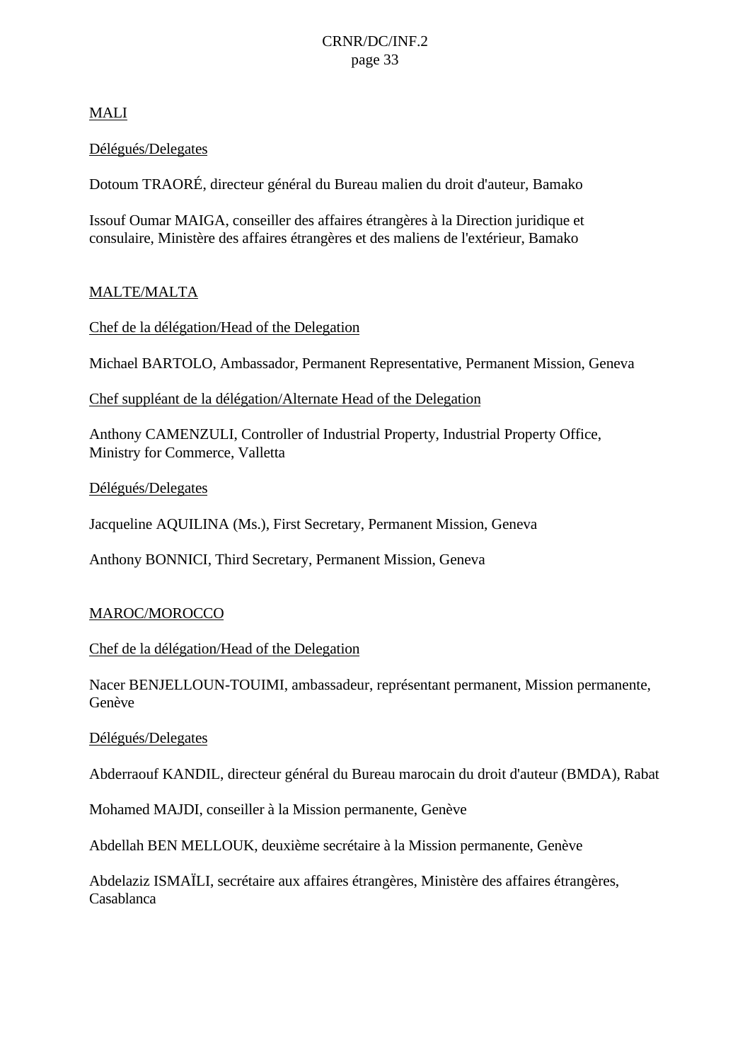MALI

Délégués/Delegates

Dotoum TRAORÉ, directeur général du Bureau malien du droit d'auteur, Bamako

Issouf Oumar MAIGA, conseiller des affaires étrangères à la Direction juridique et consulaire, Ministère des affaires étrangères et des maliens de l'extérieur, Bamako

MALTE/MALTA

Chef de la délégation/Head of the Delegation

Michael BARTOLO, Ambassador, Permanent Representative, Permanent Mission, Geneva

Chef suppléant de la délégation/Alternate Head of the Delegation

Anthony CAMENZULI, Controller of Industrial Property, Industrial Property Office, Ministry for Commerce, Valletta

Délégués/Delegates

Jacqueline AQUILINA (Ms.), First Secretary, Permanent Mission, Geneva

Anthony BONNICI, Third Secretary, Permanent Mission, Geneva

MAROC/MOROCCO

Chef de la délégation/Head of the Delegation

Nacer BENJELLOUN-TOUIMI, ambassadeur, représentant permanent, Mission permanente, Genève

Délégués/Delegates

Abderraouf KANDIL, directeur général du Bureau marocain du droit d'auteur (BMDA), Rabat

Mohamed MAJDI, conseiller à la Mission permanente, Genève

Abdellah BEN MELLOUK, deuxième secrétaire à la Mission permanente, Genève

Abdelaziz ISMAÏLI, secrétaire aux affaires étrangères, Ministère des affaires étrangères, Casablanca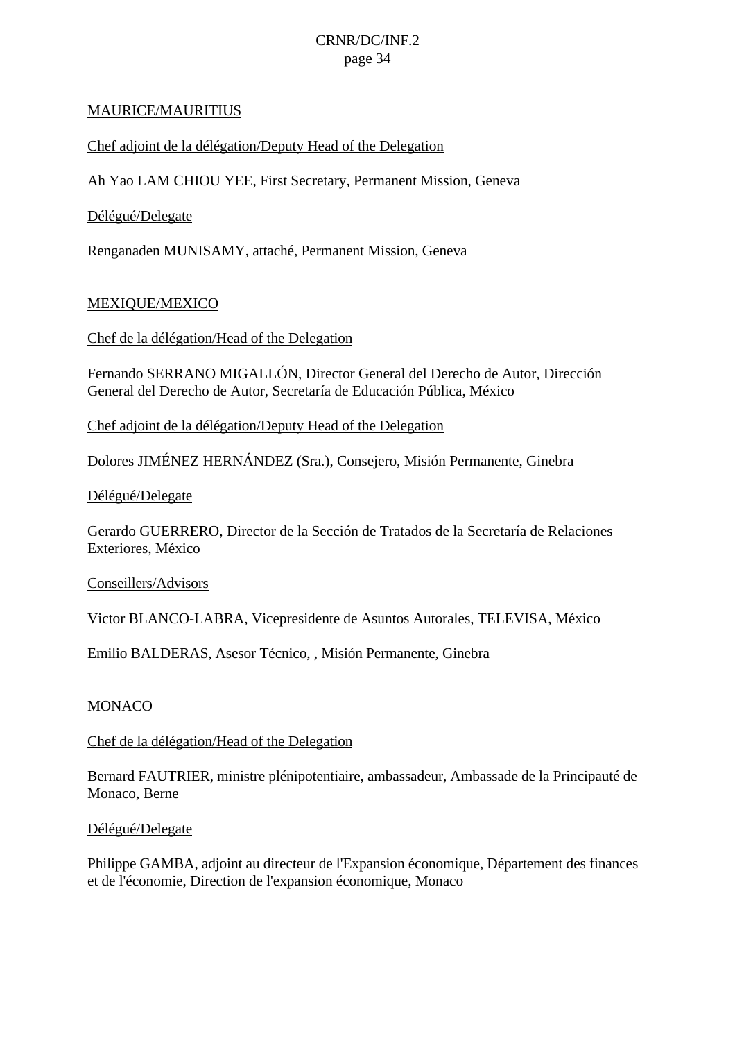MAURICE/MAURITIUS

Chef adjoint de la délégation/Deputy Head of the Delegation

Ah Yao LAM CHIOU YEE, First Secretary, Permanent Mission, Geneva

Délégué/Delegate

Renganaden MUNISAMY, attaché, Permanent Mission, Geneva

MEXIQUE/MEXICO

Chef de la délégation/Head of the Delegation

Fernando SERRANO MIGALLÓN, Director General del Derecho de Autor, Dirección General del Derecho de Autor, Secretaría de Educación Pública, México

Chef adjoint de la délégation/Deputy Head of the Delegation

Dolores JIMÉNEZ HERNÁNDEZ (Sra.), Consejero, Misión Permanente, Ginebra

Délégué/Delegate

Gerardo GUERRERO, Director de la Sección de Tratados de la Secretaría de Relaciones Exteriores, México

Conseillers/Advisors

Victor BLANCO-LABRA, Vicepresidente de Asuntos Autorales, TELEVISA, México

Emilio BALDERAS, Asesor Técnico, , Misión Permanente, Ginebra

MONACO

Chef de la délégation/Head of the Delegation

Bernard FAUTRIER, ministre plénipotentiaire, ambassadeur, Ambassade de la Principauté de Monaco, Berne

Délégué/Delegate

Philippe GAMBA, adjoint au directeur de l'Expansion économique, Département des finances et de l'économie, Direction de l'expansion économique, Monaco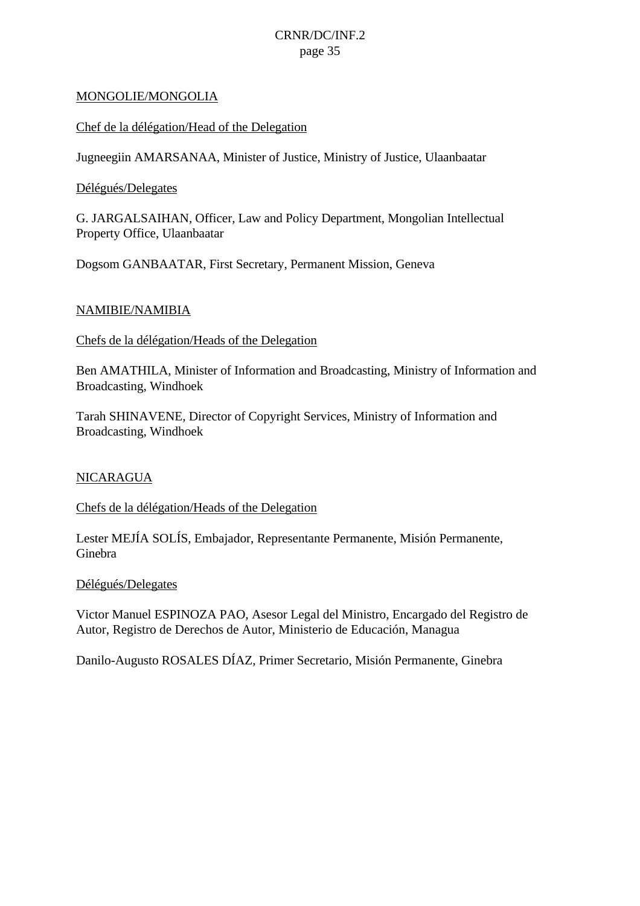MONGOLIE/MONGOLIA

Chef de la délégation/Head of the Delegation

Jugneegiin AMARSANAA, Minister of Justice, Ministry of Justice, Ulaanbaatar

Délégués/Delegates

G. JARGALSAIHAN, Officer, Law and Policy Department, Mongolian Intellectual Property Office, Ulaanbaatar

Dogsom GANBAATAR, First Secretary, Permanent Mission, Geneva

NAMIBIE/NAMIBIA

Chefs de la délégation/Heads of the Delegation

Ben AMATHILA, Minister of Information and Broadcasting, Ministry of Information and Broadcasting, Windhoek

Tarah SHINAVENE, Director of Copyright Services, Ministry of Information and Broadcasting, Windhoek

NICARAGUA

Chefs de la délégation/Heads of the Delegation

Lester MEJÍA SOLÍS, Embajador, Representante Permanente, Misión Permanente, Ginebra

Délégués/Delegates

Victor Manuel ESPINOZA PAO, Asesor Legal del Ministro, Encargado del Registro de Autor, Registro de Derechos de Autor, Ministerio de Educación, Managua

Danilo-Augusto ROSALES DÍAZ, Primer Secretario, Misión Permanente, Ginebra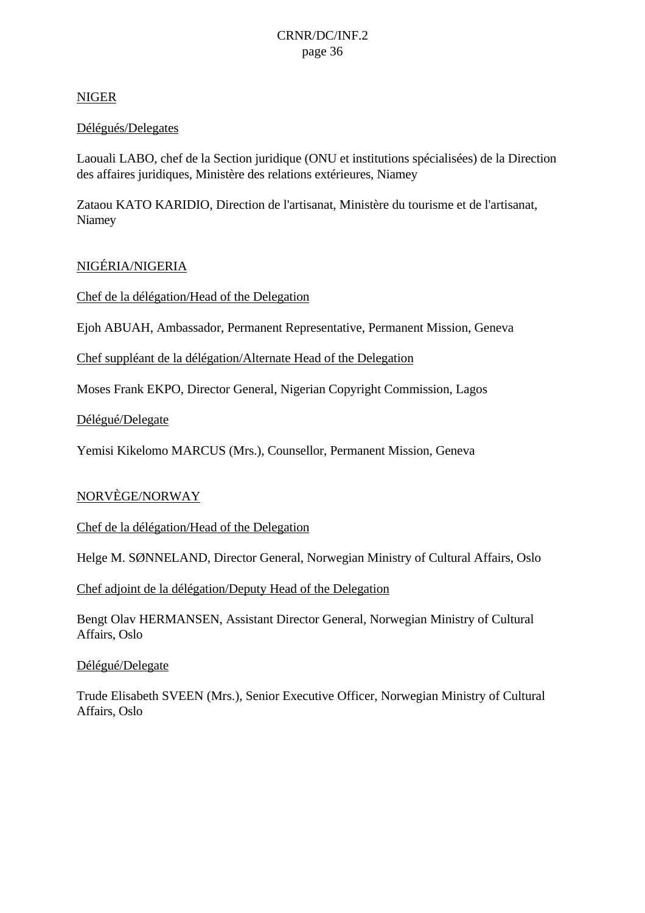NIGER

Délégués/Delegates

Laouali LABO, chef de la Section juridique (ONU et institutions spécialisées) de la Direction des affaires juridiques, Ministère des relations extérieures, Niamey

Zataou KATO KARIDIO, Direction de l'artisanat, Ministère du tourisme et de l'artisanat, Niamey

NIGÉRIA/NIGERIA

Chef de la délégation/Head of the Delegation

Ejoh ABUAH, Ambassador, Permanent Representative, Permanent Mission, Geneva

Chef suppléant de la délégation/Alternate Head of the Delegation

Moses Frank EKPO, Director General, Nigerian Copyright Commission, Lagos

Délégué/Delegate

Yemisi Kikelomo MARCUS (Mrs.), Counsellor, Permanent Mission, Geneva

NORVÈGE/NORWAY

Chef de la délégation/Head of the Delegation

Helge M. SØNNELAND, Director General, Norwegian Ministry of Cultural Affairs, Oslo

Chef adjoint de la délégation/Deputy Head of the Delegation

Bengt Olav HERMANSEN, Assistant Director General, Norwegian Ministry of Cultural Affairs, Oslo

Délégué/Delegate

Trude Elisabeth SVEEN (Mrs.), Senior Executive Officer, Norwegian Ministry of Cultural Affairs, Oslo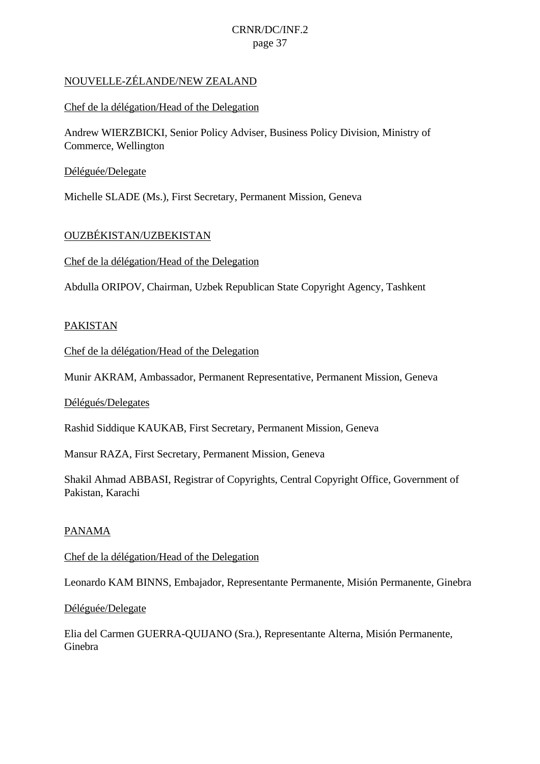NOUVELLE-ZÉLANDE/NEW ZEALAND

Chef de la délégation/Head of the Delegation

Andrew WIERZBICKI, Senior Policy Adviser, Business Policy Division, Ministry of Commerce, Wellington

Déléguée/Delegate

Michelle SLADE (Ms.), First Secretary, Permanent Mission, Geneva

OUZBÉKISTAN/UZBEKISTAN

Chef de la délégation/Head of the Delegation

Abdulla ORIPOV, Chairman, Uzbek Republican State Copyright Agency, Tashkent

PAKISTAN

Chef de la délégation/Head of the Delegation

Munir AKRAM, Ambassador, Permanent Representative, Permanent Mission, Geneva

Délégués/Delegates

Rashid Siddique KAUKAB, First Secretary, Permanent Mission, Geneva

Mansur RAZA, First Secretary, Permanent Mission, Geneva

Shakil Ahmad ABBASI, Registrar of Copyrights, Central Copyright Office, Government of Pakistan, Karachi

PANAMA

Chef de la délégation/Head of the Delegation

Leonardo KAM BINNS, Embajador, Representante Permanente, Misión Permanente, Ginebra

Déléguée/Delegate

Elia del Carmen GUERRA-QUIJANO (Sra.), Representante Alterna, Misión Permanente, Ginebra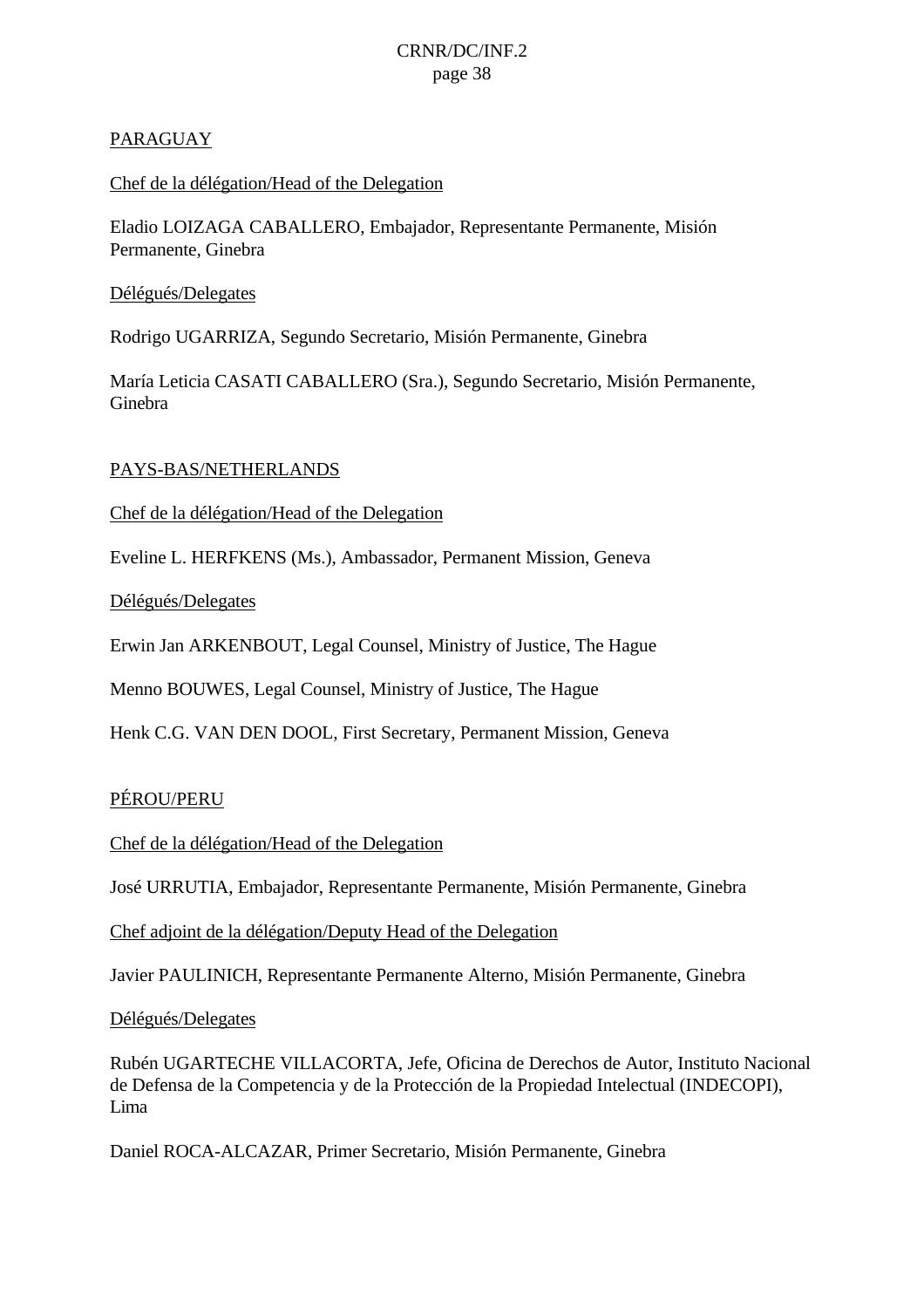PARAGUAY

Chef de la délégation/Head of the Delegation

Eladio LOIZAGA CABALLERO, Embajador, Representante Permanente, Misión Permanente, Ginebra

Délégués/Delegates

Rodrigo UGARRIZA, Segundo Secretario, Misión Permanente, Ginebra

María Leticia CASATI CABALLERO (Sra.), Segundo Secretario, Misión Permanente, Ginebra

PAYS-BAS/NETHERLANDS

Chef de la délégation/Head of the Delegation

Eveline L. HERFKENS (Ms.), Ambassador, Permanent Mission, Geneva

Délégués/Delegates

Erwin Jan ARKENBOUT, Legal Counsel, Ministry of Justice, The Hague

Menno BOUWES, Legal Counsel, Ministry of Justice, The Hague

Henk C.G. VAN DEN DOOL, First Secretary, Permanent Mission, Geneva

PÉROU/PERU

Chef de la délégation/Head of the Delegation

José URRUTIA, Embajador, Representante Permanente, Misión Permanente, Ginebra

Chef adjoint de la délégation/Deputy Head of the Delegation

Javier PAULINICH, Representante Permanente Alterno, Misión Permanente, Ginebra

Délégués/Delegates

Rubén UGARTECHE VILLACORTA, Jefe, Oficina de Derechos de Autor, Instituto Nacional de Defensa de la Competencia y de la Protección de la Propiedad Intelectual (INDECOPI), Lima

Daniel ROCA-ALCAZAR, Primer Secretario, Misión Permanente, Ginebra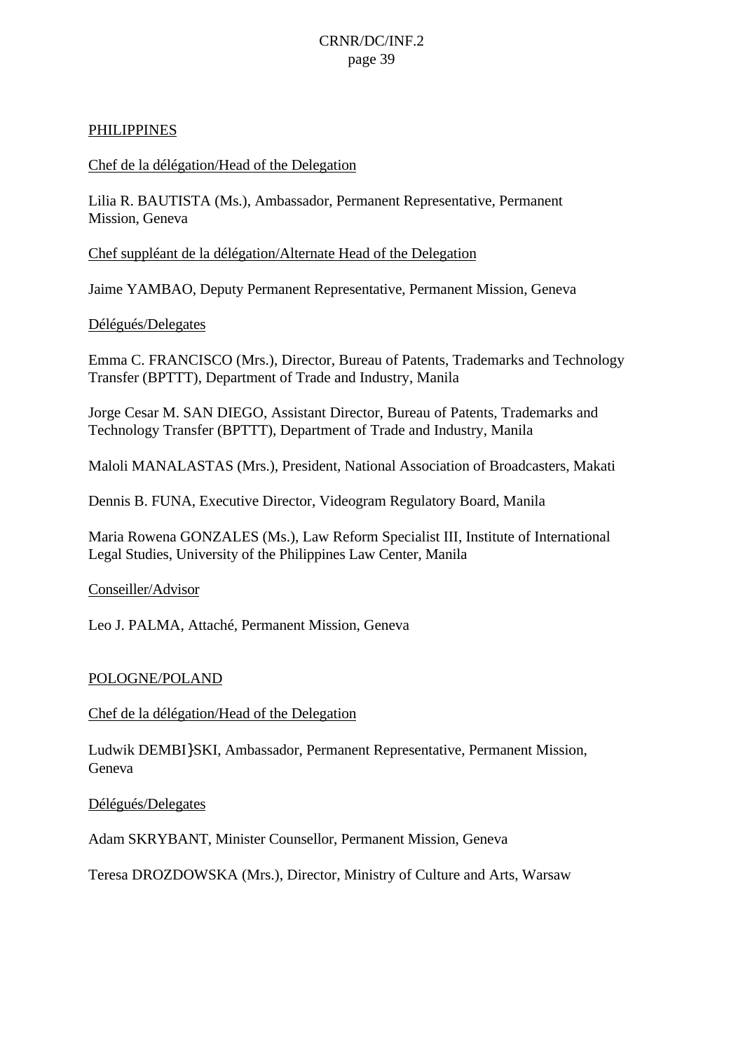PHILIPPINES

Chef de la délégation/Head of the Delegation

Lilia R. BAUTISTA (Ms.), Ambassador, Permanent Representative, Permanent Mission, Geneva

Chef suppléant de la délégation/Alternate Head of the Delegation

Jaime YAMBAO, Deputy Permanent Representative, Permanent Mission, Geneva

Délégués/Delegates

Emma C. FRANCISCO (Mrs.), Director, Bureau of Patents, Trademarks and Technology Transfer (BPTTT), Department of Trade and Industry, Manila

Jorge Cesar M. SAN DIEGO, Assistant Director, Bureau of Patents, Trademarks and Technology Transfer (BPTTT), Department of Trade and Industry, Manila

Maloli MANALASTAS (Mrs.), President, National Association of Broadcasters, Makati

Dennis B. FUNA, Executive Director, Videogram Regulatory Board, Manila

Maria Rowena GONZALES (Ms.), Law Reform Specialist III, Institute of International Legal Studies, University of the Philippines Law Center, Manila

Conseiller/Advisor

Leo J. PALMA, Attaché, Permanent Mission, Geneva

POLOGNE/POLAND

Chef de la délégation/Head of the Delegation

Ludwik DEMBI}SKI, Ambassador, Permanent Representative, Permanent Mission, Geneva

Délégués/Delegates

Adam SKRYBANT, Minister Counsellor, Permanent Mission, Geneva

Teresa DROZDOWSKA (Mrs.), Director, Ministry of Culture and Arts, Warsaw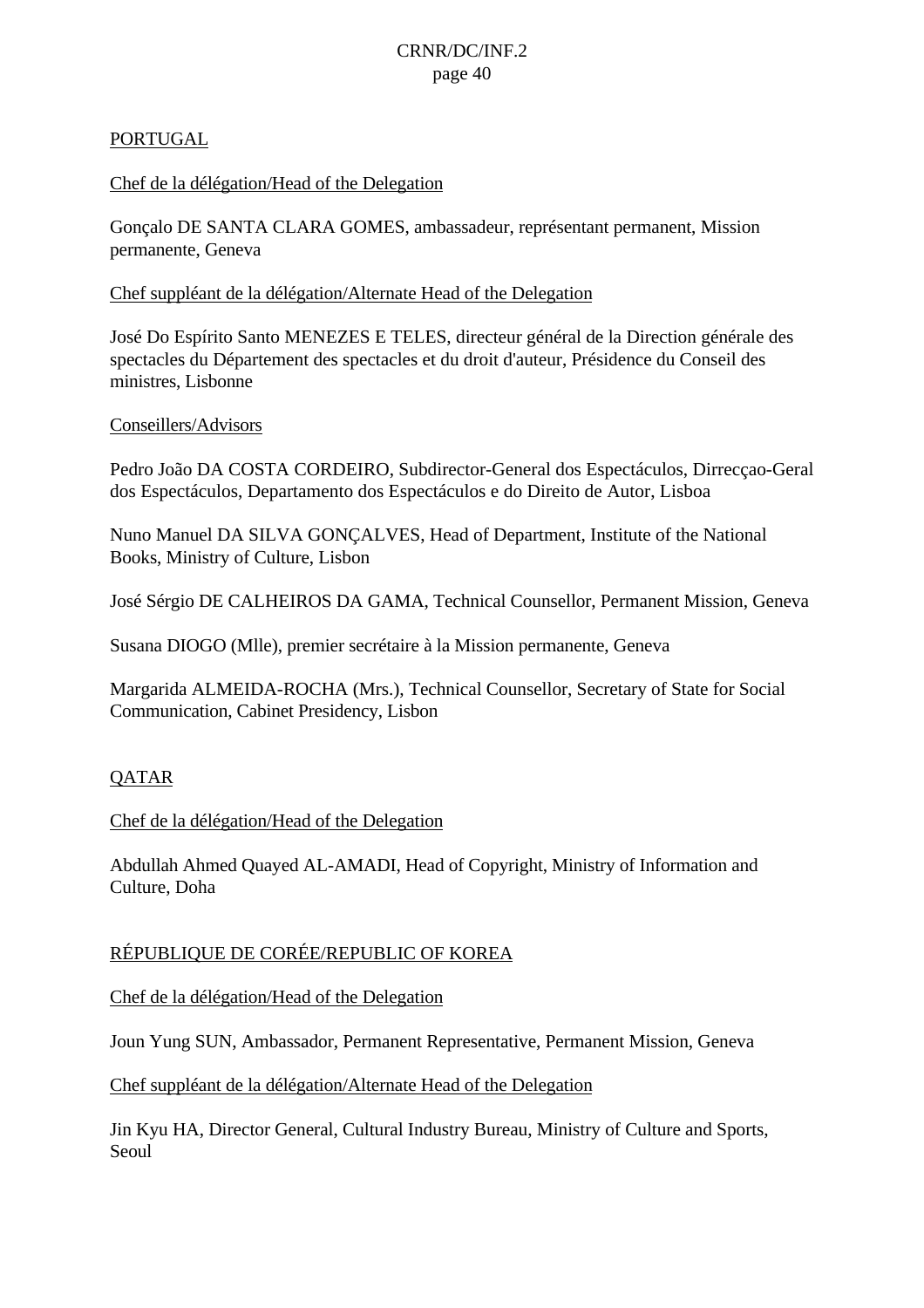## PORTUGAL

Chef de la délégation/Head of the Delegation

Gonçalo DE SANTA CLARA GOMES, ambassadeur, représentant permanent, Mission permanente, Geneva

Chef suppléant de la délégation/Alternate Head of the Delegation

José Do Espírito Santo MENEZES E TELES, directeur général de la Direction générale des spectacles du Département des spectacles et du droit d'auteur, Présidence du Conseil des ministres, Lisbonne

Conseillers/Advisors

Pedro João DA COSTA CORDEIRO, Subdirector-General dos Espectáculos, Dirrecçao-Geral dos Espectáculos, Departamento dos Espectáculos e do Direito de Autor, Lisboa

Nuno Manuel DA SILVA GONÇALVES, Head of Department, Institute of the National Books, Ministry of Culture, Lisbon

José Sérgio DE CALHEIROS DA GAMA, Technical Counsellor, Permanent Mission, Geneva

Susana DIOGO (Mlle), premier secrétaire à la Mission permanente, Geneva

Margarida ALMEIDA-ROCHA (Mrs.), Technical Counsellor, Secretary of State for Social Communication, Cabinet Presidency, Lisbon

## QATAR

Chef de la délégation/Head of the Delegation

Abdullah Ahmed Quayed AL-AMADI, Head of Copyright, Ministry of Information and Culture, Doha

## RÉPUBLIQUE DE CORÉE/REPUBLIC OF KOREA

Chef de la délégation/Head of the Delegation

Joun Yung SUN, Ambassador, Permanent Representative, Permanent Mission, Geneva

Chef suppléant de la délégation/Alternate Head of the Delegation

Jin Kyu HA, Director General, Cultural Industry Bureau, Ministry of Culture and Sports, Seoul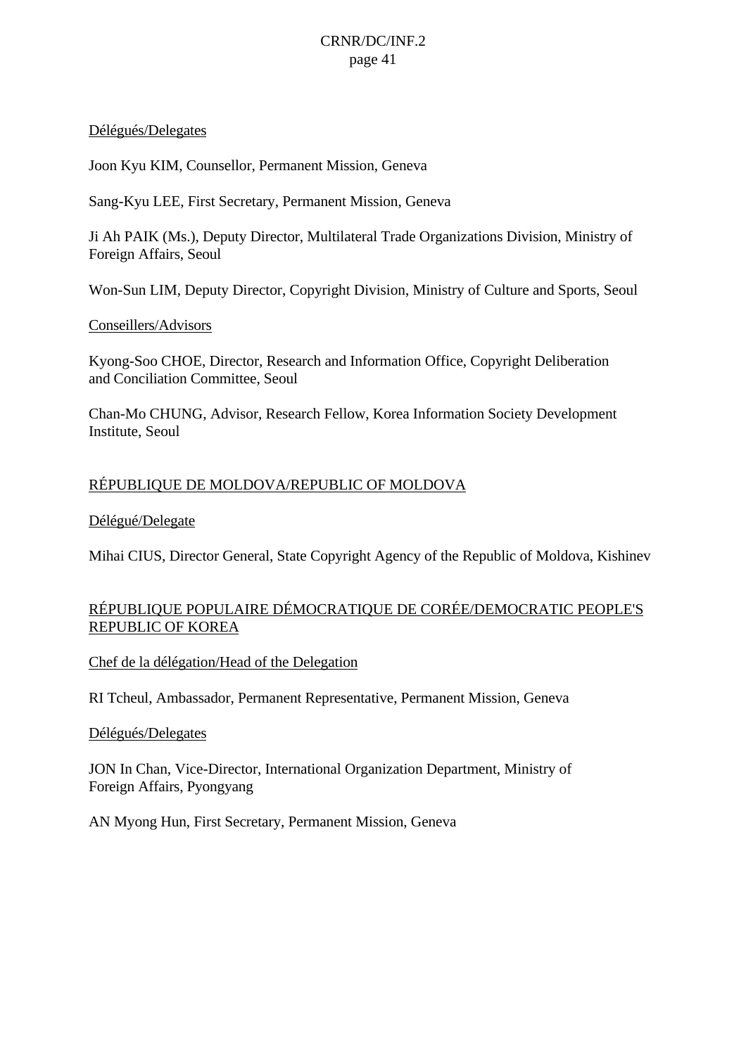Délégués/Delegates

Joon Kyu KIM, Counsellor, Permanent Mission, Geneva

Sang-Kyu LEE, First Secretary, Permanent Mission, Geneva

Ji Ah PAIK (Ms.), Deputy Director, Multilateral Trade Organizations Division, Ministry of Foreign Affairs, Seoul

Won-Sun LIM, Deputy Director, Copyright Division, Ministry of Culture and Sports, Seoul

Conseillers/Advisors

Kyong-Soo CHOE, Director, Research and Information Office, Copyright Deliberation and Conciliation Committee, Seoul

Chan-Mo CHUNG, Advisor, Research Fellow, Korea Information Society Development Institute, Seoul

RÉPUBLIQUE DE MOLDOVA/REPUBLIC OF MOLDOVA

Délégué/Delegate

Mihai CIUS, Director General, State Copyright Agency of the Republic of Moldova, Kishinev

RÉPUBLIQUE POPULAIRE DÉMOCRATIQUE DE CORÉE/DEMOCRATIC PEOPLE'S REPUBLIC OF KOREA

Chef de la délégation/Head of the Delegation

RI Tcheul, Ambassador, Permanent Representative, Permanent Mission, Geneva

Délégués/Delegates

JON In Chan, Vice-Director, International Organization Department, Ministry of Foreign Affairs, Pyongyang

AN Myong Hun, First Secretary, Permanent Mission, Geneva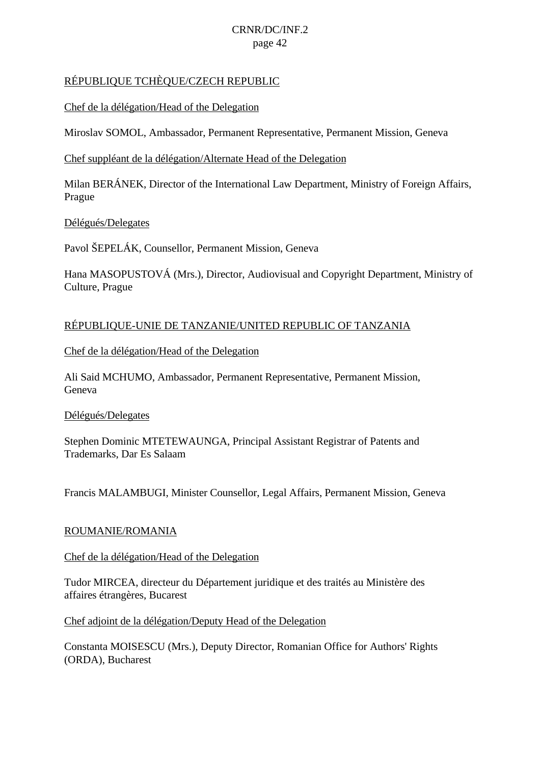RÉPUBLIQUE TCHÈQUE/CZECH REPUBLIC

Chef de la délégation/Head of the Delegation

Miroslav SOMOL, Ambassador, Permanent Representative, Permanent Mission, Geneva

Chef suppléant de la délégation/Alternate Head of the Delegation

Milan BERÁNEK, Director of the International Law Department, Ministry of Foreign Affairs, Prague

Délégués/Delegates

Pavol ŠEPELÁK, Counsellor, Permanent Mission, Geneva

Hana MASOPUSTOVÁ (Mrs.), Director, Audiovisual and Copyright Department, Ministry of Culture, Prague

RÉPUBLIQUE-UNIE DE TANZANIE/UNITED REPUBLIC OF TANZANIA

Chef de la délégation/Head of the Delegation

Ali Said MCHUMO, Ambassador, Permanent Representative, Permanent Mission, Geneva

Délégués/Delegates

Stephen Dominic MTETEWAUNGA, Principal Assistant Registrar of Patents and Trademarks, Dar Es Salaam

Francis MALAMBUGI, Minister Counsellor, Legal Affairs, Permanent Mission, Geneva

ROUMANIE/ROMANIA

Chef de la délégation/Head of the Delegation

Tudor MIRCEA, directeur du Département juridique et des traités au Ministère des affaires étrangères, Bucarest

Chef adjoint de la délégation/Deputy Head of the Delegation

Constanta MOISESCU (Mrs.), Deputy Director, Romanian Office for Authors' Rights (ORDA), Bucharest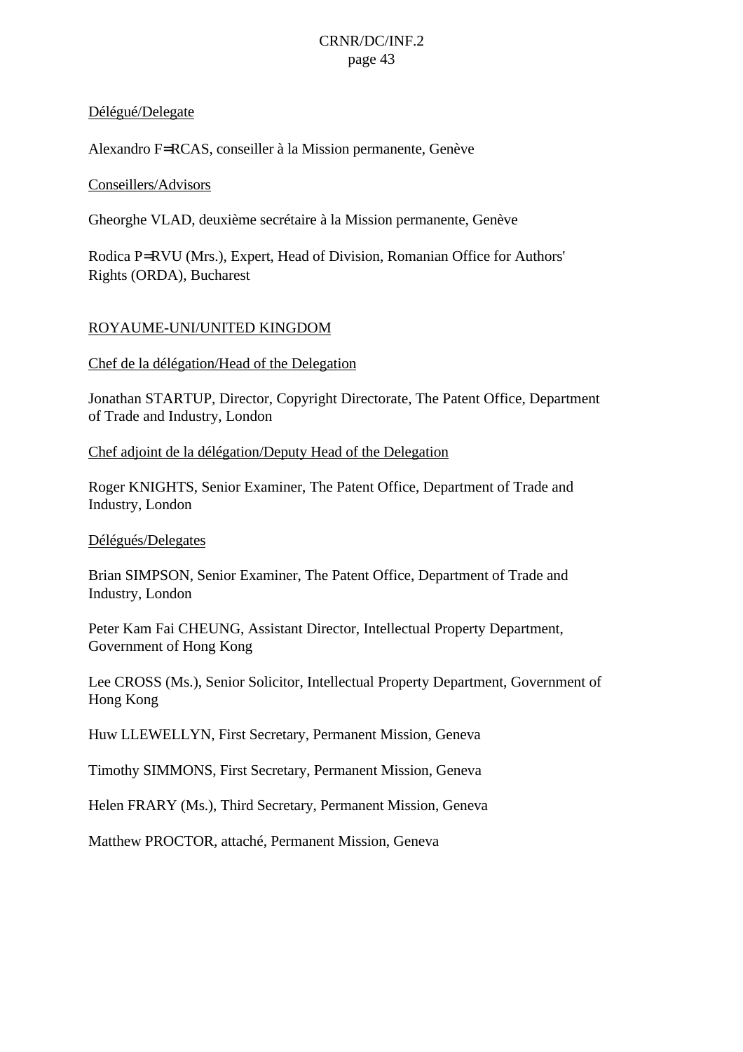Délégué/Delegate

Alexandro F=RCAS, conseiller à la Mission permanente, Genève

Conseillers/Advisors

Gheorghe VLAD, deuxième secrétaire à la Mission permanente, Genève

Rodica P=RVU (Mrs.), Expert, Head of Division, Romanian Office for Authors' Rights (ORDA), Bucharest

ROYAUME-UNI/UNITED KINGDOM

Chef de la délégation/Head of the Delegation

Jonathan STARTUP, Director, Copyright Directorate, The Patent Office, Department of Trade and Industry, London

Chef adjoint de la délégation/Deputy Head of the Delegation

Roger KNIGHTS, Senior Examiner, The Patent Office, Department of Trade and Industry, London

Délégués/Delegates

Brian SIMPSON, Senior Examiner, The Patent Office, Department of Trade and Industry, London

Peter Kam Fai CHEUNG, Assistant Director, Intellectual Property Department, Government of Hong Kong

Lee CROSS (Ms.), Senior Solicitor, Intellectual Property Department, Government of Hong Kong

Huw LLEWELLYN, First Secretary, Permanent Mission, Geneva

Timothy SIMMONS, First Secretary, Permanent Mission, Geneva

Helen FRARY (Ms.), Third Secretary, Permanent Mission, Geneva

Matthew PROCTOR, attaché, Permanent Mission, Geneva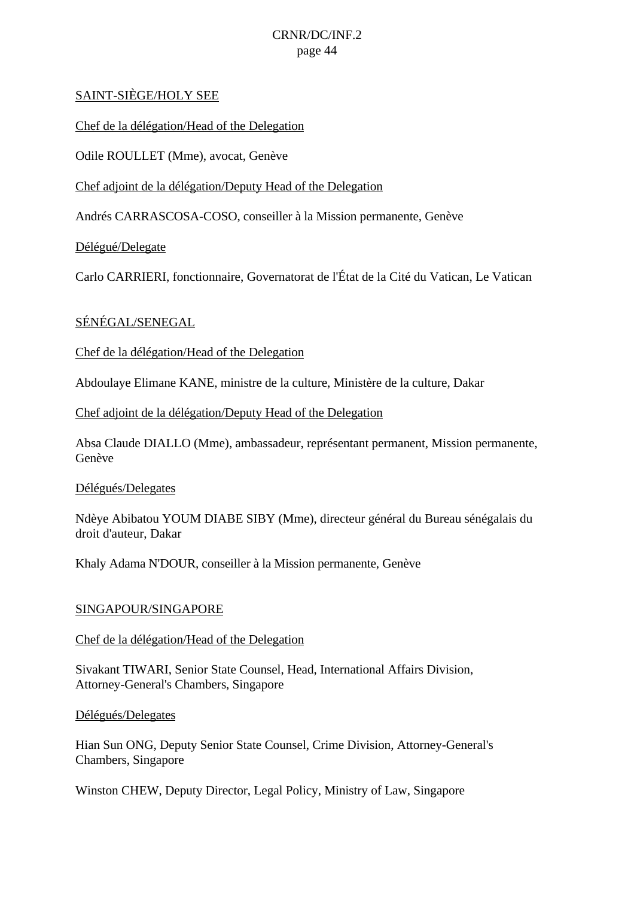## SAINT-SIÈGE/HOLY SEE

Chef de la délégation/Head of the Delegation

Odile ROULLET (Mme), avocat, Genève

Chef adjoint de la délégation/Deputy Head of the Delegation

Andrés CARRASCOSA-COSO, conseiller à la Mission permanente, Genève

Délégué/Delegate

Carlo CARRIERI, fonctionnaire, Governatorat de l'État de la Cité du Vatican, Le Vatican

## SÉNÉGAL/SENEGAL

Chef de la délégation/Head of the Delegation

Abdoulaye Elimane KANE, ministre de la culture, Ministère de la culture, Dakar

Chef adjoint de la délégation/Deputy Head of the Delegation

Absa Claude DIALLO (Mme), ambassadeur, représentant permanent, Mission permanente, Genève

Délégués/Delegates

Ndèye Abibatou YOUM DIABE SIBY (Mme), directeur général du Bureau sénégalais du droit d'auteur, Dakar

Khaly Adama N'DOUR, conseiller à la Mission permanente, Genève

## SINGAPOUR/SINGAPORE

Chef de la délégation/Head of the Delegation

Sivakant TIWARI, Senior State Counsel, Head, International Affairs Division, Attorney-General's Chambers, Singapore

Délégués/Delegates

Hian Sun ONG, Deputy Senior State Counsel, Crime Division, Attorney-General's Chambers, Singapore

Winston CHEW, Deputy Director, Legal Policy, Ministry of Law, Singapore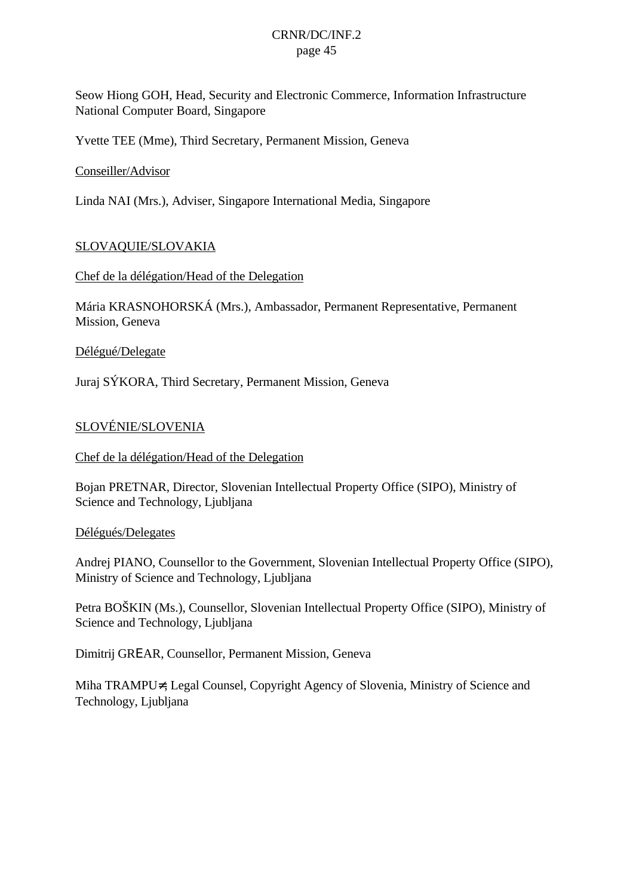Seow Hiong GOH, Head, Security and Electronic Commerce, Information Infrastructure National Computer Board, Singapore

Yvette TEE (Mme), Third Secretary, Permanent Mission, Geneva

Conseiller/Advisor

Linda NAI (Mrs.), Adviser, Singapore International Media, Singapore

SLOVAQUIE/SLOVAKIA

Chef de la délégation/Head of the Delegation

Mária KRASNOHORSKÁ (Mrs.), Ambassador, Permanent Representative, Permanent Mission, Geneva

Délégué/Delegate

Juraj SÝKORA, Third Secretary, Permanent Mission, Geneva

SLOVÉNIE/SLOVENIA

Chef de la délégation/Head of the Delegation

Bojan PRETNAR, Director, Slovenian Intellectual Property Office (SIPO), Ministry of Science and Technology, Ljubljana

Délégués/Delegates

Andrej PIANO, Counsellor to the Government, Slovenian Intellectual Property Office (SIPO), Ministry of Science and Technology, Ljubljana

Petra BOŠKIN (Ms.), Counsellor, Slovenian Intellectual Property Office (SIPO), Ministry of Science and Technology, Ljubljana

Dimitrij GRĒAR, Counsellor, Permanent Mission, Geneva

Miha TRAMPU≠, Legal Counsel, Copyright Agency of Slovenia, Ministry of Science and Technology, Ljubljana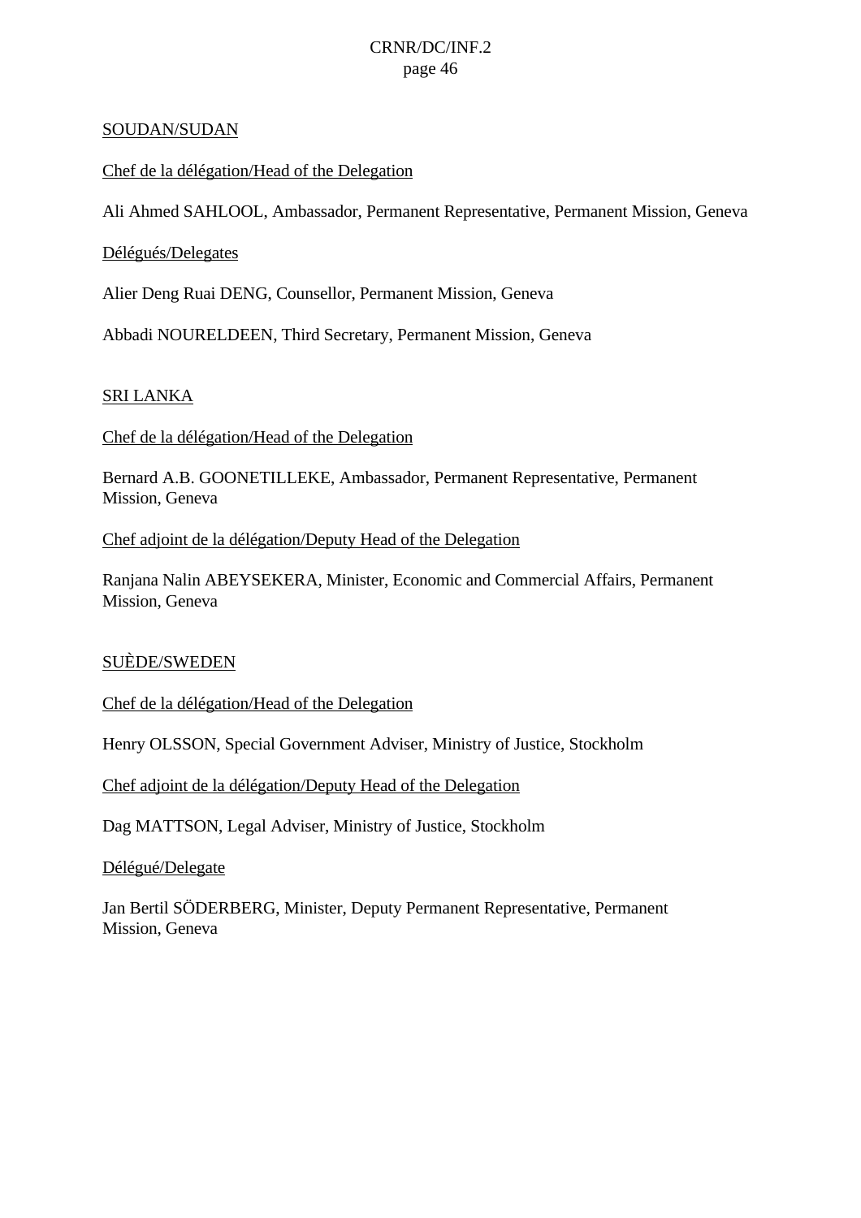SOUDAN/SUDAN

Chef de la délégation/Head of the Delegation

Ali Ahmed SAHLOOL, Ambassador, Permanent Representative, Permanent Mission, Geneva

Délégués/Delegates

Alier Deng Ruai DENG, Counsellor, Permanent Mission, Geneva

Abbadi NOURELDEEN, Third Secretary, Permanent Mission, Geneva

SRI LANKA

Chef de la délégation/Head of the Delegation

Bernard A.B. GOONETILLEKE, Ambassador, Permanent Representative, Permanent Mission, Geneva

Chef adjoint de la délégation/Deputy Head of the Delegation

Ranjana Nalin ABEYSEKERA, Minister, Economic and Commercial Affairs, Permanent Mission, Geneva

SUÈDE/SWEDEN

Chef de la délégation/Head of the Delegation

Henry OLSSON, Special Government Adviser, Ministry of Justice, Stockholm

Chef adjoint de la délégation/Deputy Head of the Delegation

Dag MATTSON, Legal Adviser, Ministry of Justice, Stockholm

Délégué/Delegate

Jan Bertil SÖDERBERG, Minister, Deputy Permanent Representative, Permanent Mission, Geneva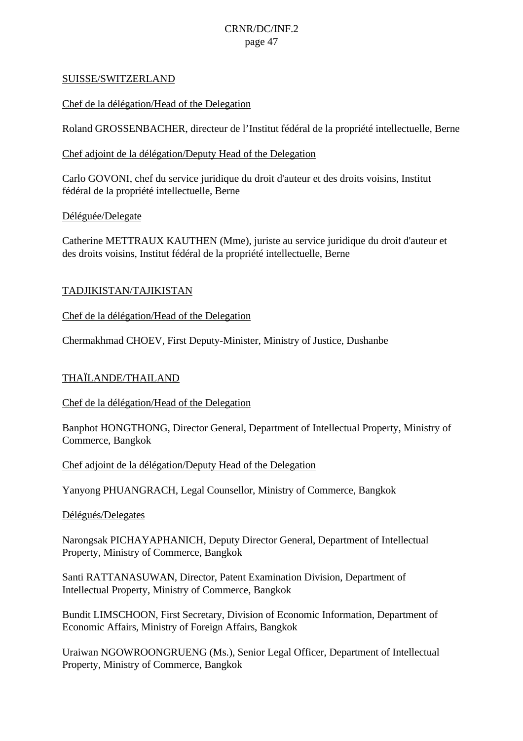SUISSE/SWITZERLAND

Chef de la délégation/Head of the Delegation

Roland GROSSENBACHER, directeur de l’Institut fédéral de la propriété intellectuelle, Berne

Chef adjoint de la délégation/Deputy Head of the Delegation

Carlo GOVONI, chef du service juridique du droit d'auteur et des droits voisins, Institut fédéral de la propriété intellectuelle, Berne

Déléguée/Delegate

Catherine METTRAUX KAUTHEN (Mme), juriste au service juridique du droit d'auteur et des droits voisins, Institut fédéral de la propriété intellectuelle, Berne

TADJIKISTAN/TAJIKISTAN

Chef de la délégation/Head of the Delegation

Chermakhmad CHOEV, First Deputy-Minister, Ministry of Justice, Dushanbe

THAÏLANDE/THAILAND

Chef de la délégation/Head of the Delegation

Banphot HONGTHONG, Director General, Department of Intellectual Property, Ministry of Commerce, Bangkok

Chef adjoint de la délégation/Deputy Head of the Delegation

Yanyong PHUANGRACH, Legal Counsellor, Ministry of Commerce, Bangkok

Délégués/Delegates

Narongsak PICHAYAPHANICH, Deputy Director General, Department of Intellectual Property, Ministry of Commerce, Bangkok

Santi RATTANASUWAN, Director, Patent Examination Division, Department of Intellectual Property, Ministry of Commerce, Bangkok

Bundit LIMSCHOON, First Secretary, Division of Economic Information, Department of Economic Affairs, Ministry of Foreign Affairs, Bangkok

Uraiwan NGOWROONGRUENG (Ms.), Senior Legal Officer, Department of Intellectual Property, Ministry of Commerce, Bangkok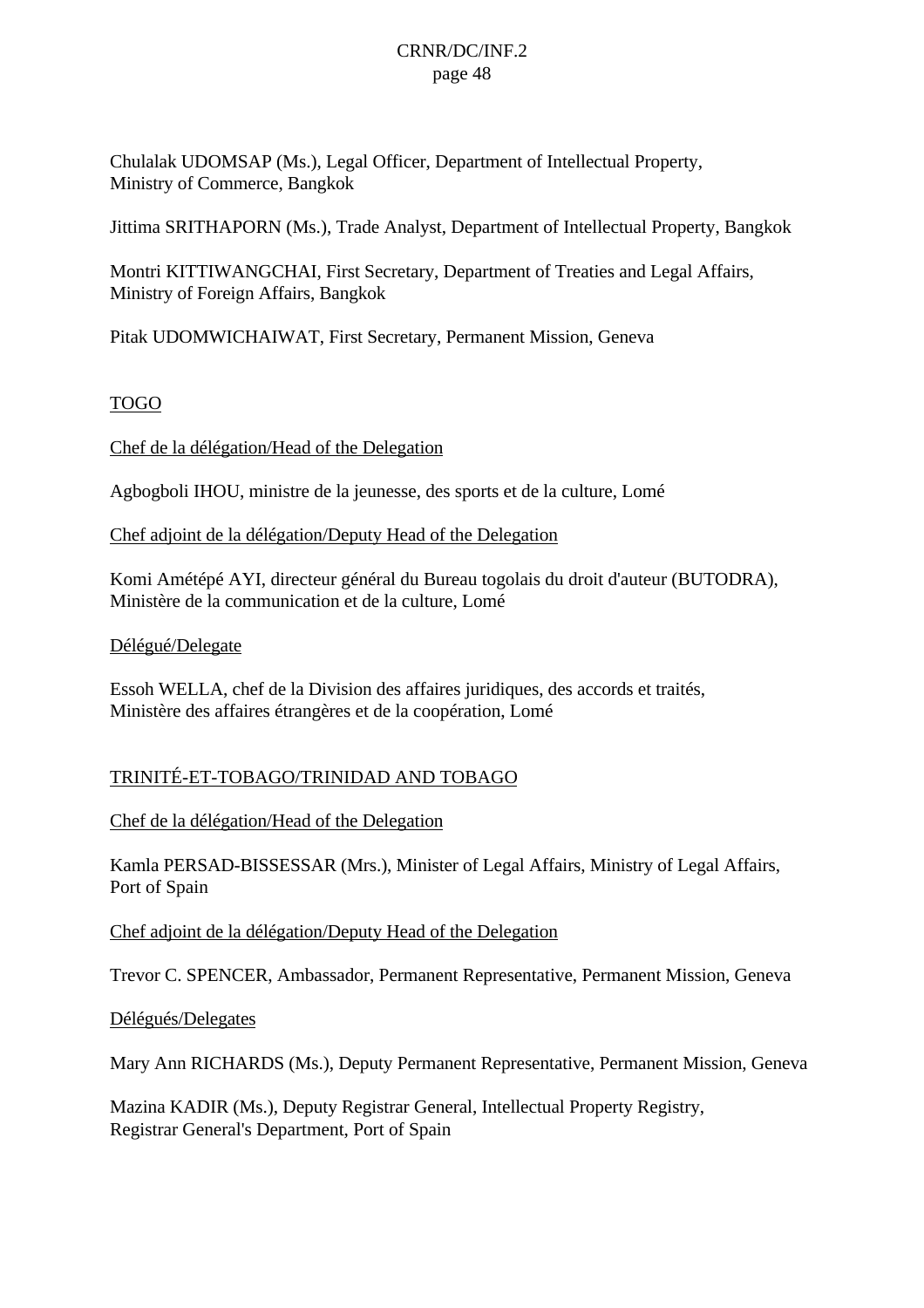Chulalak UDOMSAP (Ms.), Legal Officer, Department of Intellectual Property, Ministry of Commerce, Bangkok

Jittima SRITHAPORN (Ms.), Trade Analyst, Department of Intellectual Property, Bangkok

Montri KITTIWANGCHAI, First Secretary, Department of Treaties and Legal Affairs, Ministry of Foreign Affairs, Bangkok

Pitak UDOMWICHAIWAT, First Secretary, Permanent Mission, Geneva

TOGO

Chef de la délégation/Head of the Delegation

Agbogboli IHOU, ministre de la jeunesse, des sports et de la culture, Lomé

Chef adjoint de la délégation/Deputy Head of the Delegation

Komi Amétépé AYI, directeur général du Bureau togolais du droit d'auteur (BUTODRA), Ministère de la communication et de la culture, Lomé

Délégué/Delegate

Essoh WELLA, chef de la Division des affaires juridiques, des accords et traités, Ministère des affaires étrangères et de la coopération, Lomé

TRINITÉ-ET-TOBAGO/TRINIDAD AND TOBAGO

Chef de la délégation/Head of the Delegation

Kamla PERSAD-BISSESSAR (Mrs.), Minister of Legal Affairs, Ministry of Legal Affairs, Port of Spain

Chef adjoint de la délégation/Deputy Head of the Delegation

Trevor C. SPENCER, Ambassador, Permanent Representative, Permanent Mission, Geneva

Délégués/Delegates

Mary Ann RICHARDS (Ms.), Deputy Permanent Representative, Permanent Mission, Geneva

Mazina KADIR (Ms.), Deputy Registrar General, Intellectual Property Registry, Registrar General's Department, Port of Spain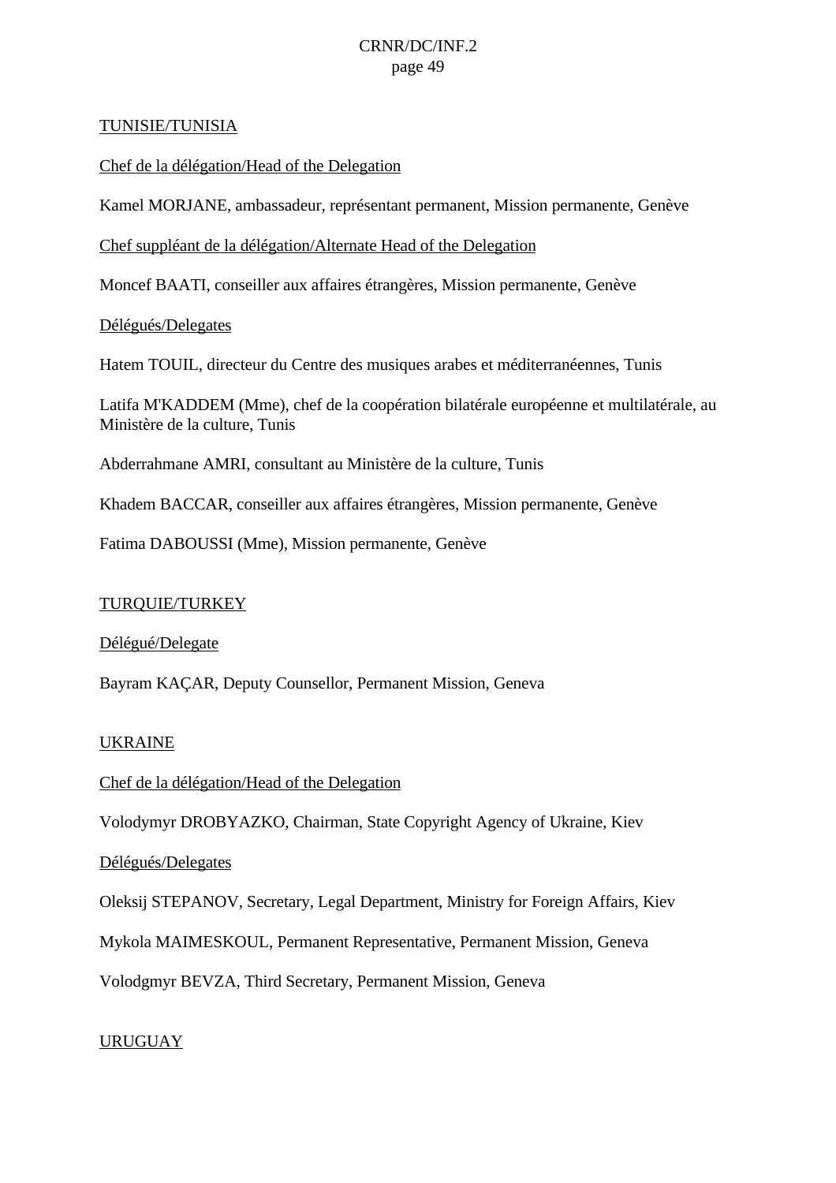TUNISIE/TUNISIA

Chef de la délégation/Head of the Delegation

Kamel MORJANE, ambassadeur, représentant permanent, Mission permanente, Genève

Chef suppléant de la délégation/Alternate Head of the Delegation

Moncef BAATI, conseiller aux affaires étrangères, Mission permanente, Genève

Délégués/Delegates

Hatem TOUIL, directeur du Centre des musiques arabes et méditerranéennes, Tunis

Latifa M'KADDEM (Mme), chef de la coopération bilatérale européenne et multilatérale, au Ministère de la culture, Tunis

Abderrahmane AMRI, consultant au Ministère de la culture, Tunis

Khadem BACCAR, conseiller aux affaires étrangères, Mission permanente, Genève

Fatima DABOUSSI (Mme), Mission permanente, Genève

TURQUIE/TURKEY

Délégué/Delegate

Bayram KAÇAR, Deputy Counsellor, Permanent Mission, Geneva

UKRAINE

Chef de la délégation/Head of the Delegation

Volodymyr DROBYAZKO, Chairman, State Copyright Agency of Ukraine, Kiev

Délégués/Delegates

Oleksij STEPANOV, Secretary, Legal Department, Ministry for Foreign Affairs, Kiev

Mykola MAIMESKOUL, Permanent Representative, Permanent Mission, Geneva

Volodgmyr BEVZA, Third Secretary, Permanent Mission, Geneva

URUGUAY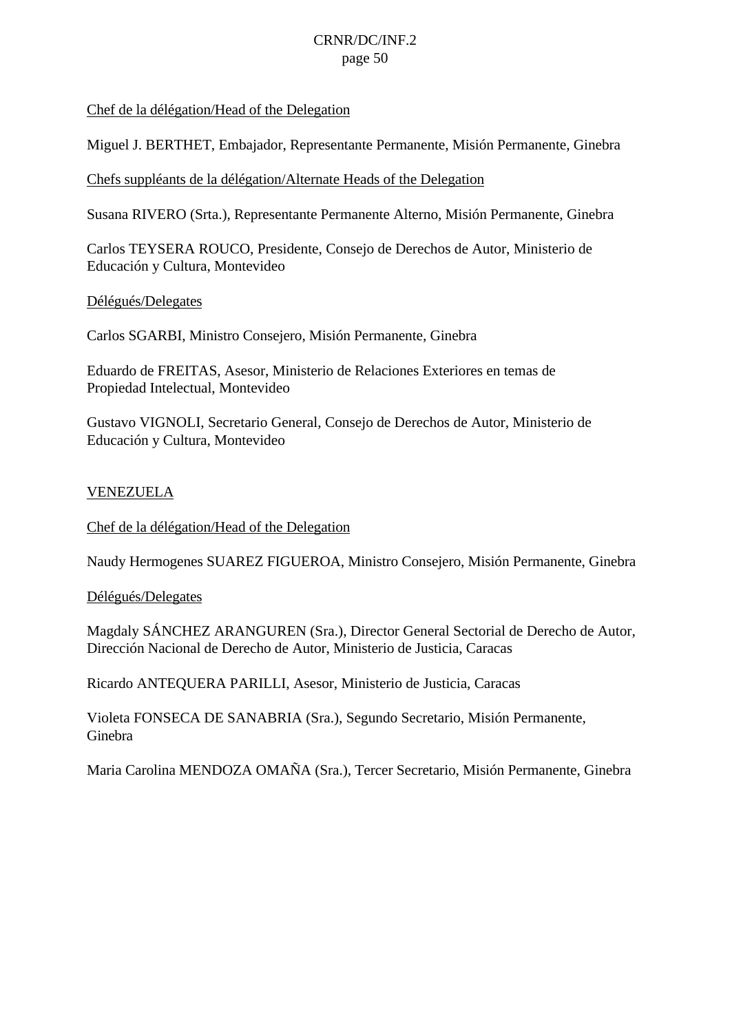Chef de la délégation/Head of the Delegation

Miguel J. BERTHET, Embajador, Representante Permanente, Misión Permanente, Ginebra

Chefs suppléants de la délégation/Alternate Heads of the Delegation

Susana RIVERO (Srta.), Representante Permanente Alterno, Misión Permanente, Ginebra

Carlos TEYSERA ROUCO, Presidente, Consejo de Derechos de Autor, Ministerio de Educación y Cultura, Montevideo

Délégués/Delegates

Carlos SGARBI, Ministro Consejero, Misión Permanente, Ginebra

Eduardo de FREITAS, Asesor, Ministerio de Relaciones Exteriores en temas de Propiedad Intelectual, Montevideo

Gustavo VIGNOLI, Secretario General, Consejo de Derechos de Autor, Ministerio de Educación y Cultura, Montevideo

## VENEZUELA

Chef de la délégation/Head of the Delegation

Naudy Hermogenes SUAREZ FIGUEROA, Ministro Consejero, Misión Permanente, Ginebra

Délégués/Delegates

Magdaly SÁNCHEZ ARANGUREN (Sra.), Director General Sectorial de Derecho de Autor, Dirección Nacional de Derecho de Autor, Ministerio de Justicia, Caracas

Ricardo ANTEQUERA PARILLI, Asesor, Ministerio de Justicia, Caracas

Violeta FONSECA DE SANABRIA (Sra.), Segundo Secretario, Misión Permanente, Ginebra

Maria Carolina MENDOZA OMAÑA (Sra.), Tercer Secretario, Misión Permanente, Ginebra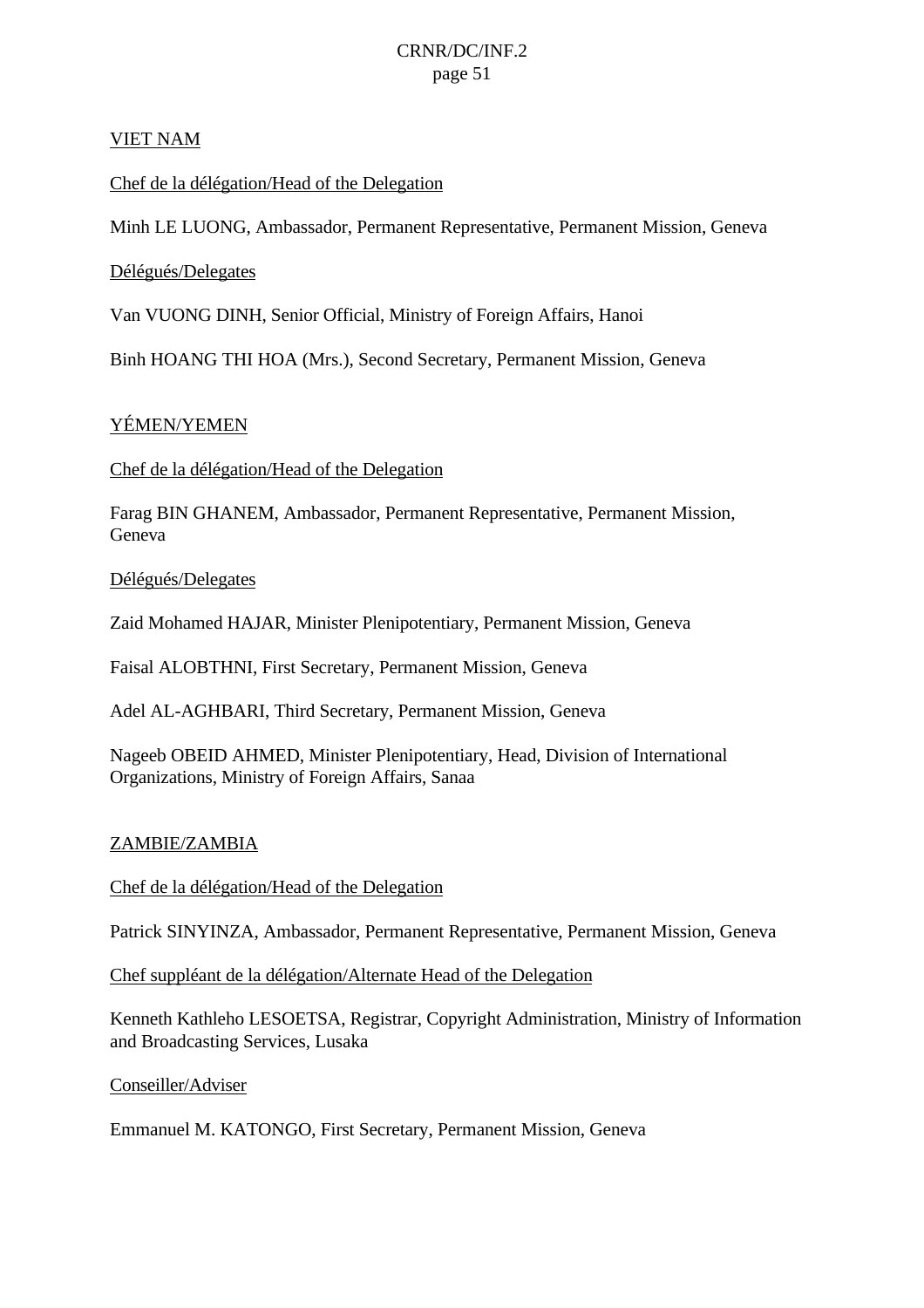VIET NAM

Chef de la délégation/Head of the Delegation

Minh LE LUONG, Ambassador, Permanent Representative, Permanent Mission, Geneva

Délégués/Delegates

Van VUONG DINH, Senior Official, Ministry of Foreign Affairs, Hanoi

Binh HOANG THI HOA (Mrs.), Second Secretary, Permanent Mission, Geneva

YÉMEN/YEMEN

Chef de la délégation/Head of the Delegation

Farag BIN GHANEM, Ambassador, Permanent Representative, Permanent Mission, Geneva

Délégués/Delegates

Zaid Mohamed HAJAR, Minister Plenipotentiary, Permanent Mission, Geneva

Faisal ALOBTHNI, First Secretary, Permanent Mission, Geneva

Adel AL-AGHBARI, Third Secretary, Permanent Mission, Geneva

Nageeb OBEID AHMED, Minister Plenipotentiary, Head, Division of International Organizations, Ministry of Foreign Affairs, Sanaa

ZAMBIE/ZAMBIA

Chef de la délégation/Head of the Delegation

Patrick SINYINZA, Ambassador, Permanent Representative, Permanent Mission, Geneva

Chef suppléant de la délégation/Alternate Head of the Delegation

Kenneth Kathleho LESOETSA, Registrar, Copyright Administration, Ministry of Information and Broadcasting Services, Lusaka

Conseiller/Adviser

Emmanuel M. KATONGO, First Secretary, Permanent Mission, Geneva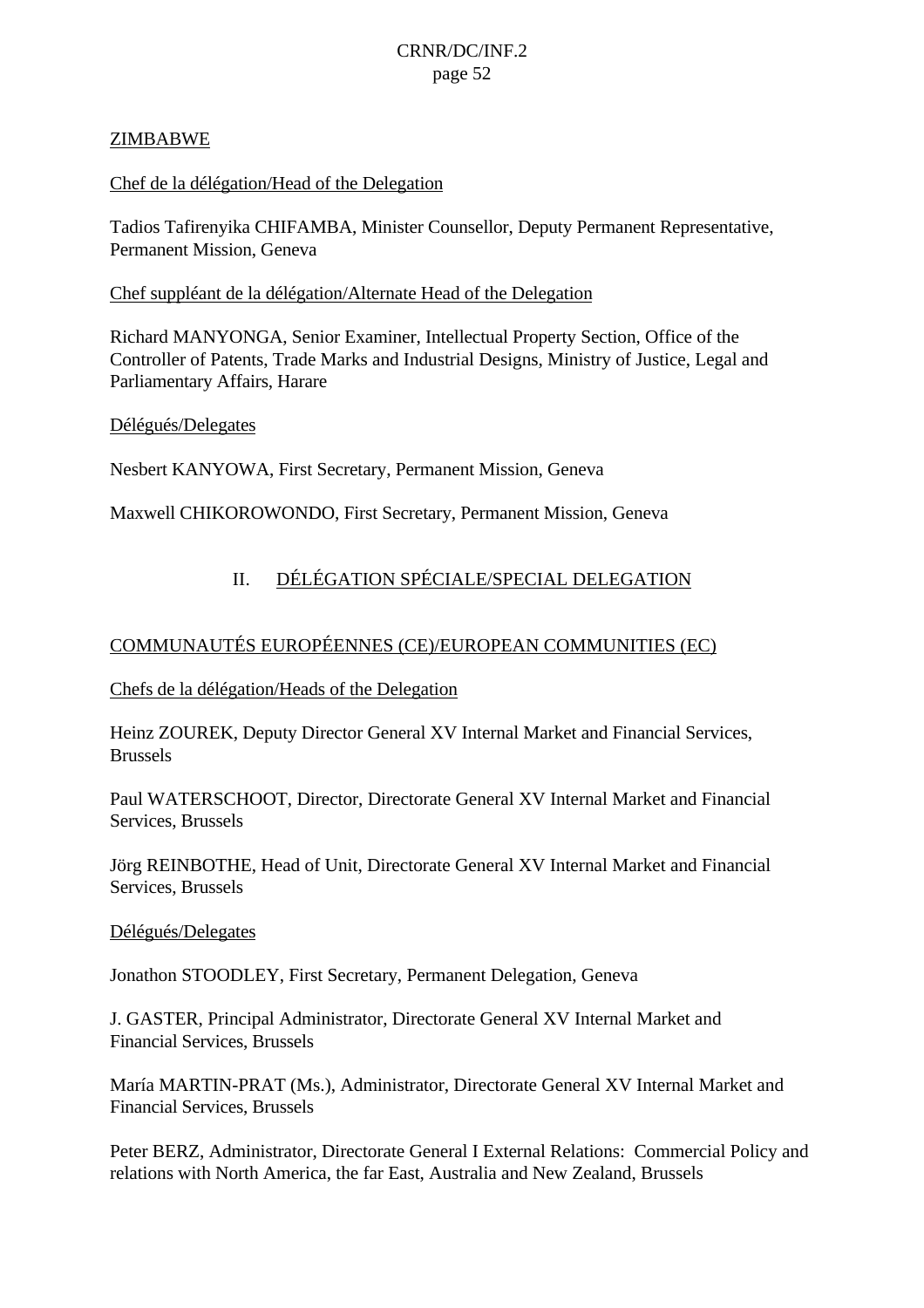ZIMBABWE

Chef de la délégation/Head of the Delegation

Tadios Tafirenyika CHIFAMBA, Minister Counsellor, Deputy Permanent Representative, Permanent Mission, Geneva

Chef suppléant de la délégation/Alternate Head of the Delegation

Richard MANYONGA, Senior Examiner, Intellectual Property Section, Office of the Controller of Patents, Trade Marks and Industrial Designs, Ministry of Justice, Legal and Parliamentary Affairs, Harare

Délégués/Delegates

Nesbert KANYOWA, First Secretary, Permanent Mission, Geneva

Maxwell CHIKOROWONDO, First Secretary, Permanent Mission, Geneva

## II. DÉLÉGATION SPÉCIALE/SPECIAL DELEGATION

COMMUNAUTÉS EUROPÉENNES (CE)/EUROPEAN COMMUNITIES (EC)

Chefs de la délégation/Heads of the Delegation

Heinz ZOUREK, Deputy Director General XV Internal Market and Financial Services, Brussels

Paul WATERSCHOOT, Director, Directorate General XV Internal Market and Financial Services, Brussels

Jörg REINBOTHE, Head of Unit, Directorate General XV Internal Market and Financial Services, Brussels

Délégués/Delegates

Jonathon STOODLEY, First Secretary, Permanent Delegation, Geneva

J. GASTER, Principal Administrator, Directorate General XV Internal Market and Financial Services, Brussels

María MARTIN-PRAT (Ms.), Administrator, Directorate General XV Internal Market and Financial Services, Brussels

Peter BERZ, Administrator, Directorate General I External Relations: Commercial Policy and relations with North America, the far East, Australia and New Zealand, Brussels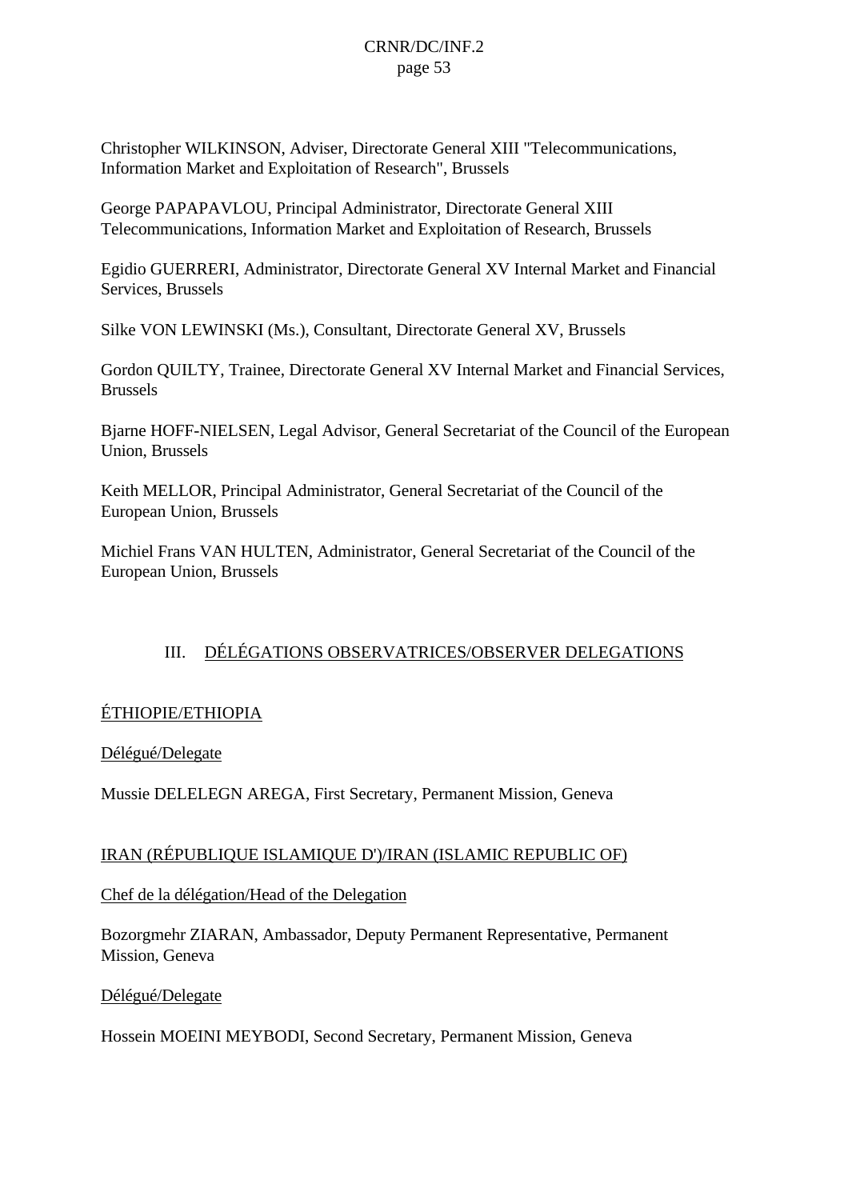Christopher WILKINSON, Adviser, Directorate General XIII "Telecommunications, Information Market and Exploitation of Research", Brussels

George PAPAPAVLOU, Principal Administrator, Directorate General XIII Telecommunications, Information Market and Exploitation of Research, Brussels

Egidio GUERRERI, Administrator, Directorate General XV Internal Market and Financial Services, Brussels

Silke VON LEWINSKI (Ms.), Consultant, Directorate General XV, Brussels

Gordon QUILTY, Trainee, Directorate General XV Internal Market and Financial Services, Brussels

Bjarne HOFF-NIELSEN, Legal Advisor, General Secretariat of the Council of the European Union, Brussels

Keith MELLOR, Principal Administrator, General Secretariat of the Council of the European Union, Brussels

Michiel Frans VAN HULTEN, Administrator, General Secretariat of the Council of the European Union, Brussels

## III. DÉLÉGATIONS OBSERVATRICES/OBSERVER DELEGATIONS

### ÉTHIOPIE/ETHIOPIA

Délégué/Delegate

Mussie DELELEGN AREGA, First Secretary, Permanent Mission, Geneva

### IRAN (RÉPUBLIQUE ISLAMIQUE D')/IRAN (ISLAMIC REPUBLIC OF)

Chef de la délégation/Head of the Delegation

Bozorgmehr ZIARAN, Ambassador, Deputy Permanent Representative, Permanent Mission, Geneva

Délégué/Delegate

Hossein MOEINI MEYBODI, Second Secretary, Permanent Mission, Geneva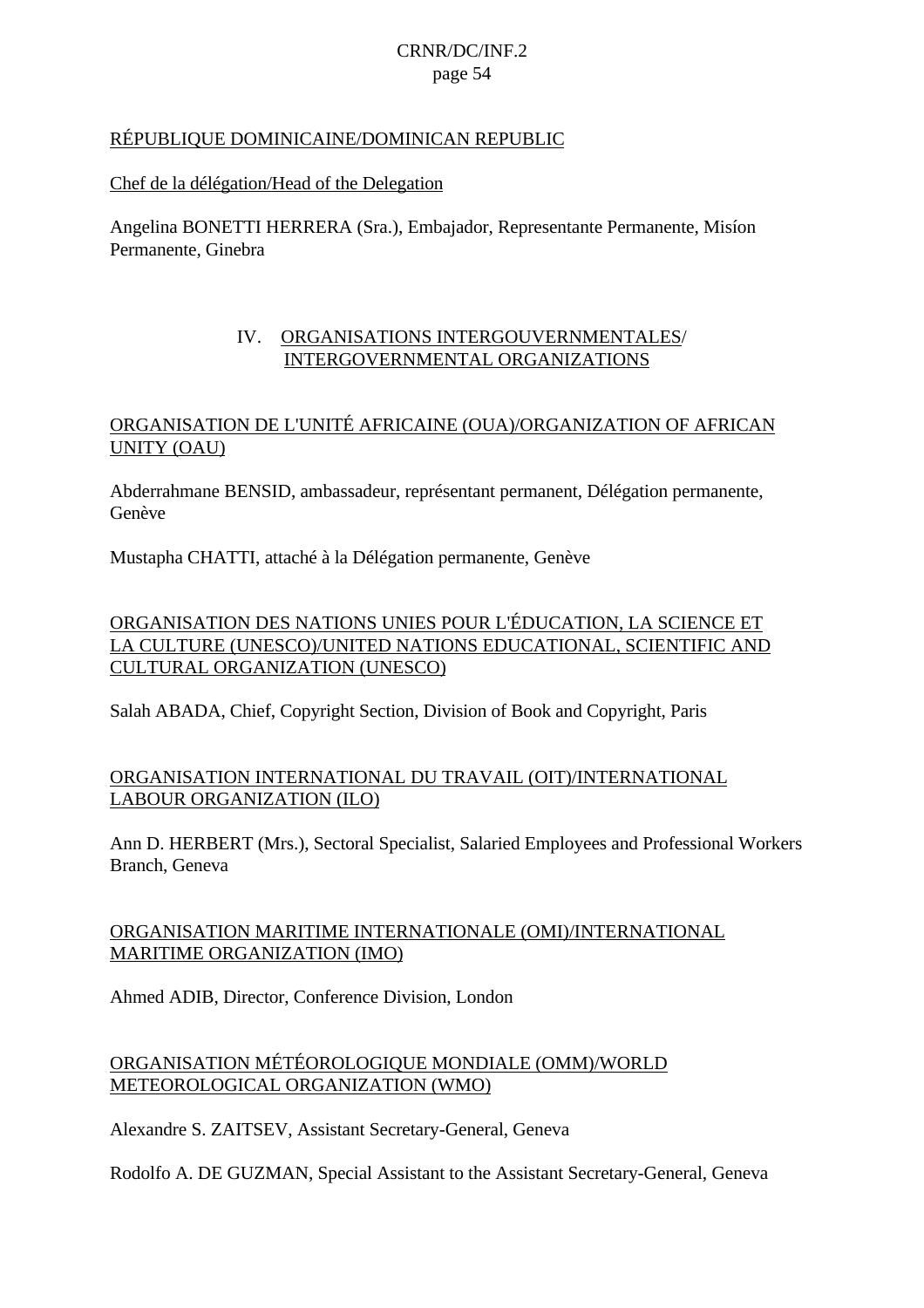RÉPUBLIQUE DOMINICAINE/DOMINICAN REPUBLIC

Chef de la délégation/Head of the Delegation

Angelina BONETTI HERRERA (Sra.), Embajador, Representante Permanente, Misíon Permanente, Ginebra

## IV. ORGANISATIONS INTERGOUVERNMENTALES/ INTERGOVERNMENTAL ORGANIZATIONS

ORGANISATION DE L'UNITÉ AFRICAINE (OUA)/ORGANIZATION OF AFRICAN UNITY (OAU)

Abderrahmane BENSID, ambassadeur, représentant permanent, Délégation permanente, Genève

Mustapha CHATTI, attaché à la Délégation permanente, Genève

ORGANISATION DES NATIONS UNIES POUR L'ÉDUCATION, LA SCIENCE ET LA CULTURE (UNESCO)/UNITED NATIONS EDUCATIONAL, SCIENTIFIC AND CULTURAL ORGANIZATION (UNESCO)

Salah ABADA, Chief, Copyright Section, Division of Book and Copyright, Paris

ORGANISATION INTERNATIONAL DU TRAVAIL (OIT)/INTERNATIONAL LABOUR ORGANIZATION (ILO)

Ann D. HERBERT (Mrs.), Sectoral Specialist, Salaried Employees and Professional Workers Branch, Geneva

ORGANISATION MARITIME INTERNATIONALE (OMI)/INTERNATIONAL MARITIME ORGANIZATION (IMO)

Ahmed ADIB, Director, Conference Division, London

ORGANISATION MÉTÉOROLOGIQUE MONDIALE (OMM)/WORLD METEOROLOGICAL ORGANIZATION (WMO)

Alexandre S. ZAITSEV, Assistant Secretary-General, Geneva

Rodolfo A. DE GUZMAN, Special Assistant to the Assistant Secretary-General, Geneva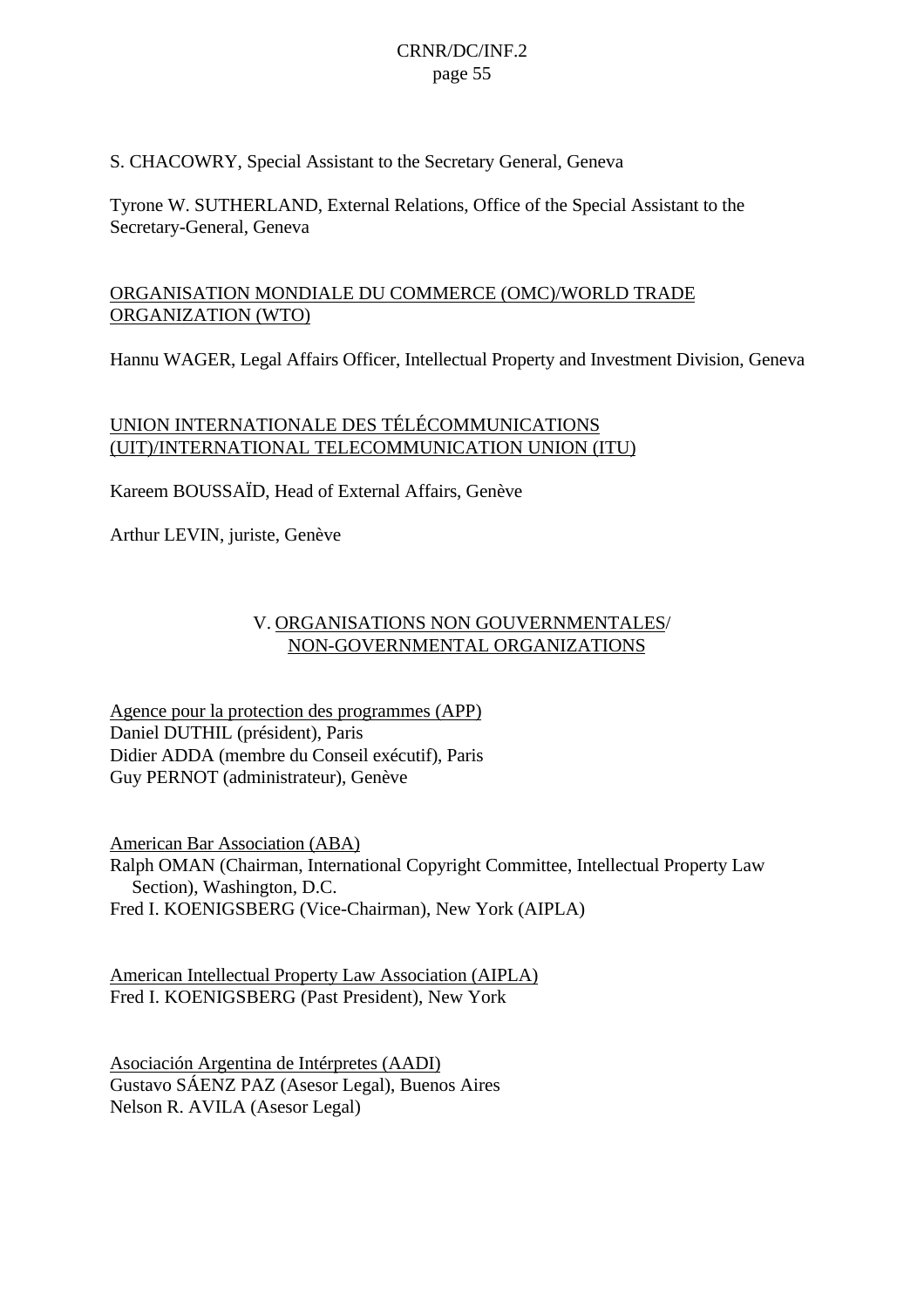S. CHACOWRY, Special Assistant to the Secretary General, Geneva

Tyrone W. SUTHERLAND, External Relations, Office of the Special Assistant to the Secretary-General, Geneva

ORGANISATION MONDIALE DU COMMERCE (OMC)/WORLD TRADE ORGANIZATION (WTO)

Hannu WAGER, Legal Affairs Officer, Intellectual Property and Investment Division, Geneva

UNION INTERNATIONALE DES TÉLÉCOMMUNICATIONS (UIT)/INTERNATIONAL TELECOMMUNICATION UNION (ITU)

Kareem BOUSSAÏD, Head of External Affairs, Genève

Arthur LEVIN, juriste, Genève

## V. ORGANISATIONS NON GOUVERNMENTALES/ NON-GOVERNMENTAL ORGANIZATIONS

Agence pour la protection des programmes (APP)
Daniel DUTHIL (président), Paris
Didier ADDA (membre du Conseil exécutif), Paris
Guy PERNOT (administrateur), Genève

American Bar Association (ABA)
Ralph OMAN (Chairman, International Copyright Committee, Intellectual Property Law Section), Washington, D.C.
Fred I. KOENIGSBERG (Vice-Chairman), New York (AIPLA)

American Intellectual Property Law Association (AIPLA)
Fred I. KOENIGSBERG (Past President), New York

Asociación Argentina de Intérpretes (AADI)
Gustavo SÁENZ PAZ (Asesor Legal), Buenos Aires
Nelson R. AVILA (Asesor Legal)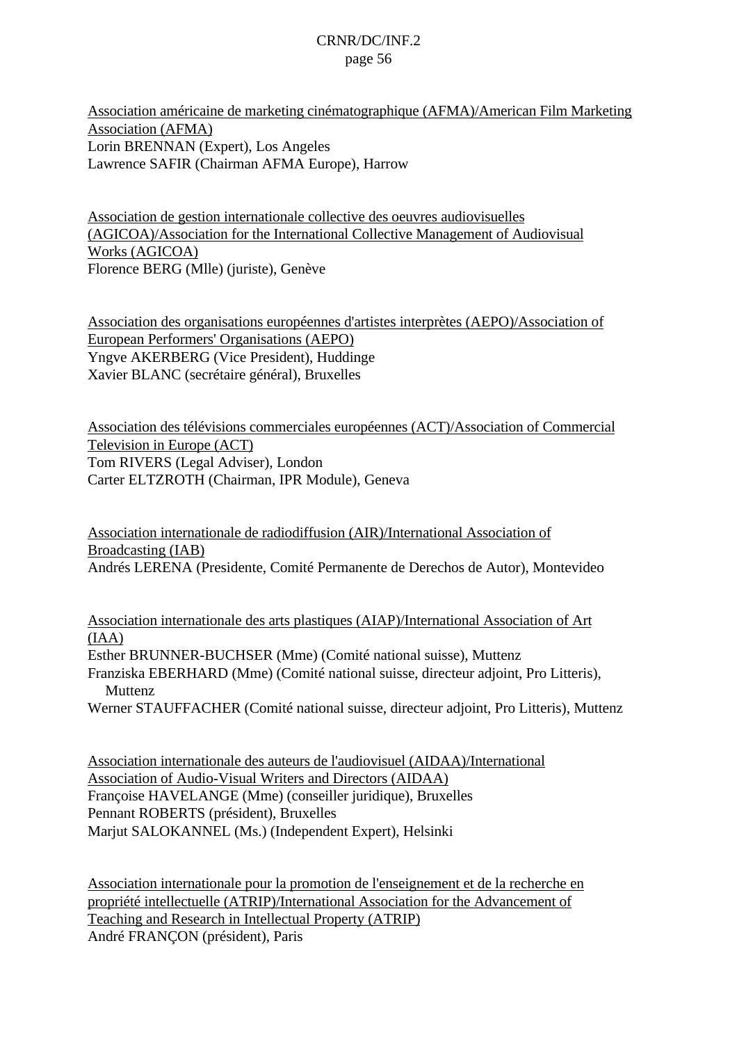Association américaine de marketing cinématographique (AFMA)/American Film Marketing Association (AFMA)
Lorin BRENNAN (Expert), Los Angeles
Lawrence SAFIR (Chairman AFMA Europe), Harrow

Association de gestion internationale collective des oeuvres audiovisuelles (AGICOA)/Association for the International Collective Management of Audiovisual Works (AGICOA)
Florence BERG (Mlle) (juriste), Genève

Association des organisations européennes d'artistes interprètes (AEPO)/Association of European Performers' Organisations (AEPO)
Yngve AKERBERG (Vice President), Huddinge
Xavier BLANC (secrétaire général), Bruxelles

Association des télévisions commerciales européennes (ACT)/Association of Commercial Television in Europe (ACT)
Tom RIVERS (Legal Adviser), London
Carter ELTZROTH (Chairman, IPR Module), Geneva

Association internationale de radiodiffusion (AIR)/International Association of Broadcasting (IAB)
Andrés LERENA (Presidente, Comité Permanente de Derechos de Autor), Montevideo

Association internationale des arts plastiques (AIAP)/International Association of Art (IAA)
Esther BRUNNER-BUCHSER (Mme) (Comité national suisse), Muttenz
Franziska EBERHARD (Mme) (Comité national suisse, directeur adjoint, Pro Litteris), Muttenz
Werner STAUFFACHER (Comité national suisse, directeur adjoint, Pro Litteris), Muttenz

Association internationale des auteurs de l'audiovisuel (AIDAA)/International Association of Audio-Visual Writers and Directors (AIDAA)
Françoise HAVELANGE (Mme) (conseiller juridique), Bruxelles
Pennant ROBERTS (président), Bruxelles
Marjut SALOKANNEL (Ms.) (Independent Expert), Helsinki

Association internationale pour la promotion de l'enseignement et de la recherche en propriété intellectuelle (ATRIP)/International Association for the Advancement of Teaching and Research in Intellectual Property (ATRIP)
André FRANÇON (président), Paris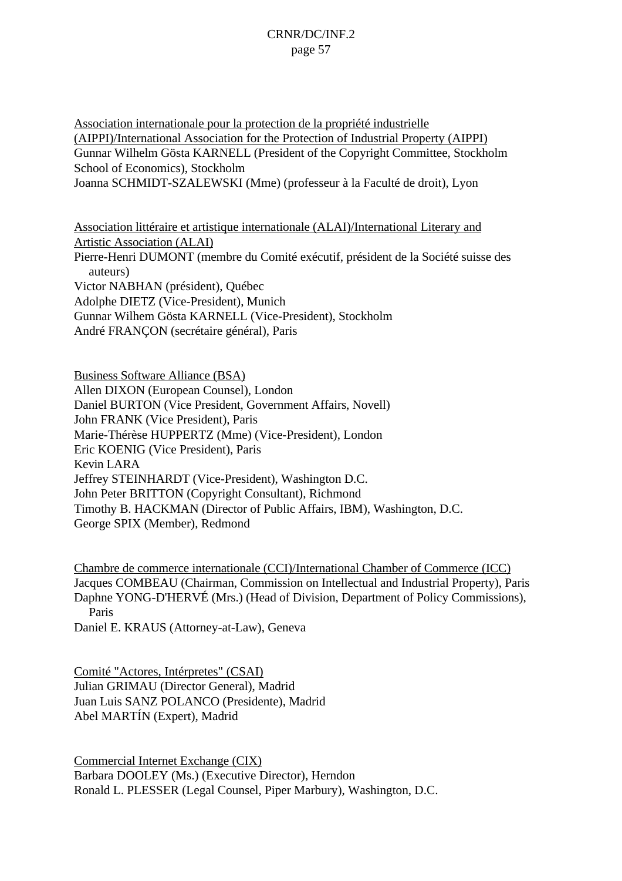Association internationale pour la protection de la propriété industrielle (AIPPI)/International Association for the Protection of Industrial Property (AIPPI)

Gunnar Wilhelm Gösta KARNELL (President of the Copyright Committee, Stockholm School of Economics), Stockholm
Joanna SCHMIDT-SZALEWSKI (Mme) (professeur à la Faculté de droit), Lyon

Association littéraire et artistique internationale (ALAI)/International Literary and Artistic Association (ALAI)

Pierre-Henri DUMONT (membre du Comité exécutif, président de la Société suisse des auteurs)
Victor NABHAN (président), Québec
Adolphe DIETZ (Vice-President), Munich
Gunnar Wilhem Gösta KARNELL (Vice-President), Stockholm
André FRANÇON (secrétaire général), Paris

Business Software Alliance (BSA)

Allen DIXON (European Counsel), London
Daniel BURTON (Vice President, Government Affairs, Novell)
John FRANK (Vice President), Paris
Marie-Thérèse HUPPERTZ (Mme) (Vice-President), London
Eric KOENIG (Vice President), Paris
Kevin LARA
Jeffrey STEINHARDT (Vice-President), Washington D.C.
John Peter BRITTON (Copyright Consultant), Richmond
Timothy B. HACKMAN (Director of Public Affairs, IBM), Washington, D.C.
George SPIX (Member), Redmond

Chambre de commerce internationale (CCI)/International Chamber of Commerce (ICC)

Jacques COMBEAU (Chairman, Commission on Intellectual and Industrial Property), Paris
Daphne YONG-D'HERVÉ (Mrs.) (Head of Division, Department of Policy Commissions), Paris
Daniel E. KRAUS (Attorney-at-Law), Geneva

Comité "Actores, Intérpretes" (CSAI)

Julian GRIMAU (Director General), Madrid
Juan Luis SANZ POLANCO (Presidente), Madrid
Abel MARTÍN (Expert), Madrid

Commercial Internet Exchange (CIX)

Barbara DOOLEY (Ms.) (Executive Director), Herndon
Ronald L. PLESSER (Legal Counsel, Piper Marbury), Washington, D.C.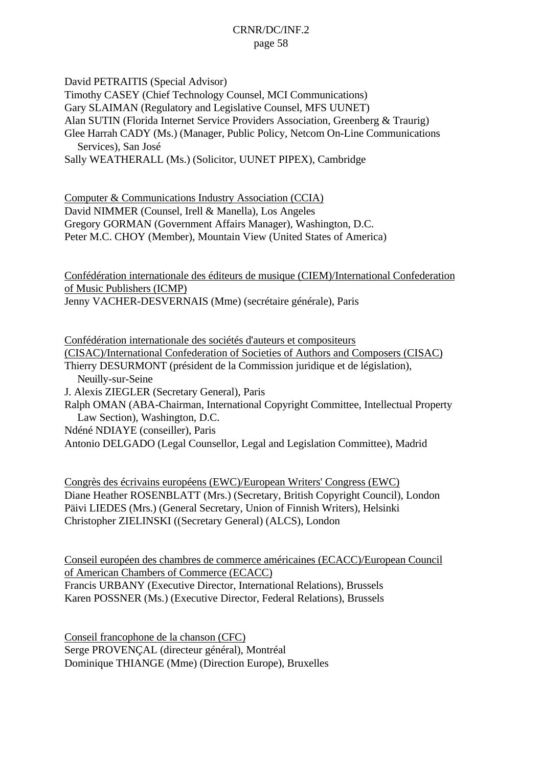David PETRAITIS (Special Advisor)
Timothy CASEY (Chief Technology Counsel, MCI Communications)
Gary SLAIMAN (Regulatory and Legislative Counsel, MFS UUNET)
Alan SUTIN (Florida Internet Service Providers Association, Greenberg & Traurig)
Glee Harrah CADY (Ms.) (Manager, Public Policy, Netcom On-Line Communications Services), San José
Sally WEATHERALL (Ms.) (Solicitor, UUNET PIPEX), Cambridge

Computer & Communications Industry Association (CCIA)
David NIMMER (Counsel, Irell & Manella), Los Angeles
Gregory GORMAN (Government Affairs Manager), Washington, D.C.
Peter M.C. CHOY (Member), Mountain View (United States of America)

Confédération internationale des éditeurs de musique (CIEM)/International Confederation of Music Publishers (ICMP)
Jenny VACHER-DESVERNAIS (Mme) (secrétaire générale), Paris

Confédération internationale des sociétés d'auteurs et compositeurs (CISAC)/International Confederation of Societies of Authors and Composers (CISAC)
Thierry DESURMONT (président de la Commission juridique et de législation), Neuilly-sur-Seine
J. Alexis ZIEGLER (Secretary General), Paris
Ralph OMAN (ABA-Chairman, International Copyright Committee, Intellectual Property Law Section), Washington, D.C.
Ndéné NDIAYE (conseiller), Paris
Antonio DELGADO (Legal Counsellor, Legal and Legislation Committee), Madrid

Congrès des écrivains européens (EWC)/European Writers' Congress (EWC)
Diane Heather ROSENBLATT (Mrs.) (Secretary, British Copyright Council), London
Päivi LIEDES (Mrs.) (General Secretary, Union of Finnish Writers), Helsinki
Christopher ZIELINSKI ((Secretary General) (ALCS), London

Conseil européen des chambres de commerce américaines (ECACC)/European Council of American Chambers of Commerce (ECACC)
Francis URBANY (Executive Director, International Relations), Brussels
Karen POSSNER (Ms.) (Executive Director, Federal Relations), Brussels

Conseil francophone de la chanson (CFC)
Serge PROVENÇAL (directeur général), Montréal
Dominique THIANGE (Mme) (Direction Europe), Bruxelles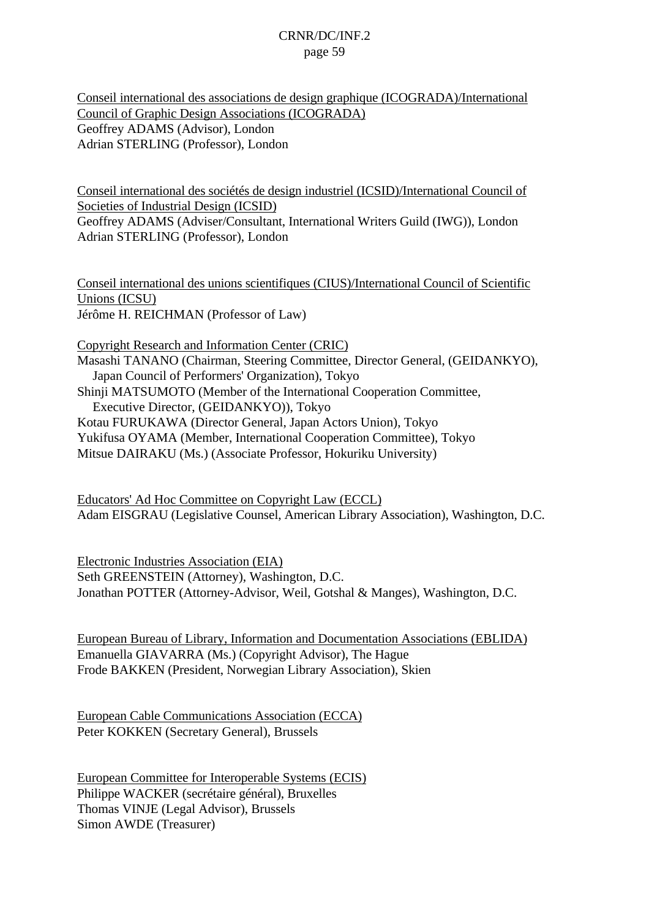<u>Conseil international des associations de design graphique (ICOGRADA)/International Council of Graphic Design Associations (ICOGRADA)</u>
Geoffrey ADAMS (Advisor), London
Adrian STERLING (Professor), London

<u>Conseil international des sociétés de design industriel (ICSID)/International Council of Societies of Industrial Design (ICSID)</u>
Geoffrey ADAMS (Adviser/Consultant, International Writers Guild (IWG)), London
Adrian STERLING (Professor), London

<u>Conseil international des unions scientifiques (CIUS)/International Council of Scientific Unions (ICSU)</u>
Jérôme H. REICHMAN (Professor of Law)

<u>Copyright Research and Information Center (CRIC)</u>
Masashi TANANO (Chairman, Steering Committee, Director General, (GEIDANKYO), Japan Council of Performers' Organization), Tokyo
Shinji MATSUMOTO (Member of the International Cooperation Committee, Executive Director, (GEIDANKYO)), Tokyo
Kotau FURUKAWA (Director General, Japan Actors Union), Tokyo
Yukifusa OYAMA (Member, International Cooperation Committee), Tokyo
Mitsue DAIRAKU (Ms.) (Associate Professor, Hokuriku University)

<u>Educators' Ad Hoc Committee on Copyright Law (ECCL)</u>
Adam EISGRAU (Legislative Counsel, American Library Association), Washington, D.C.

<u>Electronic Industries Association (EIA)</u>
Seth GREENSTEIN (Attorney), Washington, D.C.
Jonathan POTTER (Attorney-Advisor, Weil, Gotshal & Manges), Washington, D.C.

<u>European Bureau of Library, Information and Documentation Associations (EBLIDA)</u>
Emanuella GIAVARRA (Ms.) (Copyright Advisor), The Hague
Frode BAKKEN (President, Norwegian Library Association), Skien

<u>European Cable Communications Association (ECCA)</u>
Peter KOKKEN (Secretary General), Brussels

<u>European Committee for Interoperable Systems (ECIS)</u>
Philippe WACKER (secrétaire général), Bruxelles
Thomas VINJE (Legal Advisor), Brussels
Simon AWDE (Treasurer)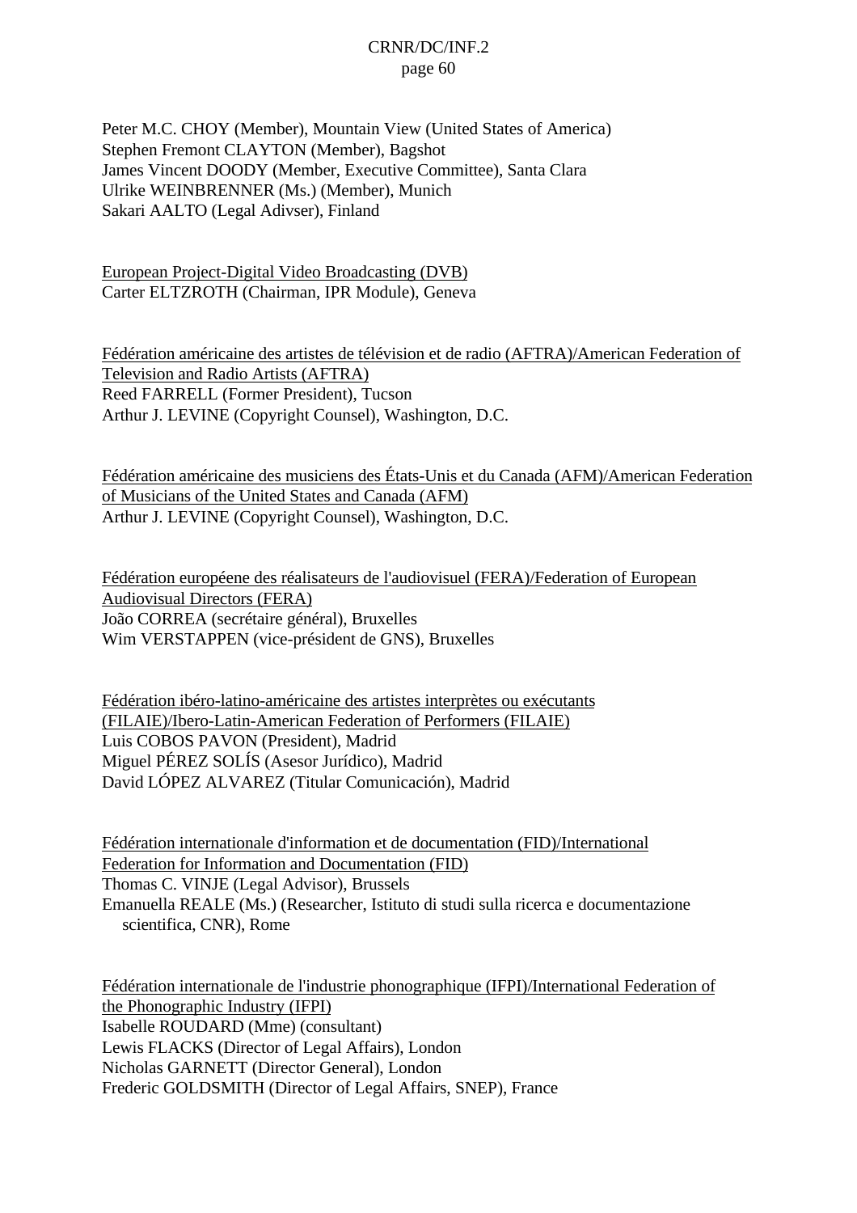Peter M.C. CHOY (Member), Mountain View (United States of America)
Stephen Fremont CLAYTON (Member), Bagshot
James Vincent DOODY (Member, Executive Committee), Santa Clara
Ulrike WEINBRENNER (Ms.) (Member), Munich
Sakari AALTO (Legal Adivser), Finland

<u>European Project-Digital Video Broadcasting (DVB)</u>
Carter ELTZROTH (Chairman, IPR Module), Geneva

<u>Fédération américaine des artistes de télévision et de radio (AFTRA)/American Federation of Television and Radio Artists (AFTRA)</u>
Reed FARRELL (Former President), Tucson
Arthur J. LEVINE (Copyright Counsel), Washington, D.C.

<u>Fédération américaine des musiciens des États-Unis et du Canada (AFM)/American Federation of Musicians of the United States and Canada (AFM)</u>
Arthur J. LEVINE (Copyright Counsel), Washington, D.C.

<u>Fédération européene des réalisateurs de l'audiovisuel (FERA)/Federation of European Audiovisual Directors (FERA)</u>
João CORREA (secrétaire général), Bruxelles
Wim VERSTAPPEN (vice-président de GNS), Bruxelles

<u>Fédération ibéro-latino-américaine des artistes interprètes ou exécutants (FILAIE)/Ibero-Latin-American Federation of Performers (FILAIE)</u>
Luis COBOS PAVON (President), Madrid
Miguel PÉREZ SOLÍS (Asesor Jurídico), Madrid
David LÓPEZ ALVAREZ (Titular Comunicación), Madrid

<u>Fédération internationale d'information et de documentation (FID)/International Federation for Information and Documentation (FID)</u>
Thomas C. VINJE (Legal Advisor), Brussels
Emanuella REALE (Ms.) (Researcher, Istituto di studi sulla ricerca e documentazione scientifica, CNR), Rome

<u>Fédération internationale de l'industrie phonographique (IFPI)/International Federation of the Phonographic Industry (IFPI)</u>
Isabelle ROUDARD (Mme) (consultant)
Lewis FLACKS (Director of Legal Affairs), London
Nicholas GARNETT (Director General), London
Frederic GOLDSMITH (Director of Legal Affairs, SNEP), France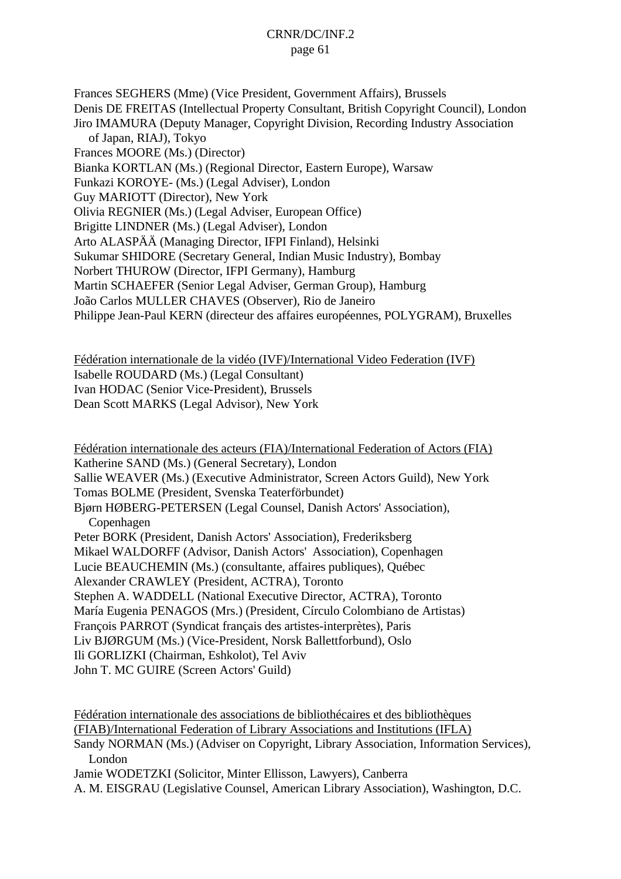Frances SEGHERS (Mme) (Vice President, Government Affairs), Brussels
Denis DE FREITAS (Intellectual Property Consultant, British Copyright Council), London
Jiro IMAMURA (Deputy Manager, Copyright Division, Recording Industry Association of Japan, RIAJ), Tokyo
Frances MOORE (Ms.) (Director)
Bianka KORTLAN (Ms.) (Regional Director, Eastern Europe), Warsaw
Funkazi KOROYE- (Ms.) (Legal Adviser), London
Guy MARIOTT (Director), New York
Olivia REGNIER (Ms.) (Legal Adviser, European Office)
Brigitte LINDNER (Ms.) (Legal Adviser), London
Arto ALASPÄÄ (Managing Director, IFPI Finland), Helsinki
Sukumar SHIDORE (Secretary General, Indian Music Industry), Bombay
Norbert THUROW (Director, IFPI Germany), Hamburg
Martin SCHAEFER (Senior Legal Adviser, German Group), Hamburg
João Carlos MULLER CHAVES (Observer), Rio de Janeiro
Philippe Jean-Paul KERN (directeur des affaires européennes, POLYGRAM), Bruxelles

Fédération internationale de la vidéo (IVF)/International Video Federation (IVF)
Isabelle ROUDARD (Ms.) (Legal Consultant)
Ivan HODAC (Senior Vice-President), Brussels
Dean Scott MARKS (Legal Advisor), New York

Fédération internationale des acteurs (FIA)/International Federation of Actors (FIA)
Katherine SAND (Ms.) (General Secretary), London
Sallie WEAVER (Ms.) (Executive Administrator, Screen Actors Guild), New York
Tomas BOLME (President, Svenska Teaterförbundet)
Bjørn HØBERG-PETERSEN (Legal Counsel, Danish Actors' Association), Copenhagen
Peter BORK (President, Danish Actors' Association), Frederiksberg
Mikael WALDORFF (Advisor, Danish Actors' Association), Copenhagen
Lucie BEAUCHEMIN (Ms.) (consultante, affaires publiques), Québec
Alexander CRAWLEY (President, ACTRA), Toronto
Stephen A. WADDELL (National Executive Director, ACTRA), Toronto
María Eugenia PENAGOS (Mrs.) (President, Círculo Colombiano de Artistas)
François PARROT (Syndicat français des artistes-interprètes), Paris
Liv BJØRGUM (Ms.) (Vice-President, Norsk Ballettforbund), Oslo
Ili GORLIZKI (Chairman, Eshkolot), Tel Aviv
John T. MC GUIRE (Screen Actors' Guild)

Fédération internationale des associations de bibliothécaires et des bibliothèques (FIAB)/International Federation of Library Associations and Institutions (IFLA)
Sandy NORMAN (Ms.) (Adviser on Copyright, Library Association, Information Services), London
Jamie WODETZKI (Solicitor, Minter Ellisson, Lawyers), Canberra
A. M. EISGRAU (Legislative Counsel, American Library Association), Washington, D.C.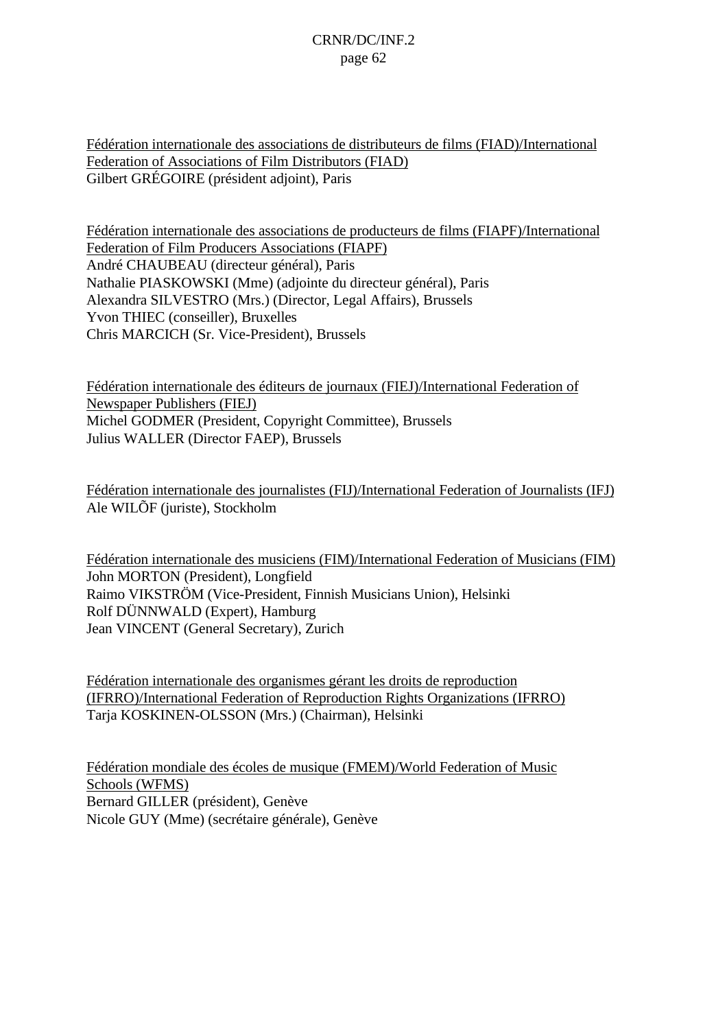<u>Fédération internationale des associations de distributeurs de films (FIAD)/International Federation of Associations of Film Distributors (FIAD)</u>
Gilbert GRÉGOIRE (président adjoint), Paris

<u>Fédération internationale des associations de producteurs de films (FIAPF)/International Federation of Film Producers Associations (FIAPF)</u>
André CHAUBEAU (directeur général), Paris
Nathalie PIASKOWSKI (Mme) (adjointe du directeur général), Paris
Alexandra SILVESTRO (Mrs.) (Director, Legal Affairs), Brussels
Yvon THIEC (conseiller), Bruxelles
Chris MARCICH (Sr. Vice-President), Brussels

<u>Fédération internationale des éditeurs de journaux (FIEJ)/International Federation of Newspaper Publishers (FIEJ)</u>
Michel GODMER (President, Copyright Committee), Brussels
Julius WALLER (Director FAEP), Brussels

<u>Fédération internationale des journalistes (FIJ)/International Federation of Journalists (IFJ)</u>
Ale WILÕF (juriste), Stockholm

<u>Fédération internationale des musiciens (FIM)/International Federation of Musicians (FIM)</u>
John MORTON (President), Longfield
Raimo VIKSTRÖM (Vice-President, Finnish Musicians Union), Helsinki
Rolf DÜNNWALD (Expert), Hamburg
Jean VINCENT (General Secretary), Zurich

<u>Fédération internationale des organismes gérant les droits de reproduction (IFRRO)/International Federation of Reproduction Rights Organizations (IFRRO)</u>
Tarja KOSKINEN-OLSSON (Mrs.) (Chairman), Helsinki

<u>Fédération mondiale des écoles de musique (FMEM)/World Federation of Music Schools (WFMS)</u>
Bernard GILLER (président), Genève
Nicole GUY (Mme) (secrétaire générale), Genève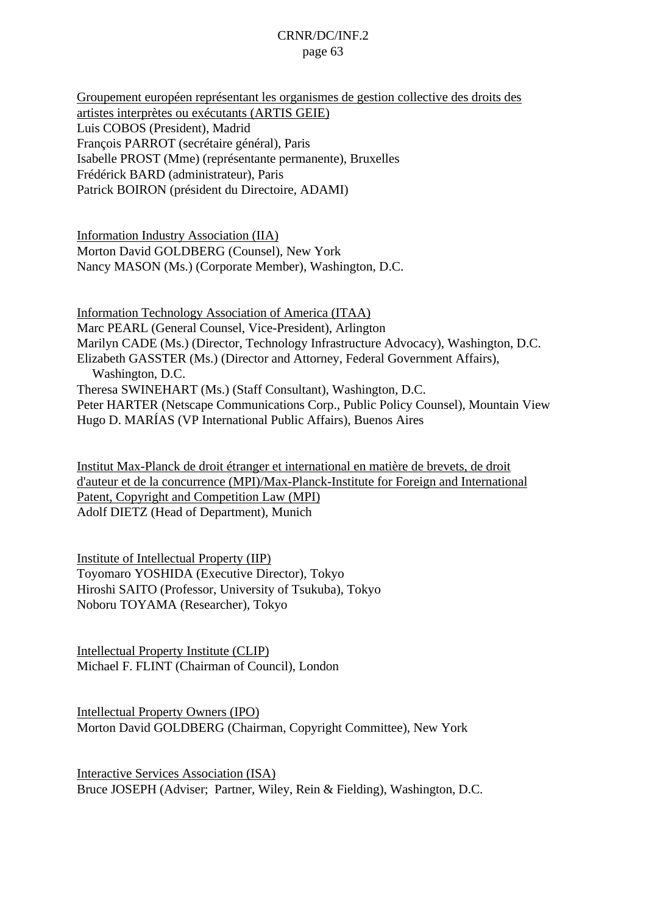<u>Groupement européen représentant les organismes de gestion collective des droits des artistes interprètes ou exécutants (ARTIS GEIE)</u>
Luis COBOS (President), Madrid
François PARROT (secrétaire général), Paris
Isabelle PROST (Mme) (représentante permanente), Bruxelles
Frédérick BARD (administrateur), Paris
Patrick BOIRON (président du Directoire, ADAMI)

<u>Information Industry Association (IIA)</u>
Morton David GOLDBERG (Counsel), New York
Nancy MASON (Ms.) (Corporate Member), Washington, D.C.

<u>Information Technology Association of America (ITAA)</u>
Marc PEARL (General Counsel, Vice-President), Arlington
Marilyn CADE (Ms.) (Director, Technology Infrastructure Advocacy), Washington, D.C.
Elizabeth GASSTER (Ms.) (Director and Attorney, Federal Government Affairs), Washington, D.C.
Theresa SWINEHART (Ms.) (Staff Consultant), Washington, D.C.
Peter HARTER (Netscape Communications Corp., Public Policy Counsel), Mountain View
Hugo D. MARÍAS (VP International Public Affairs), Buenos Aires

<u>Institut Max-Planck de droit étranger et international en matière de brevets, de droit d'auteur et de la concurrence (MPI)/Max-Planck-Institute for Foreign and International Patent, Copyright and Competition Law (MPI)</u>
Adolf DIETZ (Head of Department), Munich

<u>Institute of Intellectual Property (IIP)</u>
Toyomaro YOSHIDA (Executive Director), Tokyo
Hiroshi SAITO (Professor, University of Tsukuba), Tokyo
Noboru TOYAMA (Researcher), Tokyo

<u>Intellectual Property Institute (CLIP)</u>
Michael F. FLINT (Chairman of Council), London

<u>Intellectual Property Owners (IPO)</u>
Morton David GOLDBERG (Chairman, Copyright Committee), New York

<u>Interactive Services Association (ISA)</u>
Bruce JOSEPH (Adviser; Partner, Wiley, Rein & Fielding), Washington, D.C.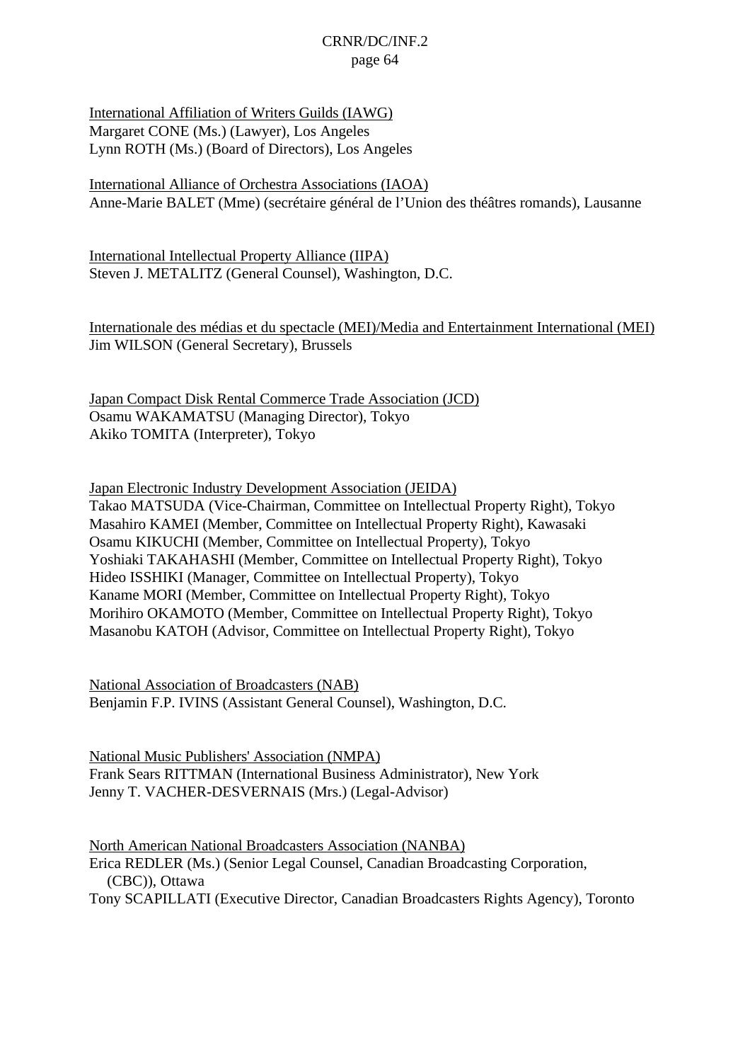International Affiliation of Writers Guilds (IAWG)
Margaret CONE (Ms.) (Lawyer), Los Angeles
Lynn ROTH (Ms.) (Board of Directors), Los Angeles

International Alliance of Orchestra Associations (IAOA)
Anne-Marie BALET (Mme) (secrétaire général de l'Union des théâtres romands), Lausanne

International Intellectual Property Alliance (IIPA)
Steven J. METALITZ (General Counsel), Washington, D.C.

Internationale des médias et du spectacle (MEI)/Media and Entertainment International (MEI)
Jim WILSON (General Secretary), Brussels

Japan Compact Disk Rental Commerce Trade Association (JCD)
Osamu WAKAMATSU (Managing Director), Tokyo
Akiko TOMITA (Interpreter), Tokyo

Japan Electronic Industry Development Association (JEIDA)
Takao MATSUDA (Vice-Chairman, Committee on Intellectual Property Right), Tokyo
Masahiro KAMEI (Member, Committee on Intellectual Property Right), Kawasaki
Osamu KIKUCHI (Member, Committee on Intellectual Property), Tokyo
Yoshiaki TAKAHASHI (Member, Committee on Intellectual Property Right), Tokyo
Hideo ISSHIKI (Manager, Committee on Intellectual Property), Tokyo
Kaname MORI (Member, Committee on Intellectual Property Right), Tokyo
Morihiro OKAMOTO (Member, Committee on Intellectual Property Right), Tokyo
Masanobu KATOH (Advisor, Committee on Intellectual Property Right), Tokyo

National Association of Broadcasters (NAB)
Benjamin F.P. IVINS (Assistant General Counsel), Washington, D.C.

National Music Publishers' Association (NMPA)
Frank Sears RITTMAN (International Business Administrator), New York
Jenny T. VACHER-DESVERNAIS (Mrs.) (Legal-Advisor)

North American National Broadcasters Association (NANBA)
Erica REDLER (Ms.) (Senior Legal Counsel, Canadian Broadcasting Corporation, (CBC)), Ottawa
Tony SCAPILLATI (Executive Director, Canadian Broadcasters Rights Agency), Toronto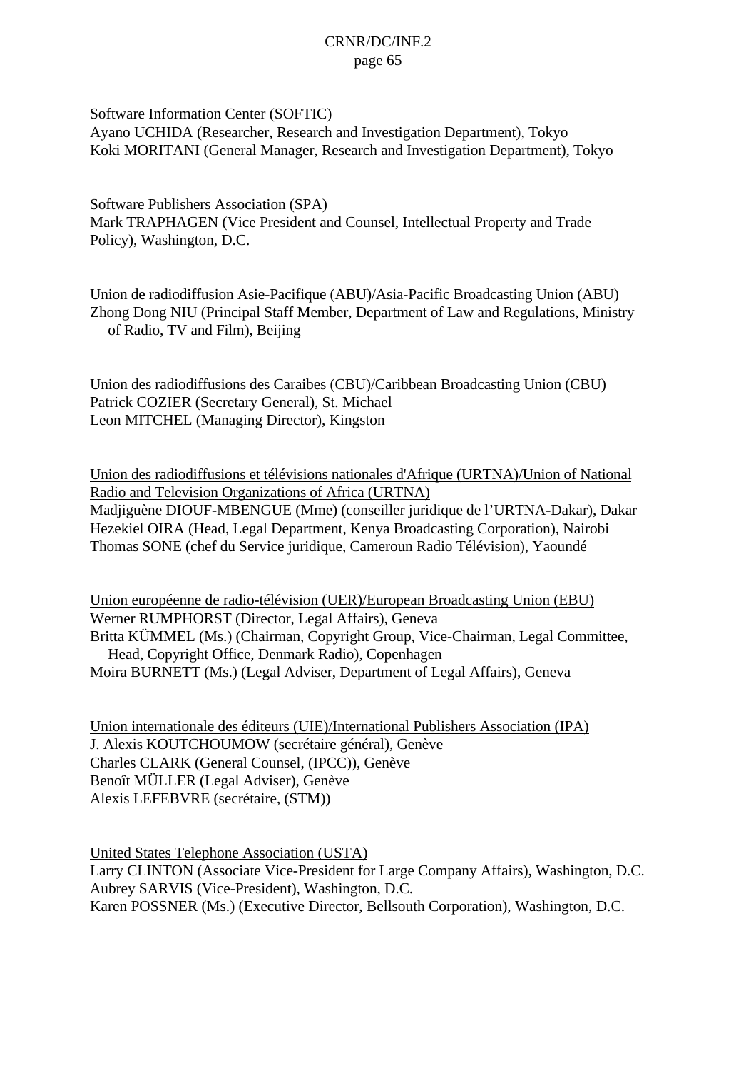Software Information Center (SOFTIC)
Ayano UCHIDA (Researcher, Research and Investigation Department), Tokyo
Koki MORITANI (General Manager, Research and Investigation Department), Tokyo

Software Publishers Association (SPA)
Mark TRAPHAGEN (Vice President and Counsel, Intellectual Property and Trade Policy), Washington, D.C.

Union de radiodiffusion Asie-Pacifique (ABU)/Asia-Pacific Broadcasting Union (ABU)
Zhong Dong NIU (Principal Staff Member, Department of Law and Regulations, Ministry of Radio, TV and Film), Beijing

Union des radiodiffusions des Caraibes (CBU)/Caribbean Broadcasting Union (CBU)
Patrick COZIER (Secretary General), St. Michael
Leon MITCHEL (Managing Director), Kingston

Union des radiodiffusions et télévisions nationales d'Afrique (URTNA)/Union of National Radio and Television Organizations of Africa (URTNA)
Madjiguène DIOUF-MBENGUE (Mme) (conseiller juridique de l'URTNA-Dakar), Dakar
Hezekiel OIRA (Head, Legal Department, Kenya Broadcasting Corporation), Nairobi
Thomas SONE (chef du Service juridique, Cameroun Radio Télévision), Yaoundé

Union européenne de radio-télévision (UER)/European Broadcasting Union (EBU)
Werner RUMPHORST (Director, Legal Affairs), Geneva
Britta KÜMMEL (Ms.) (Chairman, Copyright Group, Vice-Chairman, Legal Committee, Head, Copyright Office, Denmark Radio), Copenhagen
Moira BURNETT (Ms.) (Legal Adviser, Department of Legal Affairs), Geneva

Union internationale des éditeurs (UIE)/International Publishers Association (IPA)
J. Alexis KOUTCHOUMOW (secrétaire général), Genève
Charles CLARK (General Counsel, (IPCC)), Genève
Benoît MÜLLER (Legal Adviser), Genève
Alexis LEFEBVRE (secrétaire, (STM))

United States Telephone Association (USTA)
Larry CLINTON (Associate Vice-President for Large Company Affairs), Washington, D.C.
Aubrey SARVIS (Vice-President), Washington, D.C.
Karen POSSNER (Ms.) (Executive Director, Bellsouth Corporation), Washington, D.C.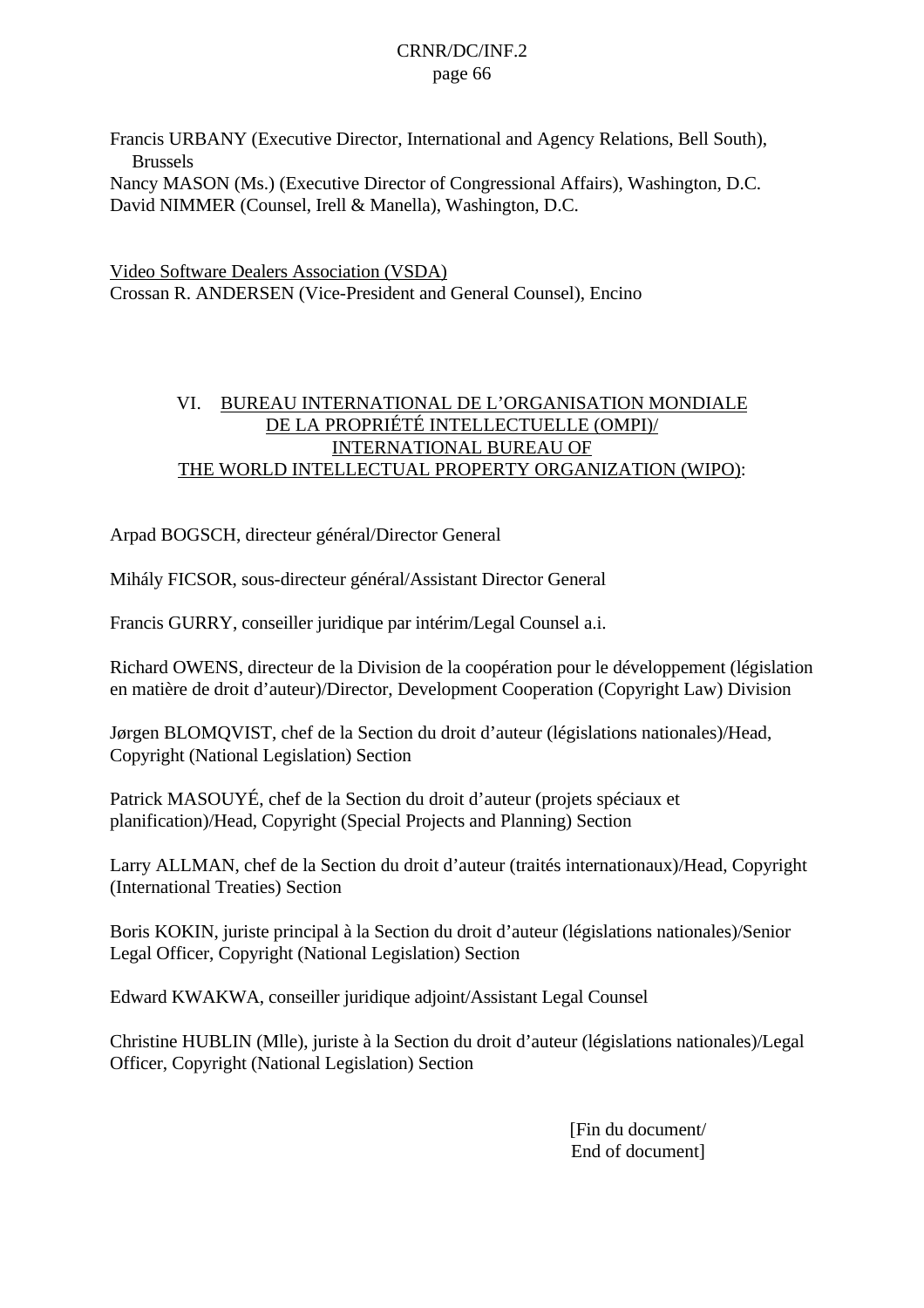Francis URBANY (Executive Director, International and Agency Relations, Bell South), Brussels
Nancy MASON (Ms.) (Executive Director of Congressional Affairs), Washington, D.C.
David NIMMER (Counsel, Irell & Manella), Washington, D.C.

Video Software Dealers Association (VSDA)
Crossan R. ANDERSEN (Vice-President and General Counsel), Encino

## VI. BUREAU INTERNATIONAL DE L'ORGANISATION MONDIALE DE LA PROPRIÉTÉ INTELLECTUELLE (OMPI)/ INTERNATIONAL BUREAU OF THE WORLD INTELLECTUAL PROPERTY ORGANIZATION (WIPO):

Arpad BOGSCH, directeur général/Director General

Mihály FICSOR, sous-directeur général/Assistant Director General

Francis GURRY, conseiller juridique par intérim/Legal Counsel a.i.

Richard OWENS, directeur de la Division de la coopération pour le développement (législation en matière de droit d'auteur)/Director, Development Cooperation (Copyright Law) Division

Jørgen BLOMQVIST, chef de la Section du droit d'auteur (législations nationales)/Head, Copyright (National Legislation) Section

Patrick MASOUYÉ, chef de la Section du droit d'auteur (projets spéciaux et planification)/Head, Copyright (Special Projects and Planning) Section

Larry ALLMAN, chef de la Section du droit d'auteur (traités internationaux)/Head, Copyright (International Treaties) Section

Boris KOKIN, juriste principal à la Section du droit d'auteur (législations nationales)/Senior Legal Officer, Copyright (National Legislation) Section

Edward KWAKWA, conseiller juridique adjoint/Assistant Legal Counsel

Christine HUBLIN (Mlle), juriste à la Section du droit d'auteur (législations nationales)/Legal Officer, Copyright (National Legislation) Section

[Fin du document/
End of document]